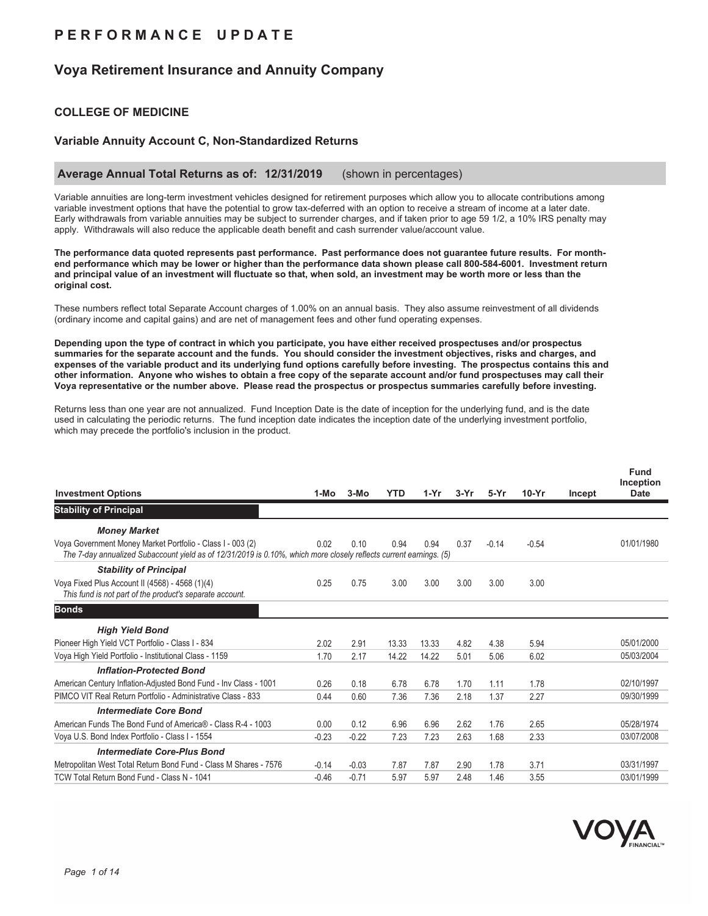# PERFORMANCE UPDATE

## Voya Retirement Insurance and Annuity Company

### COLLEGE OF MEDICINE

### Variable Annuity Account C, Non-Standardized Returns

**Average Annual Total Returns as of: 12/31/2019** (shown in percentages)

Variable annuities are long-term investment vehicles designed for retirement purposes which allow you to allocate contributions among variable investment options that have the potential to grow tax-deferred with an option to receive a stream of income at a later date. Early withdrawals from variable annuities may be subject to surrender charges, and if taken prior to age 59 1/2, a 10% IRS penalty may apply. Withdrawals will also reduce the applicable death benefit and cash surrender value/account value.

**The performance data quoted represents past performance. Past performance does not guarantee future results. For month-end performance which may be lower or higher than the performance data shown please call 800-584-6001. Investment return and principal value of an investment will fluctuate so that, when sold, an investment may be worth more or less than the original cost.**

These numbers reflect total Separate Account charges of 1.00% on an annual basis. They also assume reinvestment of all dividends (ordinary income and capital gains) and are net of management fees and other fund operating expenses.

**Depending upon the type of contract in which you participate, you have either received prospectuses and/or prospectus summaries for the separate account and the funds. You should consider the investment objectives, risks and charges, and expenses of the variable product and its underlying fund options carefully before investing. The prospectus contains this and other information. Anyone who wishes to obtain a free copy of the separate account and/or fund prospectuses may call their Voya representative or the number above. Please read the prospectus or prospectus summaries carefully before investing.**

Returns less than one year are not annualized. Fund Inception Date is the date of inception for the underlying fund, and is the date used in calculating the periodic returns. The fund inception date indicates the inception date of the underlying investment portfolio, which may precede the portfolio's inclusion in the product.

| Investment Options | 1-Mo | 3-Mo | YTD | 1-Yr | 3-Yr | 5-Yr | 10-Yr | Incept | Fund Inception Date |
|---|---|---|---|---|---|---|---|---|---|
| **Stability of Principal** | | | | | | | | | |
| ***Money Market*** | | | | | | | | | |
| Voya Government Money Market Portfolio - Class I - 003 (2) | 0.02 | 0.10 | 0.94 | 0.94 | 0.37 | -0.14 | -0.54 | | 01/01/1980 |
| *The 7-day annualized Subaccount yield as of 12/31/2019 is 0.10%, which more closely reflects current earnings. (5)* | | | | | | | | | |
| ***Stability of Principal*** | | | | | | | | | |
| Voya Fixed Plus Account II (4568) - 4568 (1)(4)<br>*This fund is not part of the product's separate account.* | 0.25 | 0.75 | 3.00 | 3.00 | 3.00 | 3.00 | 3.00 | | |
| **Bonds** | | | | | | | | | |
| ***High Yield Bond*** | | | | | | | | | |
| Pioneer High Yield VCT Portfolio - Class I - 834 | 2.02 | 2.91 | 13.33 | 13.33 | 4.82 | 4.38 | 5.94 | | 05/01/2000 |
| Voya High Yield Portfolio - Institutional Class - 1159 | 1.70 | 2.17 | 14.22 | 14.22 | 5.01 | 5.06 | 6.02 | | 05/03/2004 |
| ***Inflation-Protected Bond*** | | | | | | | | | |
| American Century Inflation-Adjusted Bond Fund - Inv Class - 1001 | 0.26 | 0.18 | 6.78 | 6.78 | 1.70 | 1.11 | 1.78 | | 02/10/1997 |
| PIMCO VIT Real Return Portfolio - Administrative Class - 833 | 0.44 | 0.60 | 7.36 | 7.36 | 2.18 | 1.37 | 2.27 | | 09/30/1999 |
| ***Intermediate Core Bond*** | | | | | | | | | |
| American Funds The Bond Fund of America® - Class R-4 - 1003 | 0.00 | 0.12 | 6.96 | 6.96 | 2.62 | 1.76 | 2.65 | | 05/28/1974 |
| Voya U.S. Bond Index Portfolio - Class I - 1554 | -0.23 | -0.22 | 7.23 | 7.23 | 2.63 | 1.68 | 2.33 | | 03/07/2008 |
| ***Intermediate Core-Plus Bond*** | | | | | | | | | |
| Metropolitan West Total Return Bond Fund - Class M Shares - 7576 | -0.14 | -0.03 | 7.87 | 7.87 | 2.90 | 1.78 | 3.71 | | 03/31/1997 |
| TCW Total Return Bond Fund - Class N - 1041 | -0.46 | -0.71 | 5.97 | 5.97 | 2.48 | 1.46 | 3.55 | | 03/01/1999 |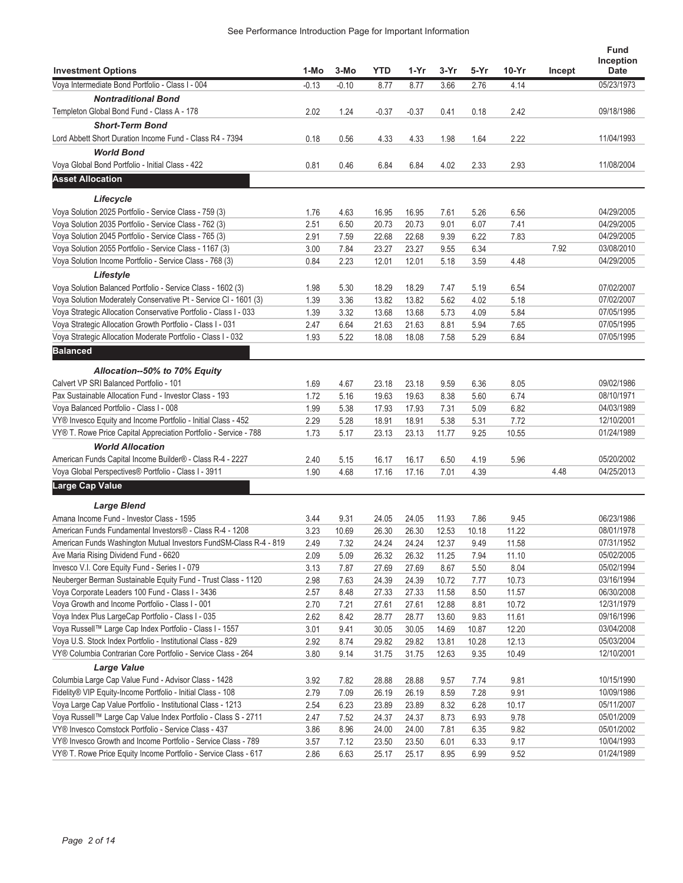See Performance Introduction Page for Important Information

| Investment Options | 1-Mo | 3-Mo | YTD | 1-Yr | 3-Yr | 5-Yr | 10-Yr | Incept | Fund Inception Date |
|---|---|---|---|---|---|---|---|---|---|
| Voya Intermediate Bond Portfolio - Class I - 004 | -0.13 | -0.10 | 8.77 | 8.77 | 3.66 | 2.76 | 4.14 | | 05/23/1973 |
| ***Nontraditional Bond*** | | | | | | | | | |
| Templeton Global Bond Fund - Class A - 178 | 2.02 | 1.24 | -0.37 | -0.37 | 0.41 | 0.18 | 2.42 | | 09/18/1986 |
| ***Short-Term Bond*** | | | | | | | | | |
| Lord Abbett Short Duration Income Fund - Class R4 - 7394 | 0.18 | 0.56 | 4.33 | 4.33 | 1.98 | 1.64 | 2.22 | | 11/04/1993 |
| ***World Bond*** | | | | | | | | | |
| Voya Global Bond Portfolio - Initial Class - 422 | 0.81 | 0.46 | 6.84 | 6.84 | 4.02 | 2.33 | 2.93 | | 11/08/2004 |
| **Asset Allocation** | | | | | | | | | |
| ***Lifecycle*** | | | | | | | | | |
| Voya Solution 2025 Portfolio - Service Class - 759 (3) | 1.76 | 4.63 | 16.95 | 16.95 | 7.61 | 5.26 | 6.56 | | 04/29/2005 |
| Voya Solution 2035 Portfolio - Service Class - 762 (3) | 2.51 | 6.50 | 20.73 | 20.73 | 9.01 | 6.07 | 7.41 | | 04/29/2005 |
| Voya Solution 2045 Portfolio - Service Class - 765 (3) | 2.91 | 7.59 | 22.68 | 22.68 | 9.39 | 6.22 | 7.83 | | 04/29/2005 |
| Voya Solution 2055 Portfolio - Service Class - 1167 (3) | 3.00 | 7.84 | 23.27 | 23.27 | 9.55 | 6.34 | | 7.92 | 03/08/2010 |
| Voya Solution Income Portfolio - Service Class - 768 (3) | 0.84 | 2.23 | 12.01 | 12.01 | 5.18 | 3.59 | 4.48 | | 04/29/2005 |
| ***Lifestyle*** | | | | | | | | | |
| Voya Solution Balanced Portfolio - Service Class - 1602 (3) | 1.98 | 5.30 | 18.29 | 18.29 | 7.47 | 5.19 | 6.54 | | 07/02/2007 |
| Voya Solution Moderately Conservative Pt - Service Cl - 1601 (3) | 1.39 | 3.36 | 13.82 | 13.82 | 5.62 | 4.02 | 5.18 | | 07/02/2007 |
| Voya Strategic Allocation Conservative Portfolio - Class I - 033 | 1.39 | 3.32 | 13.68 | 13.68 | 5.73 | 4.09 | 5.84 | | 07/05/1995 |
| Voya Strategic Allocation Growth Portfolio - Class I - 031 | 2.47 | 6.64 | 21.63 | 21.63 | 8.81 | 5.94 | 7.65 | | 07/05/1995 |
| Voya Strategic Allocation Moderate Portfolio - Class I - 032 | 1.93 | 5.22 | 18.08 | 18.08 | 7.58 | 5.29 | 6.84 | | 07/05/1995 |
| **Balanced** | | | | | | | | | |
| ***Allocation--50% to 70% Equity*** | | | | | | | | | |
| Calvert VP SRI Balanced Portfolio - 101 | 1.69 | 4.67 | 23.18 | 23.18 | 9.59 | 6.36 | 8.05 | | 09/02/1986 |
| Pax Sustainable Allocation Fund - Investor Class - 193 | 1.72 | 5.16 | 19.63 | 19.63 | 8.38 | 5.60 | 6.74 | | 08/10/1971 |
| Voya Balanced Portfolio - Class I - 008 | 1.99 | 5.38 | 17.93 | 17.93 | 7.31 | 5.09 | 6.82 | | 04/03/1989 |
| VY® Invesco Equity and Income Portfolio - Initial Class - 452 | 2.29 | 5.28 | 18.91 | 18.91 | 5.38 | 5.31 | 7.72 | | 12/10/2001 |
| VY® T. Rowe Price Capital Appreciation Portfolio - Service - 788 | 1.73 | 5.17 | 23.13 | 23.13 | 11.77 | 9.25 | 10.55 | | 01/24/1989 |
| ***World Allocation*** | | | | | | | | | |
| American Funds Capital Income Builder® - Class R-4 - 2227 | 2.40 | 5.15 | 16.17 | 16.17 | 6.50 | 4.19 | 5.96 | | 05/20/2002 |
| Voya Global Perspectives® Portfolio - Class I - 3911 | 1.90 | 4.68 | 17.16 | 17.16 | 7.01 | 4.39 | | 4.48 | 04/25/2013 |
| **Large Cap Value** | | | | | | | | | |
| ***Large Blend*** | | | | | | | | | |
| Amana Income Fund - Investor Class - 1595 | 3.44 | 9.31 | 24.05 | 24.05 | 11.93 | 7.86 | 9.45 | | 06/23/1986 |
| American Funds Fundamental Investors® - Class R-4 - 1208 | 3.23 | 10.69 | 26.30 | 26.30 | 12.53 | 10.18 | 11.22 | | 08/01/1978 |
| American Funds Washington Mutual Investors FundSM-Class R-4 - 819 | 2.49 | 7.32 | 24.24 | 24.24 | 12.37 | 9.49 | 11.58 | | 07/31/1952 |
| Ave Maria Rising Dividend Fund - 6620 | 2.09 | 5.09 | 26.32 | 26.32 | 11.25 | 7.94 | 11.10 | | 05/02/2005 |
| Invesco V.I. Core Equity Fund - Series I - 079 | 3.13 | 7.87 | 27.69 | 27.69 | 8.67 | 5.50 | 8.04 | | 05/02/1994 |
| Neuberger Berman Sustainable Equity Fund - Trust Class - 1120 | 2.98 | 7.63 | 24.39 | 24.39 | 10.72 | 7.77 | 10.73 | | 03/16/1994 |
| Voya Corporate Leaders 100 Fund - Class I - 3436 | 2.57 | 8.48 | 27.33 | 27.33 | 11.58 | 8.50 | 11.57 | | 06/30/2008 |
| Voya Growth and Income Portfolio - Class I - 001 | 2.70 | 7.21 | 27.61 | 27.61 | 12.88 | 8.81 | 10.72 | | 12/31/1979 |
| Voya Index Plus LargeCap Portfolio - Class I - 035 | 2.62 | 8.42 | 28.77 | 28.77 | 13.60 | 9.83 | 11.61 | | 09/16/1996 |
| Voya Russell™ Large Cap Index Portfolio - Class I - 1557 | 3.01 | 9.41 | 30.05 | 30.05 | 14.69 | 10.87 | 12.20 | | 03/04/2008 |
| Voya U.S. Stock Index Portfolio - Institutional Class - 829 | 2.92 | 8.74 | 29.82 | 29.82 | 13.81 | 10.28 | 12.13 | | 05/03/2004 |
| VY® Columbia Contrarian Core Portfolio - Service Class - 264 | 3.80 | 9.14 | 31.75 | 31.75 | 12.63 | 9.35 | 10.49 | | 12/10/2001 |
| ***Large Value*** | | | | | | | | | |
| Columbia Large Cap Value Fund - Advisor Class - 1428 | 3.92 | 7.82 | 28.88 | 28.88 | 9.57 | 7.74 | 9.81 | | 10/15/1990 |
| Fidelity® VIP Equity-Income Portfolio - Initial Class - 108 | 2.79 | 7.09 | 26.19 | 26.19 | 8.59 | 7.28 | 9.91 | | 10/09/1986 |
| Voya Large Cap Value Portfolio - Institutional Class - 1213 | 2.54 | 6.23 | 23.89 | 23.89 | 8.32 | 6.28 | 10.17 | | 05/11/2007 |
| Voya Russell™ Large Cap Value Index Portfolio - Class S - 2711 | 2.47 | 7.52 | 24.37 | 24.37 | 8.73 | 6.93 | 9.78 | | 05/01/2009 |
| VY® Invesco Comstock Portfolio - Service Class - 437 | 3.86 | 8.96 | 24.00 | 24.00 | 7.81 | 6.35 | 9.82 | | 05/01/2002 |
| VY® Invesco Growth and Income Portfolio - Service Class - 789 | 3.57 | 7.12 | 23.50 | 23.50 | 6.01 | 6.33 | 9.17 | | 10/04/1993 |
| VY® T. Rowe Price Equity Income Portfolio - Service Class - 617 | 2.86 | 6.63 | 25.17 | 25.17 | 8.95 | 6.99 | 9.52 | | 01/24/1989 |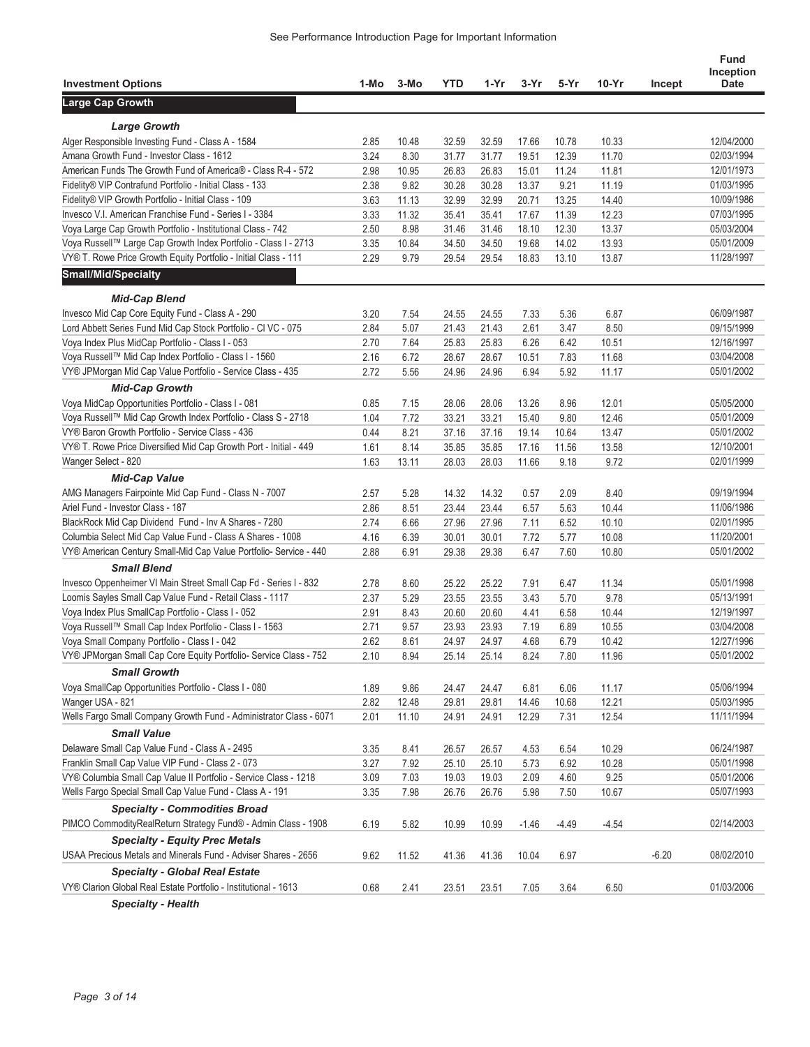See Performance Introduction Page for Important Information

| Investment Options | 1-Mo | 3-Mo | YTD | 1-Yr | 3-Yr | 5-Yr | 10-Yr | Incept | Fund Inception Date |
|---|---|---|---|---|---|---|---|---|---|
| **Large Cap Growth** | | | | | | | | | |
| ***Large Growth*** | | | | | | | | | |
| Alger Responsible Investing Fund - Class A - 1584 | 2.85 | 10.48 | 32.59 | 32.59 | 17.66 | 10.78 | 10.33 | | 12/04/2000 |
| Amana Growth Fund - Investor Class - 1612 | 3.24 | 8.30 | 31.77 | 31.77 | 19.51 | 12.39 | 11.70 | | 02/03/1994 |
| American Funds The Growth Fund of America® - Class R-4 - 572 | 2.98 | 10.95 | 26.83 | 26.83 | 15.01 | 11.24 | 11.81 | | 12/01/1973 |
| Fidelity® VIP Contrafund Portfolio - Initial Class - 133 | 2.38 | 9.82 | 30.28 | 30.28 | 13.37 | 9.21 | 11.19 | | 01/03/1995 |
| Fidelity® VIP Growth Portfolio - Initial Class - 109 | 3.63 | 11.13 | 32.99 | 32.99 | 20.71 | 13.25 | 14.40 | | 10/09/1986 |
| Invesco V.I. American Franchise Fund - Series I - 3384 | 3.33 | 11.32 | 35.41 | 35.41 | 17.67 | 11.39 | 12.23 | | 07/03/1995 |
| Voya Large Cap Growth Portfolio - Institutional Class - 742 | 2.50 | 8.98 | 31.46 | 31.46 | 18.10 | 12.30 | 13.37 | | 05/03/2004 |
| Voya Russell™ Large Cap Growth Index Portfolio - Class I - 2713 | 3.35 | 10.84 | 34.50 | 34.50 | 19.68 | 14.02 | 13.93 | | 05/01/2009 |
| VY® T. Rowe Price Growth Equity Portfolio - Initial Class - 111 | 2.29 | 9.79 | 29.54 | 29.54 | 18.83 | 13.10 | 13.87 | | 11/28/1997 |
| **Small/Mid/Specialty** | | | | | | | | | |
| ***Mid-Cap Blend*** | | | | | | | | | |
| Invesco Mid Cap Core Equity Fund - Class A - 290 | 3.20 | 7.54 | 24.55 | 24.55 | 7.33 | 5.36 | 6.87 | | 06/09/1987 |
| Lord Abbett Series Fund Mid Cap Stock Portfolio - Cl VC - 075 | 2.84 | 5.07 | 21.43 | 21.43 | 2.61 | 3.47 | 8.50 | | 09/15/1999 |
| Voya Index Plus MidCap Portfolio - Class I - 053 | 2.70 | 7.64 | 25.83 | 25.83 | 6.26 | 6.42 | 10.51 | | 12/16/1997 |
| Voya Russell™ Mid Cap Index Portfolio - Class I - 1560 | 2.16 | 6.72 | 28.67 | 28.67 | 10.51 | 7.83 | 11.68 | | 03/04/2008 |
| VY® JPMorgan Mid Cap Value Portfolio - Service Class - 435 | 2.72 | 5.56 | 24.96 | 24.96 | 6.94 | 5.92 | 11.17 | | 05/01/2002 |
| ***Mid-Cap Growth*** | | | | | | | | | |
| Voya MidCap Opportunities Portfolio - Class I - 081 | 0.85 | 7.15 | 28.06 | 28.06 | 13.26 | 8.96 | 12.01 | | 05/05/2000 |
| Voya Russell™ Mid Cap Growth Index Portfolio - Class S - 2718 | 1.04 | 7.72 | 33.21 | 33.21 | 15.40 | 9.80 | 12.46 | | 05/01/2009 |
| VY® Baron Growth Portfolio - Service Class - 436 | 0.44 | 8.21 | 37.16 | 37.16 | 19.14 | 10.64 | 13.47 | | 05/01/2002 |
| VY® T. Rowe Price Diversified Mid Cap Growth Port - Initial - 449 | 1.61 | 8.14 | 35.85 | 35.85 | 17.16 | 11.56 | 13.58 | | 12/10/2001 |
| Wanger Select - 820 | 1.63 | 13.11 | 28.03 | 28.03 | 11.66 | 9.18 | 9.72 | | 02/01/1999 |
| ***Mid-Cap Value*** | | | | | | | | | |
| AMG Managers Fairpointe Mid Cap Fund - Class N - 7007 | 2.57 | 5.28 | 14.32 | 14.32 | 0.57 | 2.09 | 8.40 | | 09/19/1994 |
| Ariel Fund - Investor Class - 187 | 2.86 | 8.51 | 23.44 | 23.44 | 6.57 | 5.63 | 10.44 | | 11/06/1986 |
| BlackRock Mid Cap Dividend Fund - Inv A Shares - 7280 | 2.74 | 6.66 | 27.96 | 27.96 | 7.11 | 6.52 | 10.10 | | 02/01/1995 |
| Columbia Select Mid Cap Value Fund - Class A Shares - 1008 | 4.16 | 6.39 | 30.01 | 30.01 | 7.72 | 5.77 | 10.08 | | 11/20/2001 |
| VY® American Century Small-Mid Cap Value Portfolio- Service - 440 | 2.88 | 6.91 | 29.38 | 29.38 | 6.47 | 7.60 | 10.80 | | 05/01/2002 |
| ***Small Blend*** | | | | | | | | | |
| Invesco Oppenheimer VI Main Street Small Cap Fd - Series I - 832 | 2.78 | 8.60 | 25.22 | 25.22 | 7.91 | 6.47 | 11.34 | | 05/01/1998 |
| Loomis Sayles Small Cap Value Fund - Retail Class - 1117 | 2.37 | 5.29 | 23.55 | 23.55 | 3.43 | 5.70 | 9.78 | | 05/13/1991 |
| Voya Index Plus SmallCap Portfolio - Class I - 052 | 2.91 | 8.43 | 20.60 | 20.60 | 4.41 | 6.58 | 10.44 | | 12/19/1997 |
| Voya Russell™ Small Cap Index Portfolio - Class I - 1563 | 2.71 | 9.57 | 23.93 | 23.93 | 7.19 | 6.89 | 10.55 | | 03/04/2008 |
| Voya Small Company Portfolio - Class I - 042 | 2.62 | 8.61 | 24.97 | 24.97 | 4.68 | 6.79 | 10.42 | | 12/27/1996 |
| VY® JPMorgan Small Cap Core Equity Portfolio- Service Class - 752 | 2.10 | 8.94 | 25.14 | 25.14 | 8.24 | 7.80 | 11.96 | | 05/01/2002 |
| ***Small Growth*** | | | | | | | | | |
| Voya SmallCap Opportunities Portfolio - Class I - 080 | 1.89 | 9.86 | 24.47 | 24.47 | 6.81 | 6.06 | 11.17 | | 05/06/1994 |
| Wanger USA - 821 | 2.82 | 12.48 | 29.81 | 29.81 | 14.46 | 10.68 | 12.21 | | 05/03/1995 |
| Wells Fargo Small Company Growth Fund - Administrator Class - 6071 | 2.01 | 11.10 | 24.91 | 24.91 | 12.29 | 7.31 | 12.54 | | 11/11/1994 |
| ***Small Value*** | | | | | | | | | |
| Delaware Small Cap Value Fund - Class A - 2495 | 3.35 | 8.41 | 26.57 | 26.57 | 4.53 | 6.54 | 10.29 | | 06/24/1987 |
| Franklin Small Cap Value VIP Fund - Class 2 - 073 | 3.27 | 7.92 | 25.10 | 25.10 | 5.73 | 6.92 | 10.28 | | 05/01/1998 |
| VY® Columbia Small Cap Value II Portfolio - Service Class - 1218 | 3.09 | 7.03 | 19.03 | 19.03 | 2.09 | 4.60 | 9.25 | | 05/01/2006 |
| Wells Fargo Special Small Cap Value Fund - Class A - 191 | 3.35 | 7.98 | 26.76 | 26.76 | 5.98 | 7.50 | 10.67 | | 05/07/1993 |
| ***Specialty - Commodities Broad*** | | | | | | | | | |
| PIMCO CommodityRealReturn Strategy Fund® - Admin Class - 1908 | 6.19 | 5.82 | 10.99 | 10.99 | -1.46 | -4.49 | -4.54 | | 02/14/2003 |
| ***Specialty - Equity Prec Metals*** | | | | | | | | | |
| USAA Precious Metals and Minerals Fund - Adviser Shares - 2656 | 9.62 | 11.52 | 41.36 | 41.36 | 10.04 | 6.97 | | -6.20 | 08/02/2010 |
| ***Specialty - Global Real Estate*** | | | | | | | | | |
| VY® Clarion Global Real Estate Portfolio - Institutional - 1613 | 0.68 | 2.41 | 23.51 | 23.51 | 7.05 | 3.64 | 6.50 | | 01/03/2006 |
| ***Specialty - Health*** | | | | | | | | | |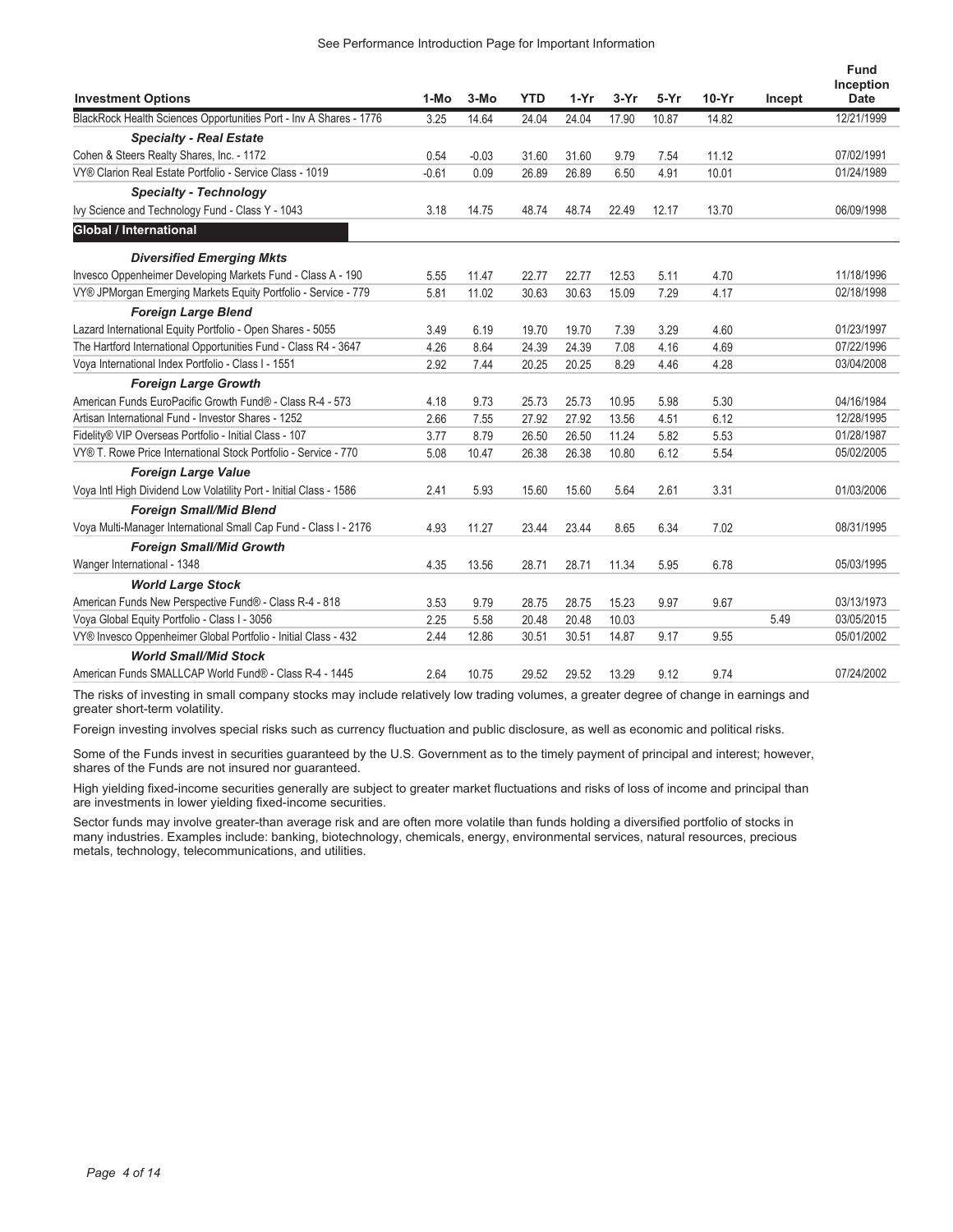See Performance Introduction Page for Important Information

| Investment Options | 1-Mo | 3-Mo | YTD | 1-Yr | 3-Yr | 5-Yr | 10-Yr | Incept | Fund Inception Date |
|---|---|---|---|---|---|---|---|---|---|
| BlackRock Health Sciences Opportunities Port - Inv A Shares - 1776 | 3.25 | 14.64 | 24.04 | 24.04 | 17.90 | 10.87 | 14.82 | | 12/21/1999 |
| ***Specialty - Real Estate*** | | | | | | | | | |
| Cohen & Steers Realty Shares, Inc. - 1172 | 0.54 | -0.03 | 31.60 | 31.60 | 9.79 | 7.54 | 11.12 | | 07/02/1991 |
| VY® Clarion Real Estate Portfolio - Service Class - 1019 | -0.61 | 0.09 | 26.89 | 26.89 | 6.50 | 4.91 | 10.01 | | 01/24/1989 |
| ***Specialty - Technology*** | | | | | | | | | |
| Ivy Science and Technology Fund - Class Y - 1043 | 3.18 | 14.75 | 48.74 | 48.74 | 22.49 | 12.17 | 13.70 | | 06/09/1998 |
| **Global / International** | | | | | | | | | |
| ***Diversified Emerging Mkts*** | | | | | | | | | |
| Invesco Oppenheimer Developing Markets Fund - Class A - 190 | 5.55 | 11.47 | 22.77 | 22.77 | 12.53 | 5.11 | 4.70 | | 11/18/1996 |
| VY® JPMorgan Emerging Markets Equity Portfolio - Service - 779 | 5.81 | 11.02 | 30.63 | 30.63 | 15.09 | 7.29 | 4.17 | | 02/18/1998 |
| ***Foreign Large Blend*** | | | | | | | | | |
| Lazard International Equity Portfolio - Open Shares - 5055 | 3.49 | 6.19 | 19.70 | 19.70 | 7.39 | 3.29 | 4.60 | | 01/23/1997 |
| The Hartford International Opportunities Fund - Class R4 - 3647 | 4.26 | 8.64 | 24.39 | 24.39 | 7.08 | 4.16 | 4.69 | | 07/22/1996 |
| Voya International Index Portfolio - Class I - 1551 | 2.92 | 7.44 | 20.25 | 20.25 | 8.29 | 4.46 | 4.28 | | 03/04/2008 |
| ***Foreign Large Growth*** | | | | | | | | | |
| American Funds EuroPacific Growth Fund® - Class R-4 - 573 | 4.18 | 9.73 | 25.73 | 25.73 | 10.95 | 5.98 | 5.30 | | 04/16/1984 |
| Artisan International Fund - Investor Shares - 1252 | 2.66 | 7.55 | 27.92 | 27.92 | 13.56 | 4.51 | 6.12 | | 12/28/1995 |
| Fidelity® VIP Overseas Portfolio - Initial Class - 107 | 3.77 | 8.79 | 26.50 | 26.50 | 11.24 | 5.82 | 5.53 | | 01/28/1987 |
| VY® T. Rowe Price International Stock Portfolio - Service - 770 | 5.08 | 10.47 | 26.38 | 26.38 | 10.80 | 6.12 | 5.54 | | 05/02/2005 |
| ***Foreign Large Value*** | | | | | | | | | |
| Voya Intl High Dividend Low Volatility Port - Initial Class - 1586 | 2.41 | 5.93 | 15.60 | 15.60 | 5.64 | 2.61 | 3.31 | | 01/03/2006 |
| ***Foreign Small/Mid Blend*** | | | | | | | | | |
| Voya Multi-Manager International Small Cap Fund - Class I - 2176 | 4.93 | 11.27 | 23.44 | 23.44 | 8.65 | 6.34 | 7.02 | | 08/31/1995 |
| ***Foreign Small/Mid Growth*** | | | | | | | | | |
| Wanger International - 1348 | 4.35 | 13.56 | 28.71 | 28.71 | 11.34 | 5.95 | 6.78 | | 05/03/1995 |
| ***World Large Stock*** | | | | | | | | | |
| American Funds New Perspective Fund® - Class R-4 - 818 | 3.53 | 9.79 | 28.75 | 28.75 | 15.23 | 9.97 | 9.67 | | 03/13/1973 |
| Voya Global Equity Portfolio - Class I - 3056 | 2.25 | 5.58 | 20.48 | 20.48 | 10.03 | | | 5.49 | 03/05/2015 |
| VY® Invesco Oppenheimer Global Portfolio - Initial Class - 432 | 2.44 | 12.86 | 30.51 | 30.51 | 14.87 | 9.17 | 9.55 | | 05/01/2002 |
| ***World Small/Mid Stock*** | | | | | | | | | |
| American Funds SMALLCAP World Fund® - Class R-4 - 1445 | 2.64 | 10.75 | 29.52 | 29.52 | 13.29 | 9.12 | 9.74 | | 07/24/2002 |

The risks of investing in small company stocks may include relatively low trading volumes, a greater degree of change in earnings and greater short-term volatility.

Foreign investing involves special risks such as currency fluctuation and public disclosure, as well as economic and political risks.

Some of the Funds invest in securities guaranteed by the U.S. Government as to the timely payment of principal and interest; however, shares of the Funds are not insured nor guaranteed.

High yielding fixed-income securities generally are subject to greater market fluctuations and risks of loss of income and principal than are investments in lower yielding fixed-income securities.

Sector funds may involve greater-than average risk and are often more volatile than funds holding a diversified portfolio of stocks in many industries. Examples include: banking, biotechnology, chemicals, energy, environmental services, natural resources, precious metals, technology, telecommunications, and utilities.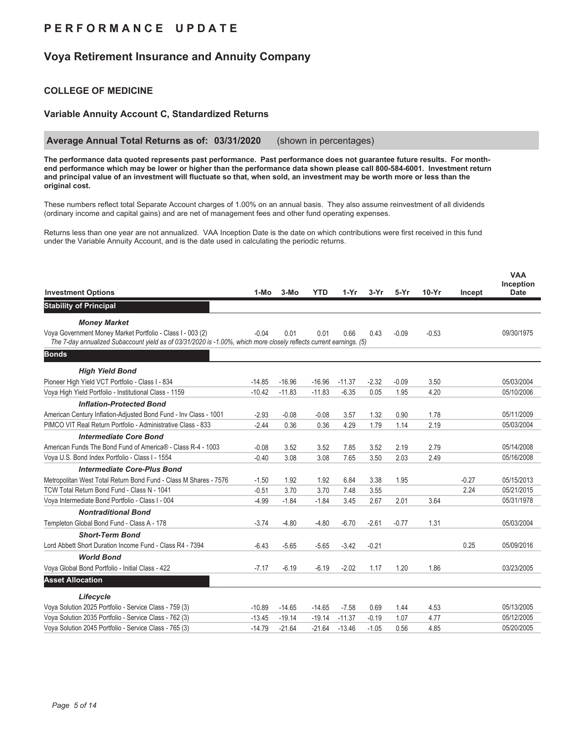# PERFORMANCE UPDATE

## Voya Retirement Insurance and Annuity Company

### COLLEGE OF MEDICINE

### Variable Annuity Account C, Standardized Returns

**Average Annual Total Returns as of: 03/31/2020** (shown in percentages)

**The performance data quoted represents past performance. Past performance does not guarantee future results. For month-end performance which may be lower or higher than the performance data shown please call 800-584-6001. Investment return and principal value of an investment will fluctuate so that, when sold, an investment may be worth more or less than the original cost.**

These numbers reflect total Separate Account charges of 1.00% on an annual basis. They also assume reinvestment of all dividends (ordinary income and capital gains) and are net of management fees and other fund operating expenses.

Returns less than one year are not annualized. VAA Inception Date is the date on which contributions were first received in this fund under the Variable Annuity Account, and is the date used in calculating the periodic returns.

| Investment Options | 1-Mo | 3-Mo | YTD | 1-Yr | 3-Yr | 5-Yr | 10-Yr | Incept | VAA Inception Date |
|---|---|---|---|---|---|---|---|---|---|
| **Stability of Principal** | | | | | | | | | |
| ***Money Market*** | | | | | | | | | |
| Voya Government Money Market Portfolio - Class I - 003 (2) | -0.04 | 0.01 | 0.01 | 0.66 | 0.43 | -0.09 | -0.53 | | 09/30/1975 |
| *The 7-day annualized Subaccount yield as of 03/31/2020 is -1.00%, which more closely reflects current earnings. (5)* | | | | | | | | | |
| **Bonds** | | | | | | | | | |
| ***High Yield Bond*** | | | | | | | | | |
| Pioneer High Yield VCT Portfolio - Class I - 834 | -14.85 | -16.96 | -16.96 | -11.37 | -2.32 | -0.09 | 3.50 | | 05/03/2004 |
| Voya High Yield Portfolio - Institutional Class - 1159 | -10.42 | -11.83 | -11.83 | -6.35 | 0.05 | 1.95 | 4.20 | | 05/10/2006 |
| ***Inflation-Protected Bond*** | | | | | | | | | |
| American Century Inflation-Adjusted Bond Fund - Inv Class - 1001 | -2.93 | -0.08 | -0.08 | 3.57 | 1.32 | 0.90 | 1.78 | | 05/11/2009 |
| PIMCO VIT Real Return Portfolio - Administrative Class - 833 | -2.44 | 0.36 | 0.36 | 4.29 | 1.79 | 1.14 | 2.19 | | 05/03/2004 |
| ***Intermediate Core Bond*** | | | | | | | | | |
| American Funds The Bond Fund of America® - Class R-4 - 1003 | -0.08 | 3.52 | 3.52 | 7.85 | 3.52 | 2.19 | 2.79 | | 05/14/2008 |
| Voya U.S. Bond Index Portfolio - Class I - 1554 | -0.40 | 3.08 | 3.08 | 7.65 | 3.50 | 2.03 | 2.49 | | 05/16/2008 |
| ***Intermediate Core-Plus Bond*** | | | | | | | | | |
| Metropolitan West Total Return Bond Fund - Class M Shares - 7576 | -1.50 | 1.92 | 1.92 | 6.84 | 3.38 | 1.95 | | -0.27 | 05/15/2013 |
| TCW Total Return Bond Fund - Class N - 1041 | -0.51 | 3.70 | 3.70 | 7.48 | 3.55 | | | 2.24 | 05/21/2015 |
| Voya Intermediate Bond Portfolio - Class I - 004 | -4.99 | -1.84 | -1.84 | 3.45 | 2.67 | 2.01 | 3.64 | | 05/31/1978 |
| ***Nontraditional Bond*** | | | | | | | | | |
| Templeton Global Bond Fund - Class A - 178 | -3.74 | -4.80 | -4.80 | -6.70 | -2.61 | -0.77 | 1.31 | | 05/03/2004 |
| ***Short-Term Bond*** | | | | | | | | | |
| Lord Abbett Short Duration Income Fund - Class R4 - 7394 | -6.43 | -5.65 | -5.65 | -3.42 | -0.21 | | | 0.25 | 05/09/2016 |
| ***World Bond*** | | | | | | | | | |
| Voya Global Bond Portfolio - Initial Class - 422 | -7.17 | -6.19 | -6.19 | -2.02 | 1.17 | 1.20 | 1.86 | | 03/23/2005 |
| **Asset Allocation** | | | | | | | | | |
| ***Lifecycle*** | | | | | | | | | |
| Voya Solution 2025 Portfolio - Service Class - 759 (3) | -10.89 | -14.65 | -14.65 | -7.58 | 0.69 | 1.44 | 4.53 | | 05/13/2005 |
| Voya Solution 2035 Portfolio - Service Class - 762 (3) | -13.45 | -19.14 | -19.14 | -11.37 | -0.19 | 1.07 | 4.77 | | 05/12/2005 |
| Voya Solution 2045 Portfolio - Service Class - 765 (3) | -14.79 | -21.64 | -21.64 | -13.46 | -1.05 | 0.56 | 4.85 | | 05/20/2005 |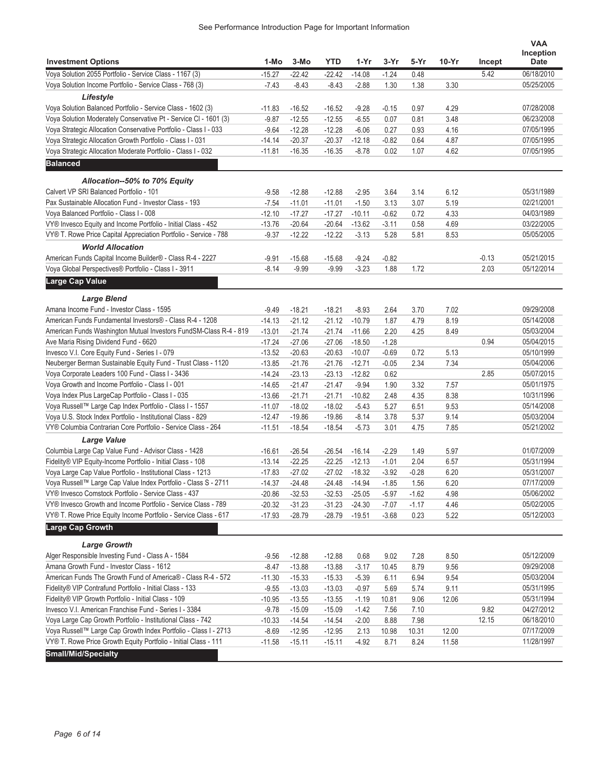See Performance Introduction Page for Important Information

| Investment Options | 1-Mo | 3-Mo | YTD | 1-Yr | 3-Yr | 5-Yr | 10-Yr | Incept | VAA Inception Date |
|---|---|---|---|---|---|---|---|---|---|
| Voya Solution 2055 Portfolio - Service Class - 1167 (3) | -15.27 | -22.42 | -22.42 | -14.08 | -1.24 | 0.48 | | 5.42 | 06/18/2010 |
| Voya Solution Income Portfolio - Service Class - 768 (3) | -7.43 | -8.43 | -8.43 | -2.88 | 1.30 | 1.38 | 3.30 | | 05/25/2005 |
| ***Lifestyle*** | | | | | | | | | |
| Voya Solution Balanced Portfolio - Service Class - 1602 (3) | -11.83 | -16.52 | -16.52 | -9.28 | -0.15 | 0.97 | 4.29 | | 07/28/2008 |
| Voya Solution Moderately Conservative Pt - Service Cl - 1601 (3) | -9.87 | -12.55 | -12.55 | -6.55 | 0.07 | 0.81 | 3.48 | | 06/23/2008 |
| Voya Strategic Allocation Conservative Portfolio - Class I - 033 | -9.64 | -12.28 | -12.28 | -6.06 | 0.27 | 0.93 | 4.16 | | 07/05/1995 |
| Voya Strategic Allocation Growth Portfolio - Class I - 031 | -14.14 | -20.37 | -20.37 | -12.18 | -0.82 | 0.64 | 4.87 | | 07/05/1995 |
| Voya Strategic Allocation Moderate Portfolio - Class I - 032 | -11.81 | -16.35 | -16.35 | -8.78 | 0.02 | 1.07 | 4.62 | | 07/05/1995 |
| **Balanced** | | | | | | | | | |
| ***Allocation--50% to 70% Equity*** | | | | | | | | | |
| Calvert VP SRI Balanced Portfolio - 101 | -9.58 | -12.88 | -12.88 | -2.95 | 3.64 | 3.14 | 6.12 | | 05/31/1989 |
| Pax Sustainable Allocation Fund - Investor Class - 193 | -7.54 | -11.01 | -11.01 | -1.50 | 3.13 | 3.07 | 5.19 | | 02/21/2001 |
| Voya Balanced Portfolio - Class I - 008 | -12.10 | -17.27 | -17.27 | -10.11 | -0.62 | 0.72 | 4.33 | | 04/03/1989 |
| VY® Invesco Equity and Income Portfolio - Initial Class - 452 | -13.76 | -20.64 | -20.64 | -13.62 | -3.11 | 0.58 | 4.69 | | 03/22/2005 |
| VY® T. Rowe Price Capital Appreciation Portfolio - Service - 788 | -9.37 | -12.22 | -12.22 | -3.13 | 5.28 | 5.81 | 8.53 | | 05/05/2005 |
| ***World Allocation*** | | | | | | | | | |
| American Funds Capital Income Builder® - Class R-4 - 2227 | -9.91 | -15.68 | -15.68 | -9.24 | -0.82 | | | -0.13 | 05/21/2015 |
| Voya Global Perspectives® Portfolio - Class I - 3911 | -8.14 | -9.99 | -9.99 | -3.23 | 1.88 | 1.72 | | 2.03 | 05/12/2014 |
| **Large Cap Value** | | | | | | | | | |
| ***Large Blend*** | | | | | | | | | |
| Amana Income Fund - Investor Class - 1595 | -9.49 | -18.21 | -18.21 | -8.93 | 2.64 | 3.70 | 7.02 | | 09/29/2008 |
| American Funds Fundamental Investors® - Class R-4 - 1208 | -14.13 | -21.12 | -21.12 | -10.79 | 1.87 | 4.79 | 8.19 | | 05/14/2008 |
| American Funds Washington Mutual Investors FundSM-Class R-4 - 819 | -13.01 | -21.74 | -21.74 | -11.66 | 2.20 | 4.25 | 8.49 | | 05/03/2004 |
| Ave Maria Rising Dividend Fund - 6620 | -17.24 | -27.06 | -27.06 | -18.50 | -1.28 | | | 0.94 | 05/04/2015 |
| Invesco V.I. Core Equity Fund - Series I - 079 | -13.52 | -20.63 | -20.63 | -10.07 | -0.69 | 0.72 | 5.13 | | 05/10/1999 |
| Neuberger Berman Sustainable Equity Fund - Trust Class - 1120 | -13.85 | -21.76 | -21.76 | -12.71 | -0.05 | 2.34 | 7.34 | | 05/04/2006 |
| Voya Corporate Leaders 100 Fund - Class I - 3436 | -14.24 | -23.13 | -23.13 | -12.82 | 0.62 | | | 2.85 | 05/07/2015 |
| Voya Growth and Income Portfolio - Class I - 001 | -14.65 | -21.47 | -21.47 | -9.94 | 1.90 | 3.32 | 7.57 | | 05/01/1975 |
| Voya Index Plus LargeCap Portfolio - Class I - 035 | -13.66 | -21.71 | -21.71 | -10.82 | 2.48 | 4.35 | 8.38 | | 10/31/1996 |
| Voya Russell™ Large Cap Index Portfolio - Class I - 1557 | -11.07 | -18.02 | -18.02 | -5.43 | 5.27 | 6.51 | 9.53 | | 05/14/2008 |
| Voya U.S. Stock Index Portfolio - Institutional Class - 829 | -12.47 | -19.86 | -19.86 | -8.14 | 3.78 | 5.37 | 9.14 | | 05/03/2004 |
| VY® Columbia Contrarian Core Portfolio - Service Class - 264 | -11.51 | -18.54 | -18.54 | -5.73 | 3.01 | 4.75 | 7.85 | | 05/21/2002 |
| ***Large Value*** | | | | | | | | | |
| Columbia Large Cap Value Fund - Advisor Class - 1428 | -16.61 | -26.54 | -26.54 | -16.14 | -2.29 | 1.49 | 5.97 | | 01/07/2009 |
| Fidelity® VIP Equity-Income Portfolio - Initial Class - 108 | -13.14 | -22.25 | -22.25 | -12.13 | -1.01 | 2.04 | 6.57 | | 05/31/1994 |
| Voya Large Cap Value Portfolio - Institutional Class - 1213 | -17.83 | -27.02 | -27.02 | -18.32 | -3.92 | -0.28 | 6.20 | | 05/31/2007 |
| Voya Russell™ Large Cap Value Index Portfolio - Class S - 2711 | -14.37 | -24.48 | -24.48 | -14.94 | -1.85 | 1.56 | 6.20 | | 07/17/2009 |
| VY® Invesco Comstock Portfolio - Service Class - 437 | -20.86 | -32.53 | -32.53 | -25.05 | -5.97 | -1.62 | 4.98 | | 05/06/2002 |
| VY® Invesco Growth and Income Portfolio - Service Class - 789 | -20.32 | -31.23 | -31.23 | -24.30 | -7.07 | -1.17 | 4.46 | | 05/02/2005 |
| VY® T. Rowe Price Equity Income Portfolio - Service Class - 617 | -17.93 | -28.79 | -28.79 | -19.51 | -3.68 | 0.23 | 5.22 | | 05/12/2003 |
| **Large Cap Growth** | | | | | | | | | |
| ***Large Growth*** | | | | | | | | | |
| Alger Responsible Investing Fund - Class A - 1584 | -9.56 | -12.88 | -12.88 | 0.68 | 9.02 | 7.28 | 8.50 | | 05/12/2009 |
| Amana Growth Fund - Investor Class - 1612 | -8.47 | -13.88 | -13.88 | -3.17 | 10.45 | 8.79 | 9.56 | | 09/29/2008 |
| American Funds The Growth Fund of America® - Class R-4 - 572 | -11.30 | -15.33 | -15.33 | -5.39 | 6.11 | 6.94 | 9.54 | | 05/03/2004 |
| Fidelity® VIP Contrafund Portfolio - Initial Class - 133 | -9.55 | -13.03 | -13.03 | -0.97 | 5.69 | 5.74 | 9.11 | | 05/31/1995 |
| Fidelity® VIP Growth Portfolio - Initial Class - 109 | -10.95 | -13.55 | -13.55 | -1.19 | 10.81 | 9.06 | 12.06 | | 05/31/1994 |
| Invesco V.I. American Franchise Fund - Series I - 3384 | -9.78 | -15.09 | -15.09 | -1.42 | 7.56 | 7.10 | | 9.82 | 04/27/2012 |
| Voya Large Cap Growth Portfolio - Institutional Class - 742 | -10.33 | -14.54 | -14.54 | -2.00 | 8.88 | 7.98 | | 12.15 | 06/18/2010 |
| Voya Russell™ Large Cap Growth Index Portfolio - Class I - 2713 | -8.69 | -12.95 | -12.95 | 2.13 | 10.98 | 10.31 | 12.00 | | 07/17/2009 |
| VY® T. Rowe Price Growth Equity Portfolio - Initial Class - 111 | -11.58 | -15.11 | -15.11 | -4.92 | 8.71 | 8.24 | 11.58 | | 11/28/1997 |
| **Small/Mid/Specialty** | | | | | | | | | |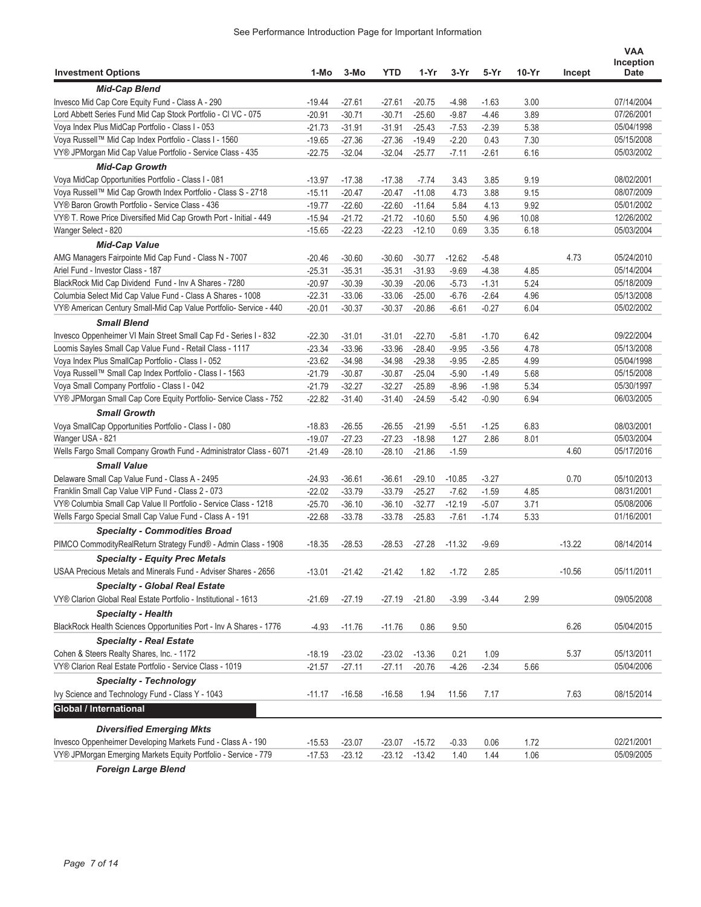See Performance Introduction Page for Important Information

| Investment Options | 1-Mo | 3-Mo | YTD | 1-Yr | 3-Yr | 5-Yr | 10-Yr | Incept | VAA Inception Date |
|---|---|---|---|---|---|---|---|---|---|
| ***Mid-Cap Blend*** | | | | | | | | | |
| Invesco Mid Cap Core Equity Fund - Class A - 290 | -19.44 | -27.61 | -27.61 | -20.75 | -4.98 | -1.63 | 3.00 | | 07/14/2004 |
| Lord Abbett Series Fund Mid Cap Stock Portfolio - Cl VC - 075 | -20.91 | -30.71 | -30.71 | -25.60 | -9.87 | -4.46 | 3.89 | | 07/26/2001 |
| Voya Index Plus MidCap Portfolio - Class I - 053 | -21.73 | -31.91 | -31.91 | -25.43 | -7.53 | -2.39 | 5.38 | | 05/04/1998 |
| Voya Russell™ Mid Cap Index Portfolio - Class I - 1560 | -19.65 | -27.36 | -27.36 | -19.49 | -2.20 | 0.43 | 7.30 | | 05/15/2008 |
| VY® JPMorgan Mid Cap Value Portfolio - Service Class - 435 | -22.75 | -32.04 | -32.04 | -25.77 | -7.11 | -2.61 | 6.16 | | 05/03/2002 |
| ***Mid-Cap Growth*** | | | | | | | | | |
| Voya MidCap Opportunities Portfolio - Class I - 081 | -13.97 | -17.38 | -17.38 | -7.74 | 3.43 | 3.85 | 9.19 | | 08/02/2001 |
| Voya Russell™ Mid Cap Growth Index Portfolio - Class S - 2718 | -15.11 | -20.47 | -20.47 | -11.08 | 4.73 | 3.88 | 9.15 | | 08/07/2009 |
| VY® Baron Growth Portfolio - Service Class - 436 | -19.77 | -22.60 | -22.60 | -11.64 | 5.84 | 4.13 | 9.92 | | 05/01/2002 |
| VY® T. Rowe Price Diversified Mid Cap Growth Port - Initial - 449 | -15.94 | -21.72 | -21.72 | -10.60 | 5.50 | 4.96 | 10.08 | | 12/26/2002 |
| Wanger Select - 820 | -15.65 | -22.23 | -22.23 | -12.10 | 0.69 | 3.35 | 6.18 | | 05/03/2004 |
| ***Mid-Cap Value*** | | | | | | | | | |
| AMG Managers Fairpointe Mid Cap Fund - Class N - 7007 | -20.46 | -30.60 | -30.60 | -30.77 | -12.62 | -5.48 | | 4.73 | 05/24/2010 |
| Ariel Fund - Investor Class - 187 | -25.31 | -35.31 | -35.31 | -31.93 | -9.69 | -4.38 | 4.85 | | 05/14/2004 |
| BlackRock Mid Cap Dividend Fund - Inv A Shares - 7280 | -20.97 | -30.39 | -30.39 | -20.06 | -5.73 | -1.31 | 5.24 | | 05/18/2009 |
| Columbia Select Mid Cap Value Fund - Class A Shares - 1008 | -22.31 | -33.06 | -33.06 | -25.00 | -6.76 | -2.64 | 4.96 | | 05/13/2008 |
| VY® American Century Small-Mid Cap Value Portfolio- Service - 440 | -20.01 | -30.37 | -30.37 | -20.86 | -6.61 | -0.27 | 6.04 | | 05/02/2002 |
| ***Small Blend*** | | | | | | | | | |
| Invesco Oppenheimer VI Main Street Small Cap Fd - Series I - 832 | -22.30 | -31.01 | -31.01 | -22.70 | -5.81 | -1.70 | 6.42 | | 09/22/2004 |
| Loomis Sayles Small Cap Value Fund - Retail Class - 1117 | -23.34 | -33.96 | -33.96 | -28.40 | -9.95 | -3.56 | 4.78 | | 05/13/2008 |
| Voya Index Plus SmallCap Portfolio - Class I - 052 | -23.62 | -34.98 | -34.98 | -29.38 | -9.95 | -2.85 | 4.99 | | 05/04/1998 |
| Voya Russell™ Small Cap Index Portfolio - Class I - 1563 | -21.79 | -30.87 | -30.87 | -25.04 | -5.90 | -1.49 | 5.68 | | 05/15/2008 |
| Voya Small Company Portfolio - Class I - 042 | -21.79 | -32.27 | -32.27 | -25.89 | -8.96 | -1.98 | 5.34 | | 05/30/1997 |
| VY® JPMorgan Small Cap Core Equity Portfolio- Service Class - 752 | -22.82 | -31.40 | -31.40 | -24.59 | -5.42 | -0.90 | 6.94 | | 06/03/2005 |
| ***Small Growth*** | | | | | | | | | |
| Voya SmallCap Opportunities Portfolio - Class I - 080 | -18.83 | -26.55 | -26.55 | -21.99 | -5.51 | -1.25 | 6.83 | | 08/03/2001 |
| Wanger USA - 821 | -19.07 | -27.23 | -27.23 | -18.98 | 1.27 | 2.86 | 8.01 | | 05/03/2004 |
| Wells Fargo Small Company Growth Fund - Administrator Class - 6071 | -21.49 | -28.10 | -28.10 | -21.86 | -1.59 | | | 4.60 | 05/17/2016 |
| ***Small Value*** | | | | | | | | | |
| Delaware Small Cap Value Fund - Class A - 2495 | -24.93 | -36.61 | -36.61 | -29.10 | -10.85 | -3.27 | | 0.70 | 05/10/2013 |
| Franklin Small Cap Value VIP Fund - Class 2 - 073 | -22.02 | -33.79 | -33.79 | -25.27 | -7.62 | -1.59 | 4.85 | | 08/31/2001 |
| VY® Columbia Small Cap Value II Portfolio - Service Class - 1218 | -25.70 | -36.10 | -36.10 | -32.77 | -12.19 | -5.07 | 3.71 | | 05/08/2006 |
| Wells Fargo Special Small Cap Value Fund - Class A - 191 | -22.68 | -33.78 | -33.78 | -25.83 | -7.61 | -1.74 | 5.33 | | 01/16/2001 |
| ***Specialty - Commodities Broad*** | | | | | | | | | |
| PIMCO CommodityRealReturn Strategy Fund® - Admin Class - 1908 | -18.35 | -28.53 | -28.53 | -27.28 | -11.32 | -9.69 | | -13.22 | 08/14/2014 |
| ***Specialty - Equity Prec Metals*** | | | | | | | | | |
| USAA Precious Metals and Minerals Fund - Adviser Shares - 2656 | -13.01 | -21.42 | -21.42 | 1.82 | -1.72 | 2.85 | | -10.56 | 05/11/2011 |
| ***Specialty - Global Real Estate*** | | | | | | | | | |
| VY® Clarion Global Real Estate Portfolio - Institutional - 1613 | -21.69 | -27.19 | -27.19 | -21.80 | -3.99 | -3.44 | 2.99 | | 09/05/2008 |
| ***Specialty - Health*** | | | | | | | | | |
| BlackRock Health Sciences Opportunities Port - Inv A Shares - 1776 | -4.93 | -11.76 | -11.76 | 0.86 | 9.50 | | | 6.26 | 05/04/2015 |
| ***Specialty - Real Estate*** | | | | | | | | | |
| Cohen & Steers Realty Shares, Inc. - 1172 | -18.19 | -23.02 | -23.02 | -13.36 | 0.21 | 1.09 | | 5.37 | 05/13/2011 |
| VY® Clarion Real Estate Portfolio - Service Class - 1019 | -21.57 | -27.11 | -27.11 | -20.76 | -4.26 | -2.34 | 5.66 | | 05/04/2006 |
| ***Specialty - Technology*** | | | | | | | | | |
| Ivy Science and Technology Fund - Class Y - 1043 | -11.17 | -16.58 | -16.58 | 1.94 | 11.56 | 7.17 | | 7.63 | 08/15/2014 |
| **Global / International** | | | | | | | | | |
| ***Diversified Emerging Mkts*** | | | | | | | | | |
| Invesco Oppenheimer Developing Markets Fund - Class A - 190 | -15.53 | -23.07 | -23.07 | -15.72 | -0.33 | 0.06 | 1.72 | | 02/21/2001 |
| VY® JPMorgan Emerging Markets Equity Portfolio - Service - 779 | -17.53 | -23.12 | -23.12 | -13.42 | 1.40 | 1.44 | 1.06 | | 05/09/2005 |
| ***Foreign Large Blend*** | | | | | | | | | |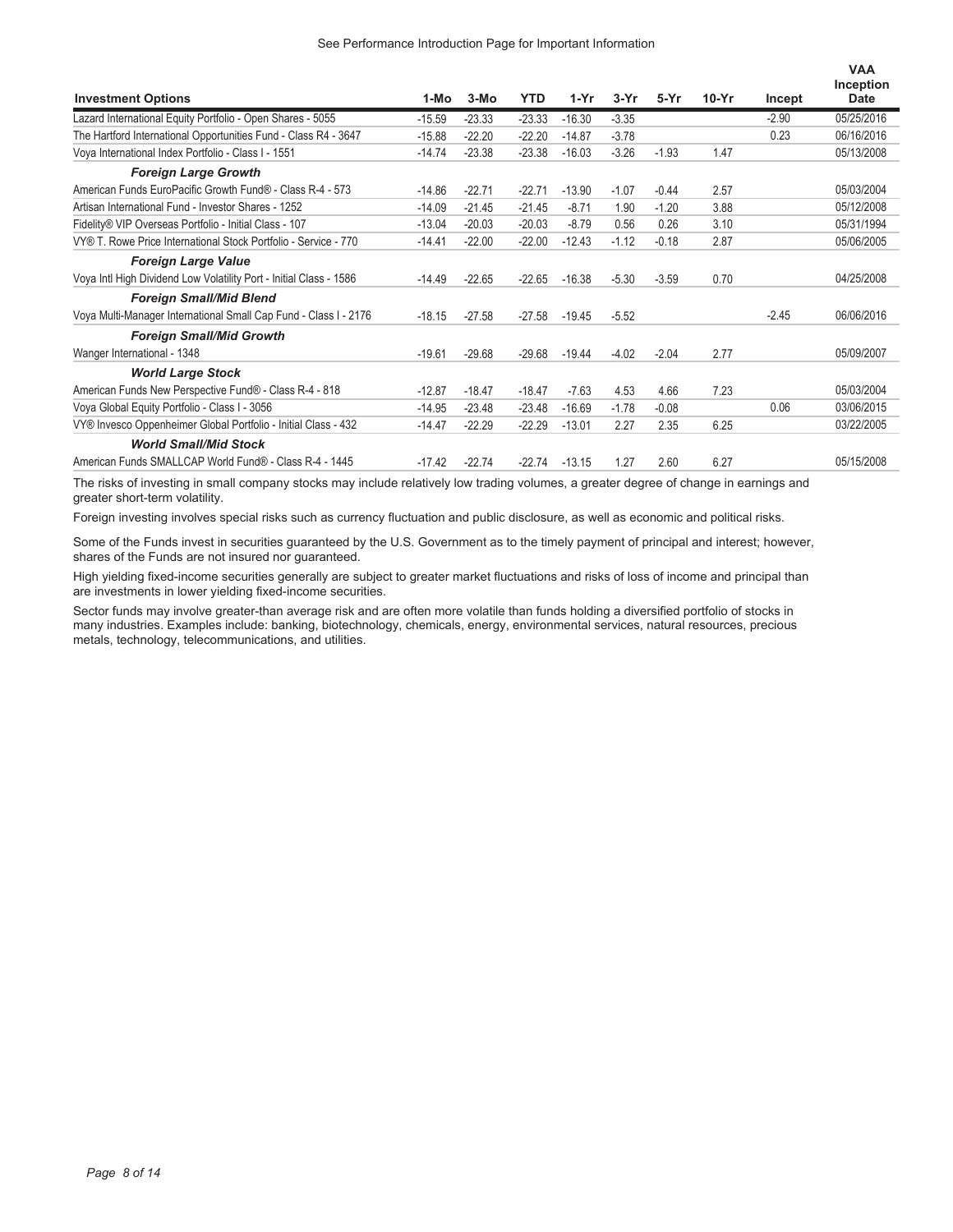See Performance Introduction Page for Important Information

| Investment Options | 1-Mo | 3-Mo | YTD | 1-Yr | 3-Yr | 5-Yr | 10-Yr | Incept | VAA Inception Date |
|---|---|---|---|---|---|---|---|---|---|
| Lazard International Equity Portfolio - Open Shares - 5055 | -15.59 | -23.33 | -23.33 | -16.30 | -3.35 | | | -2.90 | 05/25/2016 |
| The Hartford International Opportunities Fund - Class R4 - 3647 | -15.88 | -22.20 | -22.20 | -14.87 | -3.78 | | | 0.23 | 06/16/2016 |
| Voya International Index Portfolio - Class I - 1551 | -14.74 | -23.38 | -23.38 | -16.03 | -3.26 | -1.93 | 1.47 | | 05/13/2008 |
| ***Foreign Large Growth*** | | | | | | | | | |
| American Funds EuroPacific Growth Fund® - Class R-4 - 573 | -14.86 | -22.71 | -22.71 | -13.90 | -1.07 | -0.44 | 2.57 | | 05/03/2004 |
| Artisan International Fund - Investor Shares - 1252 | -14.09 | -21.45 | -21.45 | -8.71 | 1.90 | -1.20 | 3.88 | | 05/12/2008 |
| Fidelity® VIP Overseas Portfolio - Initial Class - 107 | -13.04 | -20.03 | -20.03 | -8.79 | 0.56 | 0.26 | 3.10 | | 05/31/1994 |
| VY® T. Rowe Price International Stock Portfolio - Service - 770 | -14.41 | -22.00 | -22.00 | -12.43 | -1.12 | -0.18 | 2.87 | | 05/06/2005 |
| ***Foreign Large Value*** | | | | | | | | | |
| Voya Intl High Dividend Low Volatility Port - Initial Class - 1586 | -14.49 | -22.65 | -22.65 | -16.38 | -5.30 | -3.59 | 0.70 | | 04/25/2008 |
| ***Foreign Small/Mid Blend*** | | | | | | | | | |
| Voya Multi-Manager International Small Cap Fund - Class I - 2176 | -18.15 | -27.58 | -27.58 | -19.45 | -5.52 | | | -2.45 | 06/06/2016 |
| ***Foreign Small/Mid Growth*** | | | | | | | | | |
| Wanger International - 1348 | -19.61 | -29.68 | -29.68 | -19.44 | -4.02 | -2.04 | 2.77 | | 05/09/2007 |
| ***World Large Stock*** | | | | | | | | | |
| American Funds New Perspective Fund® - Class R-4 - 818 | -12.87 | -18.47 | -18.47 | -7.63 | 4.53 | 4.66 | 7.23 | | 05/03/2004 |
| Voya Global Equity Portfolio - Class I - 3056 | -14.95 | -23.48 | -23.48 | -16.69 | -1.78 | -0.08 | | 0.06 | 03/06/2015 |
| VY® Invesco Oppenheimer Global Portfolio - Initial Class - 432 | -14.47 | -22.29 | -22.29 | -13.01 | 2.27 | 2.35 | 6.25 | | 03/22/2005 |
| ***World Small/Mid Stock*** | | | | | | | | | |
| American Funds SMALLCAP World Fund® - Class R-4 - 1445 | -17.42 | -22.74 | -22.74 | -13.15 | 1.27 | 2.60 | 6.27 | | 05/15/2008 |

The risks of investing in small company stocks may include relatively low trading volumes, a greater degree of change in earnings and greater short-term volatility.

Foreign investing involves special risks such as currency fluctuation and public disclosure, as well as economic and political risks.

Some of the Funds invest in securities guaranteed by the U.S. Government as to the timely payment of principal and interest; however, shares of the Funds are not insured nor guaranteed.

High yielding fixed-income securities generally are subject to greater market fluctuations and risks of loss of income and principal than are investments in lower yielding fixed-income securities.

Sector funds may involve greater-than average risk and are often more volatile than funds holding a diversified portfolio of stocks in many industries. Examples include: banking, biotechnology, chemicals, energy, environmental services, natural resources, precious metals, technology, telecommunications, and utilities.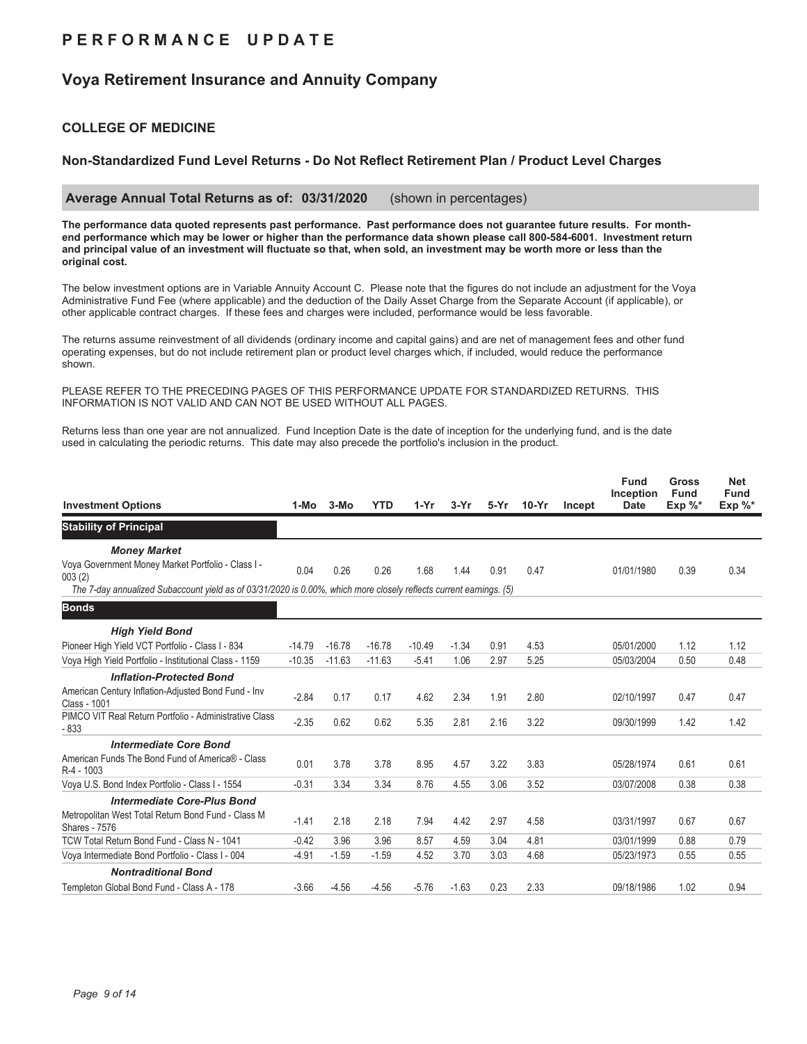# PERFORMANCE UPDATE

## Voya Retirement Insurance and Annuity Company

### COLLEGE OF MEDICINE

### Non-Standardized Fund Level Returns - Do Not Reflect Retirement Plan / Product Level Charges

**Average Annual Total Returns as of: 03/31/2020** (shown in percentages)

**The performance data quoted represents past performance. Past performance does not guarantee future results. For month-end performance which may be lower or higher than the performance data shown please call 800-584-6001. Investment return and principal value of an investment will fluctuate so that, when sold, an investment may be worth more or less than the original cost.**

The below investment options are in Variable Annuity Account C. Please note that the figures do not include an adjustment for the Voya Administrative Fund Fee (where applicable) and the deduction of the Daily Asset Charge from the Separate Account (if applicable), or other applicable contract charges. If these fees and charges were included, performance would be less favorable.

The returns assume reinvestment of all dividends (ordinary income and capital gains) and are net of management fees and other fund operating expenses, but do not include retirement plan or product level charges which, if included, would reduce the performance shown.

PLEASE REFER TO THE PRECEDING PAGES OF THIS PERFORMANCE UPDATE FOR STANDARDIZED RETURNS. THIS INFORMATION IS NOT VALID AND CAN NOT BE USED WITHOUT ALL PAGES.

Returns less than one year are not annualized. Fund Inception Date is the date of inception for the underlying fund, and is the date used in calculating the periodic returns. This date may also precede the portfolio's inclusion in the product.

| Investment Options | 1-Mo | 3-Mo | YTD | 1-Yr | 3-Yr | 5-Yr | 10-Yr | Incept | Fund Inception Date | Gross Fund Exp %* | Net Fund Exp %* |
|---|---|---|---|---|---|---|---|---|---|---|---|
| **Stability of Principal** | | | | | | | | | | | |
| ***Money Market*** | | | | | | | | | | | |
| Voya Government Money Market Portfolio - Class I - 003 (2) | 0.04 | 0.26 | 0.26 | 1.68 | 1.44 | 0.91 | 0.47 | | 01/01/1980 | 0.39 | 0.34 |
| *The 7-day annualized Subaccount yield as of 03/31/2020 is 0.00%, which more closely reflects current earnings. (5)* | | | | | | | | | | | |
| **Bonds** | | | | | | | | | | | |
| ***High Yield Bond*** | | | | | | | | | | | |
| Pioneer High Yield VCT Portfolio - Class I - 834 | -14.79 | -16.78 | -16.78 | -10.49 | -1.34 | 0.91 | 4.53 | | 05/01/2000 | 1.12 | 1.12 |
| Voya High Yield Portfolio - Institutional Class - 1159 | -10.35 | -11.63 | -11.63 | -5.41 | 1.06 | 2.97 | 5.25 | | 05/03/2004 | 0.50 | 0.48 |
| ***Inflation-Protected Bond*** | | | | | | | | | | | |
| American Century Inflation-Adjusted Bond Fund - Inv Class - 1001 | -2.84 | 0.17 | 0.17 | 4.62 | 2.34 | 1.91 | 2.80 | | 02/10/1997 | 0.47 | 0.47 |
| PIMCO VIT Real Return Portfolio - Administrative Class - 833 | -2.35 | 0.62 | 0.62 | 5.35 | 2.81 | 2.16 | 3.22 | | 09/30/1999 | 1.42 | 1.42 |
| ***Intermediate Core Bond*** | | | | | | | | | | | |
| American Funds The Bond Fund of America® - Class R-4 - 1003 | 0.01 | 3.78 | 3.78 | 8.95 | 4.57 | 3.22 | 3.83 | | 05/28/1974 | 0.61 | 0.61 |
| Voya U.S. Bond Index Portfolio - Class I - 1554 | -0.31 | 3.34 | 3.34 | 8.76 | 4.55 | 3.06 | 3.52 | | 03/07/2008 | 0.38 | 0.38 |
| ***Intermediate Core-Plus Bond*** | | | | | | | | | | | |
| Metropolitan West Total Return Bond Fund - Class M Shares - 7576 | -1.41 | 2.18 | 2.18 | 7.94 | 4.42 | 2.97 | 4.58 | | 03/31/1997 | 0.67 | 0.67 |
| TCW Total Return Bond Fund - Class N - 1041 | -0.42 | 3.96 | 3.96 | 8.57 | 4.59 | 3.04 | 4.81 | | 03/01/1999 | 0.88 | 0.79 |
| Voya Intermediate Bond Portfolio - Class I - 004 | -4.91 | -1.59 | -1.59 | 4.52 | 3.70 | 3.03 | 4.68 | | 05/23/1973 | 0.55 | 0.55 |
| ***Nontraditional Bond*** | | | | | | | | | | | |
| Templeton Global Bond Fund - Class A - 178 | -3.66 | -4.56 | -4.56 | -5.76 | -1.63 | 0.23 | 2.33 | | 09/18/1986 | 1.02 | 0.94 |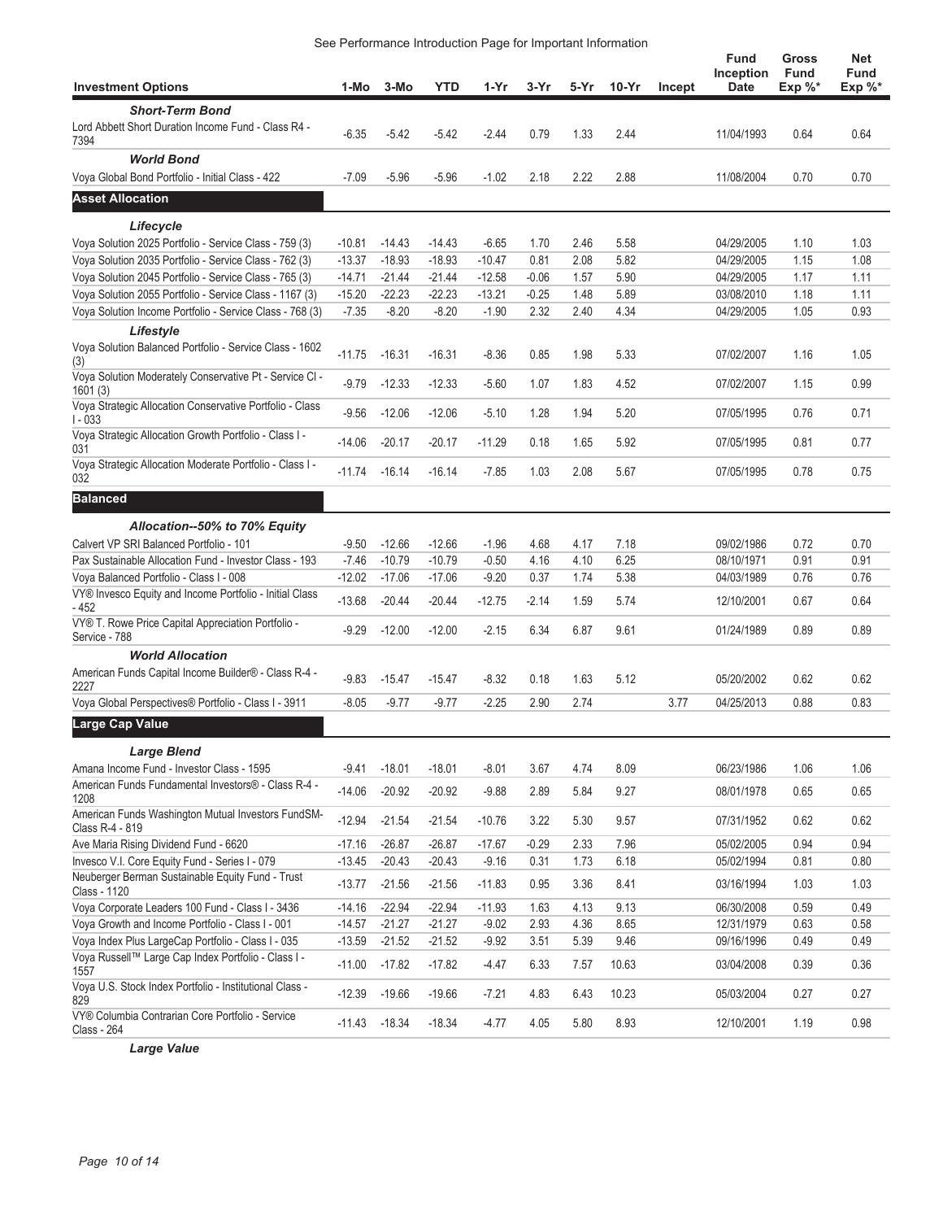See Performance Introduction Page for Important Information

| Investment Options | 1-Mo | 3-Mo | YTD | 1-Yr | 3-Yr | 5-Yr | 10-Yr | Incept | Fund Inception Date | Gross Fund Exp %* | Net Fund Exp %* |
|---|---|---|---|---|---|---|---|---|---|---|---|
| ***Short-Term Bond*** | | | | | | | | | | | |
| Lord Abbett Short Duration Income Fund - Class R4 - 7394 | -6.35 | -5.42 | -5.42 | -2.44 | 0.79 | 1.33 | 2.44 | | 11/04/1993 | 0.64 | 0.64 |
| ***World Bond*** | | | | | | | | | | | |
| Voya Global Bond Portfolio - Initial Class - 422 | -7.09 | -5.96 | -5.96 | -1.02 | 2.18 | 2.22 | 2.88 | | 11/08/2004 | 0.70 | 0.70 |
| **Asset Allocation** | | | | | | | | | | | |
| ***Lifecycle*** | | | | | | | | | | | |
| Voya Solution 2025 Portfolio - Service Class - 759 (3) | -10.81 | -14.43 | -14.43 | -6.65 | 1.70 | 2.46 | 5.58 | | 04/29/2005 | 1.10 | 1.03 |
| Voya Solution 2035 Portfolio - Service Class - 762 (3) | -13.37 | -18.93 | -18.93 | -10.47 | 0.81 | 2.08 | 5.82 | | 04/29/2005 | 1.15 | 1.08 |
| Voya Solution 2045 Portfolio - Service Class - 765 (3) | -14.71 | -21.44 | -21.44 | -12.58 | -0.06 | 1.57 | 5.90 | | 04/29/2005 | 1.17 | 1.11 |
| Voya Solution 2055 Portfolio - Service Class - 1167 (3) | -15.20 | -22.23 | -22.23 | -13.21 | -0.25 | 1.48 | 5.89 | | 03/08/2010 | 1.18 | 1.11 |
| Voya Solution Income Portfolio - Service Class - 768 (3) | -7.35 | -8.20 | -8.20 | -1.90 | 2.32 | 2.40 | 4.34 | | 04/29/2005 | 1.05 | 0.93 |
| ***Lifestyle*** | | | | | | | | | | | |
| Voya Solution Balanced Portfolio - Service Class - 1602 (3) | -11.75 | -16.31 | -16.31 | -8.36 | 0.85 | 1.98 | 5.33 | | 07/02/2007 | 1.16 | 1.05 |
| Voya Solution Moderately Conservative Pt - Service Cl - 1601 (3) | -9.79 | -12.33 | -12.33 | -5.60 | 1.07 | 1.83 | 4.52 | | 07/02/2007 | 1.15 | 0.99 |
| Voya Strategic Allocation Conservative Portfolio - Class I - 033 | -9.56 | -12.06 | -12.06 | -5.10 | 1.28 | 1.94 | 5.20 | | 07/05/1995 | 0.76 | 0.71 |
| Voya Strategic Allocation Growth Portfolio - Class I - 031 | -14.06 | -20.17 | -20.17 | -11.29 | 0.18 | 1.65 | 5.92 | | 07/05/1995 | 0.81 | 0.77 |
| Voya Strategic Allocation Moderate Portfolio - Class I - 032 | -11.74 | -16.14 | -16.14 | -7.85 | 1.03 | 2.08 | 5.67 | | 07/05/1995 | 0.78 | 0.75 |
| **Balanced** | | | | | | | | | | | |
| ***Allocation--50% to 70% Equity*** | | | | | | | | | | | |
| Calvert VP SRI Balanced Portfolio - 101 | -9.50 | -12.66 | -12.66 | -1.96 | 4.68 | 4.17 | 7.18 | | 09/02/1986 | 0.72 | 0.70 |
| Pax Sustainable Allocation Fund - Investor Class - 193 | -7.46 | -10.79 | -10.79 | -0.50 | 4.16 | 4.10 | 6.25 | | 08/10/1971 | 0.91 | 0.91 |
| Voya Balanced Portfolio - Class I - 008 | -12.02 | -17.06 | -17.06 | -9.20 | 0.37 | 1.74 | 5.38 | | 04/03/1989 | 0.76 | 0.76 |
| VY® Invesco Equity and Income Portfolio - Initial Class - 452 | -13.68 | -20.44 | -20.44 | -12.75 | -2.14 | 1.59 | 5.74 | | 12/10/2001 | 0.67 | 0.64 |
| VY® T. Rowe Price Capital Appreciation Portfolio - Service - 788 | -9.29 | -12.00 | -12.00 | -2.15 | 6.34 | 6.87 | 9.61 | | 01/24/1989 | 0.89 | 0.89 |
| ***World Allocation*** | | | | | | | | | | | |
| American Funds Capital Income Builder® - Class R-4 - 2227 | -9.83 | -15.47 | -15.47 | -8.32 | 0.18 | 1.63 | 5.12 | | 05/20/2002 | 0.62 | 0.62 |
| Voya Global Perspectives® Portfolio - Class I - 3911 | -8.05 | -9.77 | -9.77 | -2.25 | 2.90 | 2.74 | | 3.77 | 04/25/2013 | 0.88 | 0.83 |
| **Large Cap Value** | | | | | | | | | | | |
| ***Large Blend*** | | | | | | | | | | | |
| Amana Income Fund - Investor Class - 1595 | -9.41 | -18.01 | -18.01 | -8.01 | 3.67 | 4.74 | 8.09 | | 06/23/1986 | 1.06 | 1.06 |
| American Funds Fundamental Investors® - Class R-4 - 1208 | -14.06 | -20.92 | -20.92 | -9.88 | 2.89 | 5.84 | 9.27 | | 08/01/1978 | 0.65 | 0.65 |
| American Funds Washington Mutual Investors FundSM- Class R-4 - 819 | -12.94 | -21.54 | -21.54 | -10.76 | 3.22 | 5.30 | 9.57 | | 07/31/1952 | 0.62 | 0.62 |
| Ave Maria Rising Dividend Fund - 6620 | -17.16 | -26.87 | -26.87 | -17.67 | -0.29 | 2.33 | 7.96 | | 05/02/2005 | 0.94 | 0.94 |
| Invesco V.I. Core Equity Fund - Series I - 079 | -13.45 | -20.43 | -20.43 | -9.16 | 0.31 | 1.73 | 6.18 | | 05/02/1994 | 0.81 | 0.80 |
| Neuberger Berman Sustainable Equity Fund - Trust Class - 1120 | -13.77 | -21.56 | -21.56 | -11.83 | 0.95 | 3.36 | 8.41 | | 03/16/1994 | 1.03 | 1.03 |
| Voya Corporate Leaders 100 Fund - Class I - 3436 | -14.16 | -22.94 | -22.94 | -11.93 | 1.63 | 4.13 | 9.13 | | 06/30/2008 | 0.59 | 0.49 |
| Voya Growth and Income Portfolio - Class I - 001 | -14.57 | -21.27 | -21.27 | -9.02 | 2.93 | 4.36 | 8.65 | | 12/31/1979 | 0.63 | 0.58 |
| Voya Index Plus LargeCap Portfolio - Class I - 035 | -13.59 | -21.52 | -21.52 | -9.92 | 3.51 | 5.39 | 9.46 | | 09/16/1996 | 0.49 | 0.49 |
| Voya Russell™ Large Cap Index Portfolio - Class I - 1557 | -11.00 | -17.82 | -17.82 | -4.47 | 6.33 | 7.57 | 10.63 | | 03/04/2008 | 0.39 | 0.36 |
| Voya U.S. Stock Index Portfolio - Institutional Class - 829 | -12.39 | -19.66 | -19.66 | -7.21 | 4.83 | 6.43 | 10.23 | | 05/03/2004 | 0.27 | 0.27 |
| VY® Columbia Contrarian Core Portfolio - Service Class - 264 | -11.43 | -18.34 | -18.34 | -4.77 | 4.05 | 5.80 | 8.93 | | 12/10/2001 | 1.19 | 0.98 |
| ***Large Value*** | | | | | | | | | | | |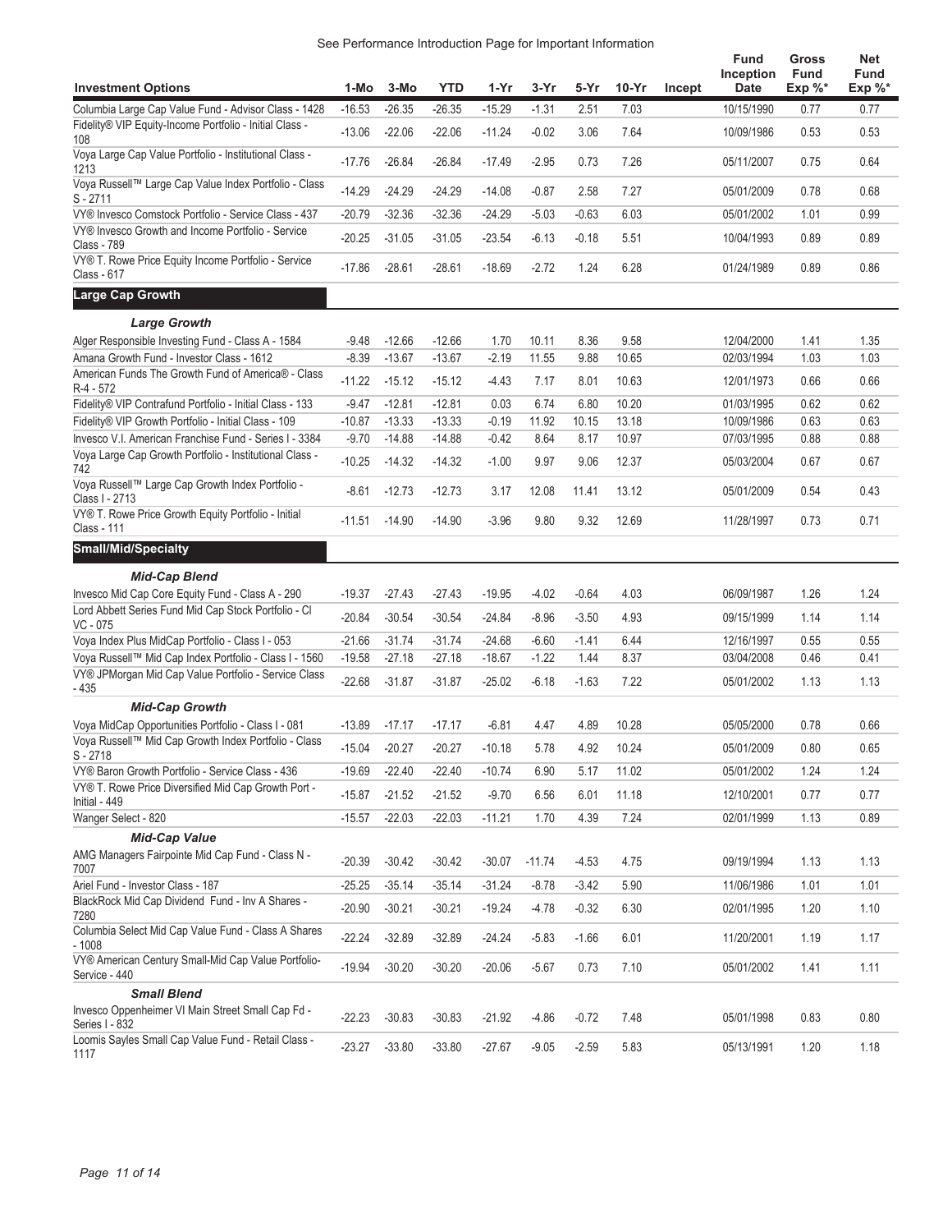See Performance Introduction Page for Important Information

| Investment Options | 1-Mo | 3-Mo | YTD | 1-Yr | 3-Yr | 5-Yr | 10-Yr | Incept | Fund Inception Date | Gross Fund Exp %* | Net Fund Exp %* |
|---|---|---|---|---|---|---|---|---|---|---|---|
| Columbia Large Cap Value Fund - Advisor Class - 1428 | -16.53 | -26.35 | -26.35 | -15.29 | -1.31 | 2.51 | 7.03 | | 10/15/1990 | 0.77 | 0.77 |
| Fidelity® VIP Equity-Income Portfolio - Initial Class - 108 | -13.06 | -22.06 | -22.06 | -11.24 | -0.02 | 3.06 | 7.64 | | 10/09/1986 | 0.53 | 0.53 |
| Voya Large Cap Value Portfolio - Institutional Class - 1213 | -17.76 | -26.84 | -26.84 | -17.49 | -2.95 | 0.73 | 7.26 | | 05/11/2007 | 0.75 | 0.64 |
| Voya Russell™ Large Cap Value Index Portfolio - Class S - 2711 | -14.29 | -24.29 | -24.29 | -14.08 | -0.87 | 2.58 | 7.27 | | 05/01/2009 | 0.78 | 0.68 |
| VY® Invesco Comstock Portfolio - Service Class - 437 | -20.79 | -32.36 | -32.36 | -24.29 | -5.03 | -0.63 | 6.03 | | 05/01/2002 | 1.01 | 0.99 |
| VY® Invesco Growth and Income Portfolio - Service Class - 789 | -20.25 | -31.05 | -31.05 | -23.54 | -6.13 | -0.18 | 5.51 | | 10/04/1993 | 0.89 | 0.89 |
| VY® T. Rowe Price Equity Income Portfolio - Service Class - 617 | -17.86 | -28.61 | -28.61 | -18.69 | -2.72 | 1.24 | 6.28 | | 01/24/1989 | 0.89 | 0.86 |
| **Large Cap Growth** | | | | | | | | | | | |
| ***Large Growth*** | | | | | | | | | | | |
| Alger Responsible Investing Fund - Class A - 1584 | -9.48 | -12.66 | -12.66 | 1.70 | 10.11 | 8.36 | 9.58 | | 12/04/2000 | 1.41 | 1.35 |
| Amana Growth Fund - Investor Class - 1612 | -8.39 | -13.67 | -13.67 | -2.19 | 11.55 | 9.88 | 10.65 | | 02/03/1994 | 1.03 | 1.03 |
| American Funds The Growth Fund of America® - Class R-4 - 572 | -11.22 | -15.12 | -15.12 | -4.43 | 7.17 | 8.01 | 10.63 | | 12/01/1973 | 0.66 | 0.66 |
| Fidelity® VIP Contrafund Portfolio - Initial Class - 133 | -9.47 | -12.81 | -12.81 | 0.03 | 6.74 | 6.80 | 10.20 | | 01/03/1995 | 0.62 | 0.62 |
| Fidelity® VIP Growth Portfolio - Initial Class - 109 | -10.87 | -13.33 | -13.33 | -0.19 | 11.92 | 10.15 | 13.18 | | 10/09/1986 | 0.63 | 0.63 |
| Invesco V.I. American Franchise Fund - Series I - 3384 | -9.70 | -14.88 | -14.88 | -0.42 | 8.64 | 8.17 | 10.97 | | 07/03/1995 | 0.88 | 0.88 |
| Voya Large Cap Growth Portfolio - Institutional Class - 742 | -10.25 | -14.32 | -14.32 | -1.00 | 9.97 | 9.06 | 12.37 | | 05/03/2004 | 0.67 | 0.67 |
| Voya Russell™ Large Cap Growth Index Portfolio - Class I - 2713 | -8.61 | -12.73 | -12.73 | 3.17 | 12.08 | 11.41 | 13.12 | | 05/01/2009 | 0.54 | 0.43 |
| VY® T. Rowe Price Growth Equity Portfolio - Initial Class - 111 | -11.51 | -14.90 | -14.90 | -3.96 | 9.80 | 9.32 | 12.69 | | 11/28/1997 | 0.73 | 0.71 |
| **Small/Mid/Specialty** | | | | | | | | | | | |
| ***Mid-Cap Blend*** | | | | | | | | | | | |
| Invesco Mid Cap Core Equity Fund - Class A - 290 | -19.37 | -27.43 | -27.43 | -19.95 | -4.02 | -0.64 | 4.03 | | 06/09/1987 | 1.26 | 1.24 |
| Lord Abbett Series Fund Mid Cap Stock Portfolio - Cl VC - 075 | -20.84 | -30.54 | -30.54 | -24.84 | -8.96 | -3.50 | 4.93 | | 09/15/1999 | 1.14 | 1.14 |
| Voya Index Plus MidCap Portfolio - Class I - 053 | -21.66 | -31.74 | -31.74 | -24.68 | -6.60 | -1.41 | 6.44 | | 12/16/1997 | 0.55 | 0.55 |
| Voya Russell™ Mid Cap Index Portfolio - Class I - 1560 | -19.58 | -27.18 | -27.18 | -18.67 | -1.22 | 1.44 | 8.37 | | 03/04/2008 | 0.46 | 0.41 |
| VY® JPMorgan Mid Cap Value Portfolio - Service Class - 435 | -22.68 | -31.87 | -31.87 | -25.02 | -6.18 | -1.63 | 7.22 | | 05/01/2002 | 1.13 | 1.13 |
| ***Mid-Cap Growth*** | | | | | | | | | | | |
| Voya MidCap Opportunities Portfolio - Class I - 081 | -13.89 | -17.17 | -17.17 | -6.81 | 4.47 | 4.89 | 10.28 | | 05/05/2000 | 0.78 | 0.66 |
| Voya Russell™ Mid Cap Growth Index Portfolio - Class S - 2718 | -15.04 | -20.27 | -20.27 | -10.18 | 5.78 | 4.92 | 10.24 | | 05/01/2009 | 0.80 | 0.65 |
| VY® Baron Growth Portfolio - Service Class - 436 | -19.69 | -22.40 | -22.40 | -10.74 | 6.90 | 5.17 | 11.02 | | 05/01/2002 | 1.24 | 1.24 |
| VY® T. Rowe Price Diversified Mid Cap Growth Port - Initial - 449 | -15.87 | -21.52 | -21.52 | -9.70 | 6.56 | 6.01 | 11.18 | | 12/10/2001 | 0.77 | 0.77 |
| Wanger Select - 820 | -15.57 | -22.03 | -22.03 | -11.21 | 1.70 | 4.39 | 7.24 | | 02/01/1999 | 1.13 | 0.89 |
| ***Mid-Cap Value*** | | | | | | | | | | | |
| AMG Managers Fairpointe Mid Cap Fund - Class N - 7007 | -20.39 | -30.42 | -30.42 | -30.07 | -11.74 | -4.53 | 4.75 | | 09/19/1994 | 1.13 | 1.13 |
| Ariel Fund - Investor Class - 187 | -25.25 | -35.14 | -35.14 | -31.24 | -8.78 | -3.42 | 5.90 | | 11/06/1986 | 1.01 | 1.01 |
| BlackRock Mid Cap Dividend Fund - Inv A Shares - 7280 | -20.90 | -30.21 | -30.21 | -19.24 | -4.78 | -0.32 | 6.30 | | 02/01/1995 | 1.20 | 1.10 |
| Columbia Select Mid Cap Value Fund - Class A Shares - 1008 | -22.24 | -32.89 | -32.89 | -24.24 | -5.83 | -1.66 | 6.01 | | 11/20/2001 | 1.19 | 1.17 |
| VY® American Century Small-Mid Cap Value Portfolio-Service - 440 | -19.94 | -30.20 | -30.20 | -20.06 | -5.67 | 0.73 | 7.10 | | 05/01/2002 | 1.41 | 1.11 |
| ***Small Blend*** | | | | | | | | | | | |
| Invesco Oppenheimer VI Main Street Small Cap Fd - Series I - 832 | -22.23 | -30.83 | -30.83 | -21.92 | -4.86 | -0.72 | 7.48 | | 05/01/1998 | 0.83 | 0.80 |
| Loomis Sayles Small Cap Value Fund - Retail Class - 1117 | -23.27 | -33.80 | -33.80 | -27.67 | -9.05 | -2.59 | 5.83 | | 05/13/1991 | 1.20 | 1.18 |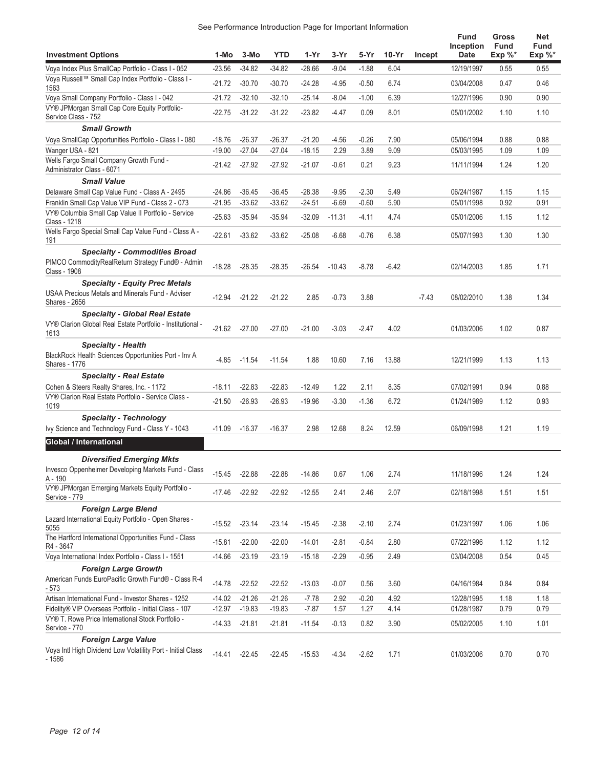See Performance Introduction Page for Important Information

| Investment Options | 1-Mo | 3-Mo | YTD | 1-Yr | 3-Yr | 5-Yr | 10-Yr | Incept | Fund Inception Date | Gross Fund Exp %* | Net Fund Exp %* |
|---|---|---|---|---|---|---|---|---|---|---|---|
| Voya Index Plus SmallCap Portfolio - Class I - 052 | -23.56 | -34.82 | -34.82 | -28.66 | -9.04 | -1.88 | 6.04 | | 12/19/1997 | 0.55 | 0.55 |
| Voya Russell™ Small Cap Index Portfolio - Class I - 1563 | -21.72 | -30.70 | -30.70 | -24.28 | -4.95 | -0.50 | 6.74 | | 03/04/2008 | 0.47 | 0.46 |
| Voya Small Company Portfolio - Class I - 042 | -21.72 | -32.10 | -32.10 | -25.14 | -8.04 | -1.00 | 6.39 | | 12/27/1996 | 0.90 | 0.90 |
| VY® JPMorgan Small Cap Core Equity Portfolio- Service Class - 752 | -22.75 | -31.22 | -31.22 | -23.82 | -4.47 | 0.09 | 8.01 | | 05/01/2002 | 1.10 | 1.10 |
| ***Small Growth*** | | | | | | | | | | | |
| Voya SmallCap Opportunities Portfolio - Class I - 080 | -18.76 | -26.37 | -26.37 | -21.20 | -4.56 | -0.26 | 7.90 | | 05/06/1994 | 0.88 | 0.88 |
| Wanger USA - 821 | -19.00 | -27.04 | -27.04 | -18.15 | 2.29 | 3.89 | 9.09 | | 05/03/1995 | 1.09 | 1.09 |
| Wells Fargo Small Company Growth Fund - Administrator Class - 6071 | -21.42 | -27.92 | -27.92 | -21.07 | -0.61 | 0.21 | 9.23 | | 11/11/1994 | 1.24 | 1.20 |
| ***Small Value*** | | | | | | | | | | | |
| Delaware Small Cap Value Fund - Class A - 2495 | -24.86 | -36.45 | -36.45 | -28.38 | -9.95 | -2.30 | 5.49 | | 06/24/1987 | 1.15 | 1.15 |
| Franklin Small Cap Value VIP Fund - Class 2 - 073 | -21.95 | -33.62 | -33.62 | -24.51 | -6.69 | -0.60 | 5.90 | | 05/01/1998 | 0.92 | 0.91 |
| VY® Columbia Small Cap Value II Portfolio - Service Class - 1218 | -25.63 | -35.94 | -35.94 | -32.09 | -11.31 | -4.11 | 4.74 | | 05/01/2006 | 1.15 | 1.12 |
| Wells Fargo Special Small Cap Value Fund - Class A - 191 | -22.61 | -33.62 | -33.62 | -25.08 | -6.68 | -0.76 | 6.38 | | 05/07/1993 | 1.30 | 1.30 |
| ***Specialty - Commodities Broad*** | | | | | | | | | | | |
| PIMCO CommodityRealReturn Strategy Fund® - Admin Class - 1908 | -18.28 | -28.35 | -28.35 | -26.54 | -10.43 | -8.78 | -6.42 | | 02/14/2003 | 1.85 | 1.71 |
| ***Specialty - Equity Prec Metals*** | | | | | | | | | | | |
| USAA Precious Metals and Minerals Fund - Adviser Shares - 2656 | -12.94 | -21.22 | -21.22 | 2.85 | -0.73 | 3.88 | | -7.43 | 08/02/2010 | 1.38 | 1.34 |
| ***Specialty - Global Real Estate*** | | | | | | | | | | | |
| VY® Clarion Global Real Estate Portfolio - Institutional - 1613 | -21.62 | -27.00 | -27.00 | -21.00 | -3.03 | -2.47 | 4.02 | | 01/03/2006 | 1.02 | 0.87 |
| ***Specialty - Health*** | | | | | | | | | | | |
| BlackRock Health Sciences Opportunities Port - Inv A Shares - 1776 | -4.85 | -11.54 | -11.54 | 1.88 | 10.60 | 7.16 | 13.88 | | 12/21/1999 | 1.13 | 1.13 |
| ***Specialty - Real Estate*** | | | | | | | | | | | |
| Cohen & Steers Realty Shares, Inc. - 1172 | -18.11 | -22.83 | -22.83 | -12.49 | 1.22 | 2.11 | 8.35 | | 07/02/1991 | 0.94 | 0.88 |
| VY® Clarion Real Estate Portfolio - Service Class - 1019 | -21.50 | -26.93 | -26.93 | -19.96 | -3.30 | -1.36 | 6.72 | | 01/24/1989 | 1.12 | 0.93 |
| ***Specialty - Technology*** | | | | | | | | | | | |
| Ivy Science and Technology Fund - Class Y - 1043 | -11.09 | -16.37 | -16.37 | 2.98 | 12.68 | 8.24 | 12.59 | | 06/09/1998 | 1.21 | 1.19 |
| **Global / International** | | | | | | | | | | | |
| ***Diversified Emerging Mkts*** | | | | | | | | | | | |
| Invesco Oppenheimer Developing Markets Fund - Class A - 190 | -15.45 | -22.88 | -22.88 | -14.86 | 0.67 | 1.06 | 2.74 | | 11/18/1996 | 1.24 | 1.24 |
| VY® JPMorgan Emerging Markets Equity Portfolio - Service - 779 | -17.46 | -22.92 | -22.92 | -12.55 | 2.41 | 2.46 | 2.07 | | 02/18/1998 | 1.51 | 1.51 |
| ***Foreign Large Blend*** | | | | | | | | | | | |
| Lazard International Equity Portfolio - Open Shares - 5055 | -15.52 | -23.14 | -23.14 | -15.45 | -2.38 | -2.10 | 2.74 | | 01/23/1997 | 1.06 | 1.06 |
| The Hartford International Opportunities Fund - Class R4 - 3647 | -15.81 | -22.00 | -22.00 | -14.01 | -2.81 | -0.84 | 2.80 | | 07/22/1996 | 1.12 | 1.12 |
| Voya International Index Portfolio - Class I - 1551 | -14.66 | -23.19 | -23.19 | -15.18 | -2.29 | -0.95 | 2.49 | | 03/04/2008 | 0.54 | 0.45 |
| ***Foreign Large Growth*** | | | | | | | | | | | |
| American Funds EuroPacific Growth Fund® - Class R-4 - 573 | -14.78 | -22.52 | -22.52 | -13.03 | -0.07 | 0.56 | 3.60 | | 04/16/1984 | 0.84 | 0.84 |
| Artisan International Fund - Investor Shares - 1252 | -14.02 | -21.26 | -21.26 | -7.78 | 2.92 | -0.20 | 4.92 | | 12/28/1995 | 1.18 | 1.18 |
| Fidelity® VIP Overseas Portfolio - Initial Class - 107 | -12.97 | -19.83 | -19.83 | -7.87 | 1.57 | 1.27 | 4.14 | | 01/28/1987 | 0.79 | 0.79 |
| VY® T. Rowe Price International Stock Portfolio - Service - 770 | -14.33 | -21.81 | -21.81 | -11.54 | -0.13 | 0.82 | 3.90 | | 05/02/2005 | 1.10 | 1.01 |
| ***Foreign Large Value*** | | | | | | | | | | | |
| Voya Intl High Dividend Low Volatility Port - Initial Class - 1586 | -14.41 | -22.45 | -22.45 | -15.53 | -4.34 | -2.62 | 1.71 | | 01/03/2006 | 0.70 | 0.70 |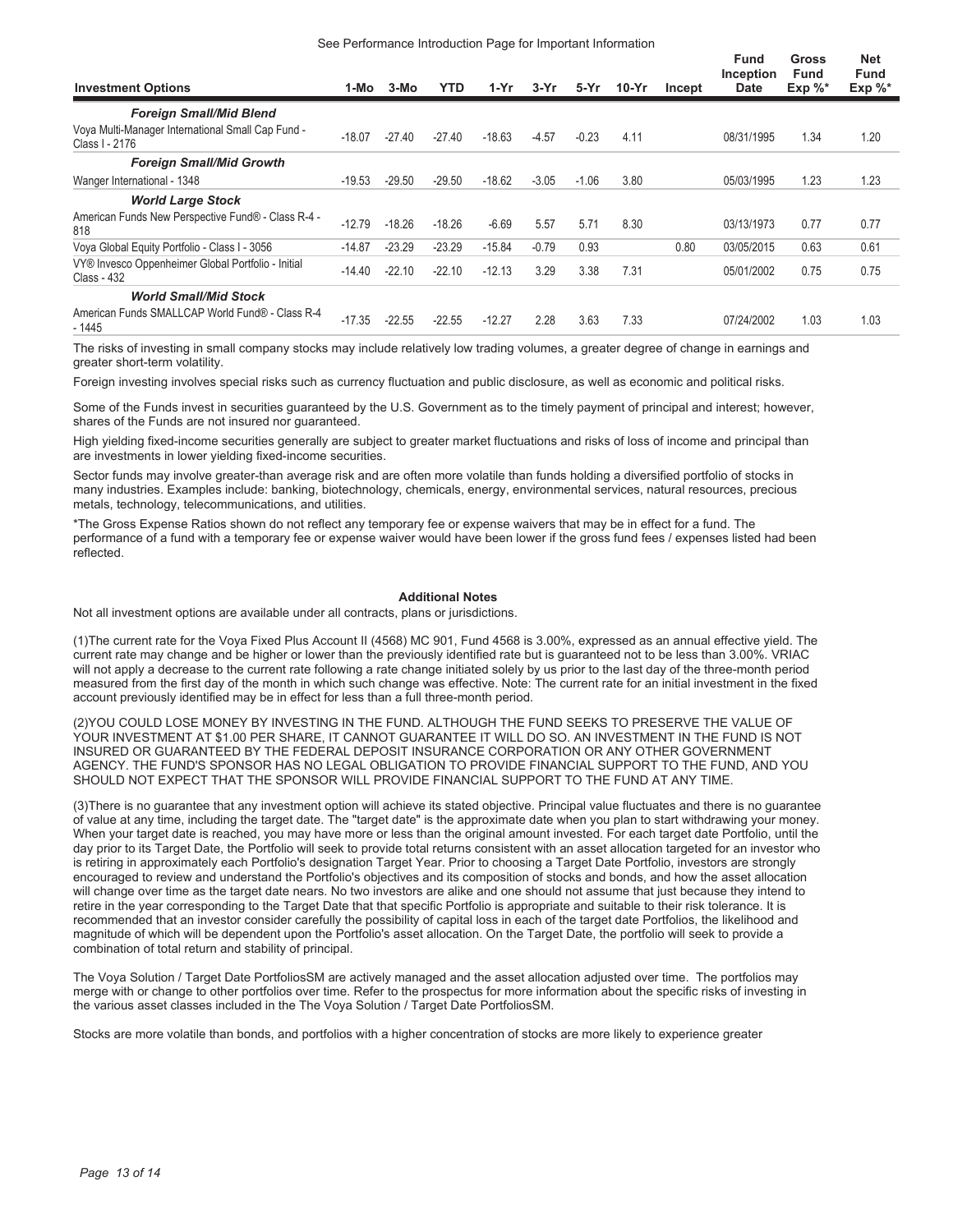See Performance Introduction Page for Important Information

| Investment Options | 1-Mo | 3-Mo | YTD | 1-Yr | 3-Yr | 5-Yr | 10-Yr | Incept | Fund Inception Date | Gross Fund Exp %* | Net Fund Exp %* |
|---|---|---|---|---|---|---|---|---|---|---|---|
| ***Foreign Small/Mid Blend*** | | | | | | | | | | | |
| Voya Multi-Manager International Small Cap Fund - Class I - 2176 | -18.07 | -27.40 | -27.40 | -18.63 | -4.57 | -0.23 | 4.11 | | 08/31/1995 | 1.34 | 1.20 |
| ***Foreign Small/Mid Growth*** | | | | | | | | | | | |
| Wanger International - 1348 | -19.53 | -29.50 | -29.50 | -18.62 | -3.05 | -1.06 | 3.80 | | 05/03/1995 | 1.23 | 1.23 |
| ***World Large Stock*** | | | | | | | | | | | |
| American Funds New Perspective Fund® - Class R-4 - 818 | -12.79 | -18.26 | -18.26 | -6.69 | 5.57 | 5.71 | 8.30 | | 03/13/1973 | 0.77 | 0.77 |
| Voya Global Equity Portfolio - Class I - 3056 | -14.87 | -23.29 | -23.29 | -15.84 | -0.79 | 0.93 | | 0.80 | 03/05/2015 | 0.63 | 0.61 |
| VY® Invesco Oppenheimer Global Portfolio - Initial Class - 432 | -14.40 | -22.10 | -22.10 | -12.13 | 3.29 | 3.38 | 7.31 | | 05/01/2002 | 0.75 | 0.75 |
| ***World Small/Mid Stock*** | | | | | | | | | | | |
| American Funds SMALLCAP World Fund® - Class R-4 - 1445 | -17.35 | -22.55 | -22.55 | -12.27 | 2.28 | 3.63 | 7.33 | | 07/24/2002 | 1.03 | 1.03 |

The risks of investing in small company stocks may include relatively low trading volumes, a greater degree of change in earnings and greater short-term volatility.

Foreign investing involves special risks such as currency fluctuation and public disclosure, as well as economic and political risks.

Some of the Funds invest in securities guaranteed by the U.S. Government as to the timely payment of principal and interest; however, shares of the Funds are not insured nor guaranteed.

High yielding fixed-income securities generally are subject to greater market fluctuations and risks of loss of income and principal than are investments in lower yielding fixed-income securities.

Sector funds may involve greater-than average risk and are often more volatile than funds holding a diversified portfolio of stocks in many industries. Examples include: banking, biotechnology, chemicals, energy, environmental services, natural resources, precious metals, technology, telecommunications, and utilities.

*The Gross Expense Ratios shown do not reflect any temporary fee or expense waivers that may be in effect for a fund. The performance of a fund with a temporary fee or expense waiver would have been lower if the gross fund fees / expenses listed had been reflected.

## Additional Notes

Not all investment options are available under all contracts, plans or jurisdictions.

(1)The current rate for the Voya Fixed Plus Account II (4568) MC 901, Fund 4568 is 3.00%, expressed as an annual effective yield. The current rate may change and be higher or lower than the previously identified rate but is guaranteed not to be less than 3.00%. VRIAC will not apply a decrease to the current rate following a rate change initiated solely by us prior to the last day of the three-month period measured from the first day of the month in which such change was effective. Note: The current rate for an initial investment in the fixed account previously identified may be in effect for less than a full three-month period.

(2)YOU COULD LOSE MONEY BY INVESTING IN THE FUND. ALTHOUGH THE FUND SEEKS TO PRESERVE THE VALUE OF YOUR INVESTMENT AT $1.00 PER SHARE, IT CANNOT GUARANTEE IT WILL DO SO. AN INVESTMENT IN THE FUND IS NOT INSURED OR GUARANTEED BY THE FEDERAL DEPOSIT INSURANCE CORPORATION OR ANY OTHER GOVERNMENT AGENCY. THE FUND'S SPONSOR HAS NO LEGAL OBLIGATION TO PROVIDE FINANCIAL SUPPORT TO THE FUND, AND YOU SHOULD NOT EXPECT THAT THE SPONSOR WILL PROVIDE FINANCIAL SUPPORT TO THE FUND AT ANY TIME.

(3)There is no guarantee that any investment option will achieve its stated objective. Principal value fluctuates and there is no guarantee of value at any time, including the target date. The "target date" is the approximate date when you plan to start withdrawing your money. When your target date is reached, you may have more or less than the original amount invested. For each target date Portfolio, until the day prior to its Target Date, the Portfolio will seek to provide total returns consistent with an asset allocation targeted for an investor who is retiring in approximately each Portfolio's designation Target Year. Prior to choosing a Target Date Portfolio, investors are strongly encouraged to review and understand the Portfolio's objectives and its composition of stocks and bonds, and how the asset allocation will change over time as the target date nears. No two investors are alike and one should not assume that just because they intend to retire in the year corresponding to the Target Date that that specific Portfolio is appropriate and suitable to their risk tolerance. It is recommended that an investor consider carefully the possibility of capital loss in each of the target date Portfolios, the likelihood and magnitude of which will be dependent upon the Portfolio's asset allocation. On the Target Date, the portfolio will seek to provide a combination of total return and stability of principal.

The Voya Solution / Target Date PortfoliosSM are actively managed and the asset allocation adjusted over time. The portfolios may merge with or change to other portfolios over time. Refer to the prospectus for more information about the specific risks of investing in the various asset classes included in the The Voya Solution / Target Date PortfoliosSM.

Stocks are more volatile than bonds, and portfolios with a higher concentration of stocks are more likely to experience greater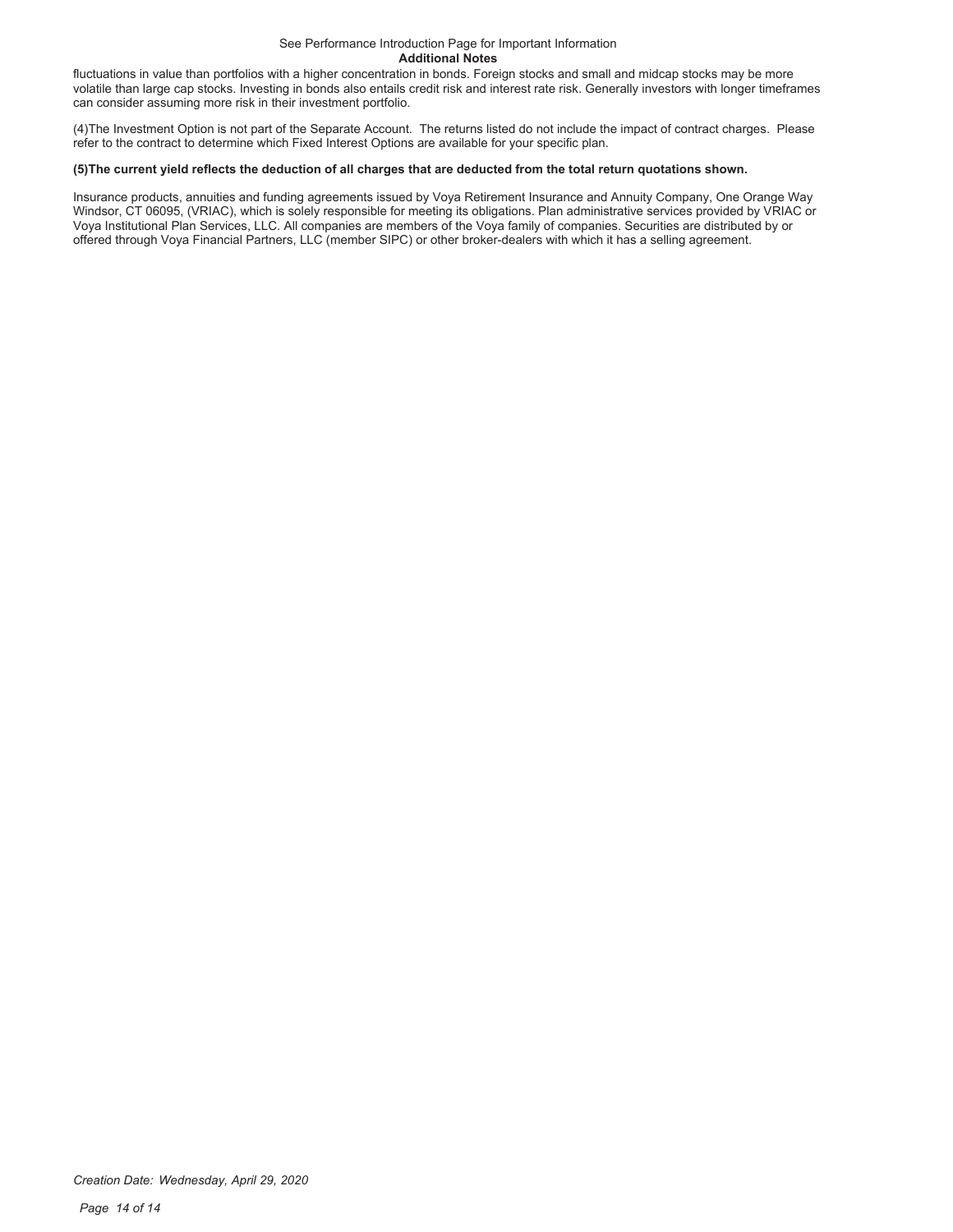## Additional Notes

fluctuations in value than portfolios with a higher concentration in bonds. Foreign stocks and small and midcap stocks may be more volatile than large cap stocks. Investing in bonds also entails credit risk and interest rate risk. Generally investors with longer timeframes can consider assuming more risk in their investment portfolio.

(4)The Investment Option is not part of the Separate Account. The returns listed do not include the impact of contract charges. Please refer to the contract to determine which Fixed Interest Options are available for your specific plan.

**(5)The current yield reflects the deduction of all charges that are deducted from the total return quotations shown.**

Insurance products, annuities and funding agreements issued by Voya Retirement Insurance and Annuity Company, One Orange Way Windsor, CT 06095, (VRIAC), which is solely responsible for meeting its obligations. Plan administrative services provided by VRIAC or Voya Institutional Plan Services, LLC. All companies are members of the Voya family of companies. Securities are distributed by or offered through Voya Financial Partners, LLC (member SIPC) or other broker-dealers with which it has a selling agreement.

*Creation Date: Wednesday, April 29, 2020*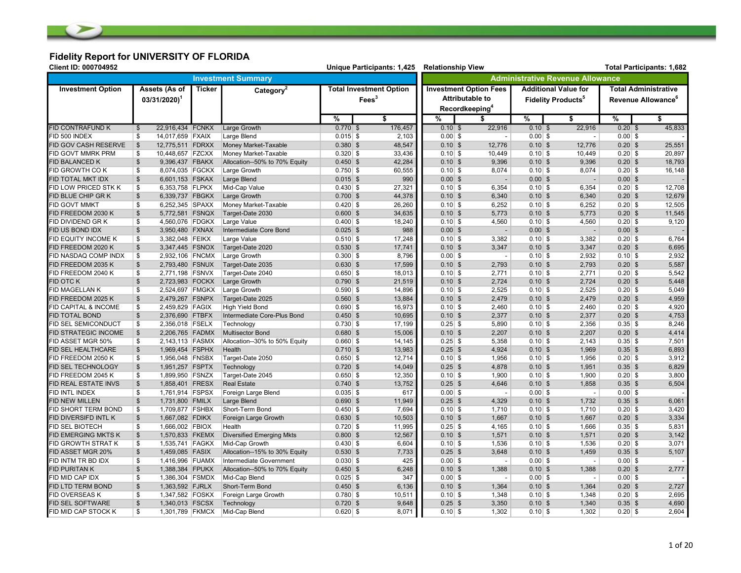# Fidelity Report for UNIVERSITY OF FLORIDA

**Client ID: 000704952** | **Unique Participants: 1,425** | **Relationship View** | **Total Participants: 1,682**

| Investment Summary | | | | | | Administrative Revenue Allowance | | | | | |
|---|---|---|---|---|---|---|---|---|---|---|---|
| Investment Option | Assets (As of 03/31/2020)[1] | Ticker | Category[2] | Total Investment Option Fees[3] | | Investment Option Fees Attributable to Recordkeeping[4] | | Additional Value for Fidelity Products[5] | | Total Administrative Revenue Allowance[6] | |
| | | | | % | $ | % | $ | % | $ | % | $ |
| FID CONTRAFUND K | $ 22,916,434 | FCNKX | Large Growth | 0.770 | $ 176,457 | 0.10 | $ 22,916 | 0.10 | $ 22,916 | 0.20 | $ 45,833 |
| FID 500 INDEX | $ 14,017,659 | FXAIX | Large Blend | 0.015 | $ 2,103 | 0.00 | $ - | 0.00 | $ - | 0.00 | $ - |
| FID GOV CASH RESERVE | $ 12,775,511 | FDRXX | Money Market-Taxable | 0.380 | $ 48,547 | 0.10 | $ 12,776 | 0.10 | $ 12,776 | 0.20 | $ 25,551 |
| FID GOVT MMRK PRM | $ 10,448,657 | FZCXX | Money Market-Taxable | 0.320 | $ 33,436 | 0.10 | $ 10,449 | 0.10 | $ 10,449 | 0.20 | $ 20,897 |
| FID BALANCED K | $ 9,396,437 | FBAKX | Allocation--50% to 70% Equity | 0.450 | $ 42,284 | 0.10 | $ 9,396 | 0.10 | $ 9,396 | 0.20 | $ 18,793 |
| FID GROWTH CO K | $ 8,074,035 | FGCKX | Large Growth | 0.750 | $ 60,555 | 0.10 | $ 8,074 | 0.10 | $ 8,074 | 0.20 | $ 16,148 |
| FID TOTAL MKT IDX | $ 6,601,153 | FSKAX | Large Blend | 0.015 | $ 990 | 0.00 | $ - | 0.00 | $ - | 0.00 | $ - |
| FID LOW PRICED STK K | $ 6,353,758 | FLPKX | Mid-Cap Value | 0.430 | $ 27,321 | 0.10 | $ 6,354 | 0.10 | $ 6,354 | 0.20 | $ 12,708 |
| FID BLUE CHIP GR K | $ 6,339,737 | FBGKX | Large Growth | 0.700 | $ 44,378 | 0.10 | $ 6,340 | 0.10 | $ 6,340 | 0.20 | $ 12,679 |
| FID GOVT MMKT | $ 6,252,345 | SPAXX | Money Market-Taxable | 0.420 | $ 26,260 | 0.10 | $ 6,252 | 0.10 | $ 6,252 | 0.20 | $ 12,505 |
| FID FREEDOM 2030 K | $ 5,772,581 | FSNQX | Target-Date 2030 | 0.600 | $ 34,635 | 0.10 | $ 5,773 | 0.10 | $ 5,773 | 0.20 | $ 11,545 |
| FID DIVIDEND GR K | $ 4,560,076 | FDGKX | Large Value | 0.400 | $ 18,240 | 0.10 | $ 4,560 | 0.10 | $ 4,560 | 0.20 | $ 9,120 |
| FID US BOND IDX | $ 3,950,480 | FXNAX | Intermediate Core Bond | 0.025 | $ 988 | 0.00 | $ - | 0.00 | $ - | 0.00 | $ - |
| FID EQUITY INCOME K | $ 3,382,048 | FEIKX | Large Value | 0.510 | $ 17,248 | 0.10 | $ 3,382 | 0.10 | $ 3,382 | 0.20 | $ 6,764 |
| FID FREEDOM 2020 K | $ 3,347,445 | FSNOX | Target-Date 2020 | 0.530 | $ 17,741 | 0.10 | $ 3,347 | 0.10 | $ 3,347 | 0.20 | $ 6,695 |
| FID NASDAQ COMP INDX | $ 2,932,106 | FNCMX | Large Growth | 0.300 | $ 8,796 | 0.00 | $ - | 0.10 | $ 2,932 | 0.10 | $ 2,932 |
| FID FREEDOM 2035 K | $ 2,793,480 | FSNUX | Target-Date 2035 | 0.630 | $ 17,599 | 0.10 | $ 2,793 | 0.10 | $ 2,793 | 0.20 | $ 5,587 |
| FID FREEDOM 2040 K | $ 2,771,198 | FSNVX | Target-Date 2040 | 0.650 | $ 18,013 | 0.10 | $ 2,771 | 0.10 | $ 2,771 | 0.20 | $ 5,542 |
| FID OTC K | $ 2,723,983 | FOCKX | Large Growth | 0.790 | $ 21,519 | 0.10 | $ 2,724 | 0.10 | $ 2,724 | 0.20 | $ 5,448 |
| FID MAGELLAN K | $ 2,524,697 | FMGKX | Large Growth | 0.590 | $ 14,896 | 0.10 | $ 2,525 | 0.10 | $ 2,525 | 0.20 | $ 5,049 |
| FID FREEDOM 2025 K | $ 2,479,267 | FSNPX | Target-Date 2025 | 0.560 | $ 13,884 | 0.10 | $ 2,479 | 0.10 | $ 2,479 | 0.20 | $ 4,959 |
| FID CAPITAL & INCOME | $ 2,459,829 | FAGIX | High Yield Bond | 0.690 | $ 16,973 | 0.10 | $ 2,460 | 0.10 | $ 2,460 | 0.20 | $ 4,920 |
| FID TOTAL BOND | $ 2,376,690 | FTBFX | Intermediate Core-Plus Bond | 0.450 | $ 10,695 | 0.10 | $ 2,377 | 0.10 | $ 2,377 | 0.20 | $ 4,753 |
| FID SEL SEMICONDUCT | $ 2,356,018 | FSELX | Technology | 0.730 | $ 17,199 | 0.25 | $ 5,890 | 0.10 | $ 2,356 | 0.35 | $ 8,246 |
| FID STRATEGIC INCOME | $ 2,206,765 | FADMX | Multisector Bond | 0.680 | $ 15,006 | 0.10 | $ 2,207 | 0.10 | $ 2,207 | 0.20 | $ 4,414 |
| FID ASSET MGR 50% | $ 2,143,113 | FASMX | Allocation--30% to 50% Equity | 0.660 | $ 14,145 | 0.25 | $ 5,358 | 0.10 | $ 2,143 | 0.35 | $ 7,501 |
| FID SEL HEALTHCARE | $ 1,969,454 | FSPHX | Health | 0.710 | $ 13,983 | 0.25 | $ 4,924 | 0.10 | $ 1,969 | 0.35 | $ 6,893 |
| FID FREEDOM 2050 K | $ 1,956,048 | FNSBX | Target-Date 2050 | 0.650 | $ 12,714 | 0.10 | $ 1,956 | 0.10 | $ 1,956 | 0.20 | $ 3,912 |
| FID SEL TECHNOLOGY | $ 1,951,257 | FSPTX | Technology | 0.720 | $ 14,049 | 0.25 | $ 4,878 | 0.10 | $ 1,951 | 0.35 | $ 6,829 |
| FID FREEDOM 2045 K | $ 1,899,950 | FSNZX | Target-Date 2045 | 0.650 | $ 12,350 | 0.10 | $ 1,900 | 0.10 | $ 1,900 | 0.20 | $ 3,800 |
| FID REAL ESTATE INVS | $ 1,858,401 | FRESX | Real Estate | 0.740 | $ 13,752 | 0.25 | $ 4,646 | 0.10 | $ 1,858 | 0.35 | $ 6,504 |
| FID INTL INDEX | $ 1,761,914 | FSPSX | Foreign Large Blend | 0.035 | $ 617 | 0.00 | $ - | 0.00 | $ - | 0.00 | $ - |
| FID NEW MILLEN | $ 1,731,800 | FMILX | Large Blend | 0.690 | $ 11,949 | 0.25 | $ 4,329 | 0.10 | $ 1,732 | 0.35 | $ 6,061 |
| FID SHORT TERM BOND | $ 1,709,877 | FSHBX | Short-Term Bond | 0.450 | $ 7,694 | 0.10 | $ 1,710 | 0.10 | $ 1,710 | 0.20 | $ 3,420 |
| FID DIVERSIFD INTL K | $ 1,667,082 | FDIKX | Foreign Large Growth | 0.630 | $ 10,503 | 0.10 | $ 1,667 | 0.10 | $ 1,667 | 0.20 | $ 3,334 |
| FID SEL BIOTECH | $ 1,666,002 | FBIOX | Health | 0.720 | $ 11,995 | 0.25 | $ 4,165 | 0.10 | $ 1,666 | 0.35 | $ 5,831 |
| FID EMERGING MKTS K | $ 1,570,833 | FKEMX | Diversified Emerging Mkts | 0.800 | $ 12,567 | 0.10 | $ 1,571 | 0.10 | $ 1,571 | 0.20 | $ 3,142 |
| FID GROWTH STRAT K | $ 1,535,741 | FAGKX | Mid-Cap Growth | 0.430 | $ 6,604 | 0.10 | $ 1,536 | 0.10 | $ 1,536 | 0.20 | $ 3,071 |
| FID ASSET MGR 20% | $ 1,459,085 | FASIX | Allocation--15% to 30% Equity | 0.530 | $ 7,733 | 0.25 | $ 3,648 | 0.10 | $ 1,459 | 0.35 | $ 5,107 |
| FID INTM TR BD IDX | $ 1,416,996 | FUAMX | Intermediate Government | 0.030 | $ 425 | 0.00 | $ - | 0.00 | $ - | 0.00 | $ - |
| FID PURITAN K | $ 1,388,384 | FPUKX | Allocation--50% to 70% Equity | 0.450 | $ 6,248 | 0.10 | $ 1,388 | 0.10 | $ 1,388 | 0.20 | $ 2,777 |
| FID MID CAP IDX | $ 1,386,304 | FSMDX | Mid-Cap Blend | 0.025 | $ 347 | 0.00 | $ - | 0.00 | $ - | 0.00 | $ - |
| FID LTD TERM BOND | $ 1,363,592 | FJRLX | Short-Term Bond | 0.450 | $ 6,136 | 0.10 | $ 1,364 | 0.10 | $ 1,364 | 0.20 | $ 2,727 |
| FID OVERSEAS K | $ 1,347,582 | FOSKX | Foreign Large Growth | 0.780 | $ 10,511 | 0.10 | $ 1,348 | 0.10 | $ 1,348 | 0.20 | $ 2,695 |
| FID SEL SOFTWARE | $ 1,340,013 | FSCSX | Technology | 0.720 | $ 9,648 | 0.25 | $ 3,350 | 0.10 | $ 1,340 | 0.35 | $ 4,690 |
| FID MID CAP STOCK K | $ 1,301,789 | FKMCX | Mid-Cap Blend | 0.620 | $ 8,071 | 0.10 | $ 1,302 | 0.10 | $ 1,302 | 0.20 | $ 2,604 |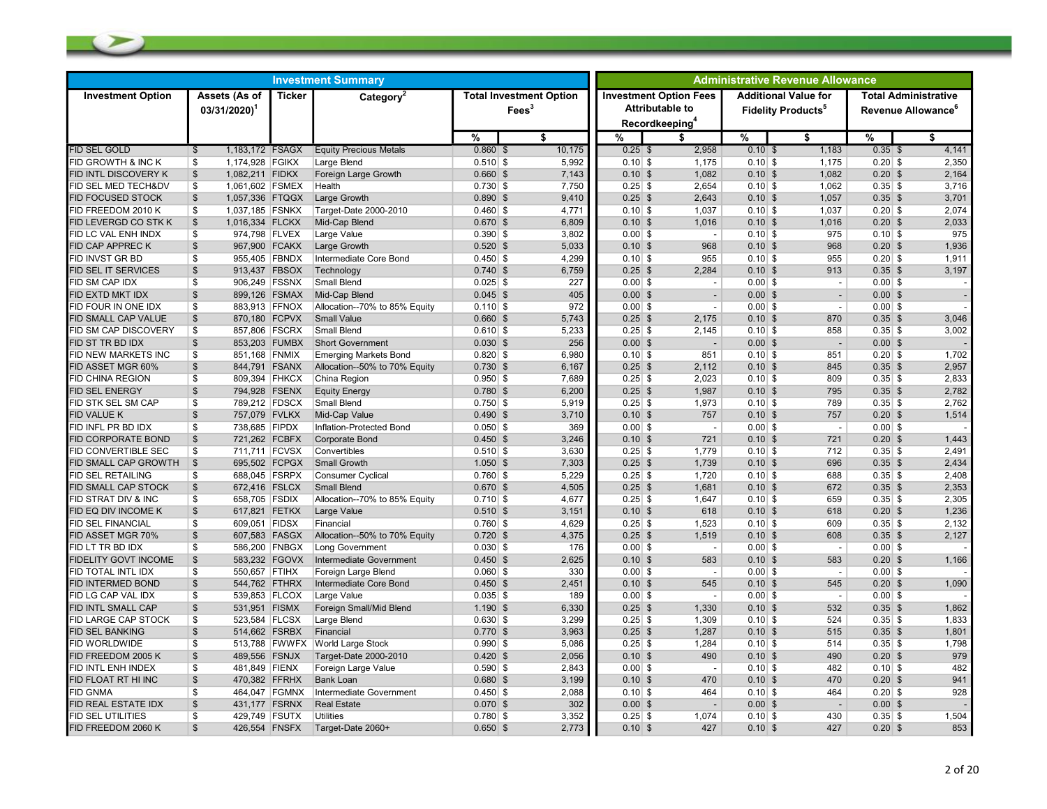| Investment Summary | | | | | | Administrative Revenue Allowance | | | | | |
|---|---|---|---|---|---|---|---|---|---|---|---|
| Investment Option | Assets (As of 03/31/2020)[1] | Ticker | Category[2] | Total Investment Option Fees[3] | | Investment Option Fees Attributable to Recordkeeping[4] | | Additional Value for Fidelity Products[5] | | Total Administrative Revenue Allowance[6] | |
| | | | | % | $ | % | $ | % | $ | % | $ |
| FID SEL GOLD | $ 1,183,172 | FSAGX | Equity Precious Metals | 0.860 | $ 10,175 | 0.25 | $ 2,958 | 0.10 | $ 1,183 | 0.35 | $ 4,141 |
| FID GROWTH & INC K | $ 1,174,928 | FGIKX | Large Blend | 0.510 | $ 5,992 | 0.10 | $ 1,175 | 0.10 | $ 1,175 | 0.20 | $ 2,350 |
| FID INTL DISCOVERY K | $ 1,082,211 | FIDKX | Foreign Large Growth | 0.660 | $ 7,143 | 0.10 | $ 1,082 | 0.10 | $ 1,082 | 0.20 | $ 2,164 |
| FID SEL MED TECH&DV | $ 1,061,602 | FSMEX | Health | 0.730 | $ 7,750 | 0.25 | $ 2,654 | 0.10 | $ 1,062 | 0.35 | $ 3,716 |
| FID FOCUSED STOCK | $ 1,057,336 | FTQGX | Large Growth | 0.890 | $ 9,410 | 0.25 | $ 2,643 | 0.10 | $ 1,057 | 0.35 | $ 3,701 |
| FID FREEDOM 2010 K | $ 1,037,185 | FSNKX | Target-Date 2000-2010 | 0.460 | $ 4,771 | 0.10 | $ 1,037 | 0.10 | $ 1,037 | 0.20 | $ 2,074 |
| FID LEVERGD CO STK K | $ 1,016,334 | FLCKX | Mid-Cap Blend | 0.670 | $ 6,809 | 0.10 | $ 1,016 | 0.10 | $ 1,016 | 0.20 | $ 2,033 |
| FID LC VAL ENH INDX | $ 974,798 | FLVEX | Large Value | 0.390 | $ 3,802 | 0.00 | $ - | 0.10 | $ 975 | 0.10 | $ 975 |
| FID CAP APPREC K | $ 967,900 | FCAKX | Large Growth | 0.520 | $ 5,033 | 0.10 | $ 968 | 0.10 | $ 968 | 0.20 | $ 1,936 |
| FID INVST GR BD | $ 955,405 | FBNDX | Intermediate Core Bond | 0.450 | $ 4,299 | 0.10 | $ 955 | 0.10 | $ 955 | 0.20 | $ 1,911 |
| FID SEL IT SERVICES | $ 913,437 | FBSOX | Technology | 0.740 | $ 6,759 | 0.25 | $ 2,284 | 0.10 | $ 913 | 0.35 | $ 3,197 |
| FID SM CAP IDX | $ 906,249 | FSSNX | Small Blend | 0.025 | $ 227 | 0.00 | $ - | 0.00 | $ - | 0.00 | $ - |
| FID EXTD MKT IDX | $ 899,126 | FSMAX | Mid-Cap Blend | 0.045 | $ 405 | 0.00 | $ - | 0.00 | $ - | 0.00 | $ - |
| FID FOUR IN ONE IDX | $ 883,913 | FFNOX | Allocation--70% to 85% Equity | 0.110 | $ 972 | 0.00 | $ - | 0.00 | $ - | 0.00 | $ - |
| FID SMALL CAP VALUE | $ 870,180 | FCPVX | Small Value | 0.660 | $ 5,743 | 0.25 | $ 2,175 | 0.10 | $ 870 | 0.35 | $ 3,046 |
| FID SM CAP DISCOVERY | $ 857,806 | FSCRX | Small Blend | 0.610 | $ 5,233 | 0.25 | $ 2,145 | 0.10 | $ 858 | 0.35 | $ 3,002 |
| FID ST TR BD IDX | $ 853,203 | FUMBX | Short Government | 0.030 | $ 256 | 0.00 | $ - | 0.00 | $ - | 0.00 | $ - |
| FID NEW MARKETS INC | $ 851,168 | FNMIX | Emerging Markets Bond | 0.820 | $ 6,980 | 0.10 | $ 851 | 0.10 | $ 851 | 0.20 | $ 1,702 |
| FID ASSET MGR 60% | $ 844,791 | FSANX | Allocation--50% to 70% Equity | 0.730 | $ 6,167 | 0.25 | $ 2,112 | 0.10 | $ 845 | 0.35 | $ 2,957 |
| FID CHINA REGION | $ 809,394 | FHKCX | China Region | 0.950 | $ 7,689 | 0.25 | $ 2,023 | 0.10 | $ 809 | 0.35 | $ 2,833 |
| FID SEL ENERGY | $ 794,928 | FSENX | Equity Energy | 0.780 | $ 6,200 | 0.25 | $ 1,987 | 0.10 | $ 795 | 0.35 | $ 2,782 |
| FID STK SEL SM CAP | $ 789,212 | FDSCX | Small Blend | 0.750 | $ 5,919 | 0.25 | $ 1,973 | 0.10 | $ 789 | 0.35 | $ 2,762 |
| FID VALUE K | $ 757,079 | FVLKX | Mid-Cap Value | 0.490 | $ 3,710 | 0.10 | $ 757 | 0.10 | $ 757 | 0.20 | $ 1,514 |
| FID INFL PR BD IDX | $ 738,685 | FIPDX | Inflation-Protected Bond | 0.050 | $ 369 | 0.00 | $ - | 0.00 | $ - | 0.00 | $ - |
| FID CORPORATE BOND | $ 721,262 | FCBFX | Corporate Bond | 0.450 | $ 3,246 | 0.10 | $ 721 | 0.10 | $ 721 | 0.20 | $ 1,443 |
| FID CONVERTIBLE SEC | $ 711,711 | FCVSX | Convertibles | 0.510 | $ 3,630 | 0.25 | $ 1,779 | 0.10 | $ 712 | 0.35 | $ 2,491 |
| FID SMALL CAP GROWTH | $ 695,502 | FCPGX | Small Growth | 1.050 | $ 7,303 | 0.25 | $ 1,739 | 0.10 | $ 696 | 0.35 | $ 2,434 |
| FID SEL RETAILING | $ 688,045 | FSRPX | Consumer Cyclical | 0.760 | $ 5,229 | 0.25 | $ 1,720 | 0.10 | $ 688 | 0.35 | $ 2,408 |
| FID SMALL CAP STOCK | $ 672,416 | FSLCX | Small Blend | 0.670 | $ 4,505 | 0.25 | $ 1,681 | 0.10 | $ 672 | 0.35 | $ 2,353 |
| FID STRAT DIV & INC | $ 658,705 | FSDIX | Allocation--70% to 85% Equity | 0.710 | $ 4,677 | 0.25 | $ 1,647 | 0.10 | $ 659 | 0.35 | $ 2,305 |
| FID EQ DIV INCOME K | $ 617,821 | FETKX | Large Value | 0.510 | $ 3,151 | 0.10 | $ 618 | 0.10 | $ 618 | 0.20 | $ 1,236 |
| FID SEL FINANCIAL | $ 609,051 | FIDSX | Financial | 0.760 | $ 4,629 | 0.25 | $ 1,523 | 0.10 | $ 609 | 0.35 | $ 2,132 |
| FID ASSET MGR 70% | $ 607,583 | FASGX | Allocation--50% to 70% Equity | 0.720 | $ 4,375 | 0.25 | $ 1,519 | 0.10 | $ 608 | 0.35 | $ 2,127 |
| FID LT TR BD IDX | $ 586,200 | FNBGX | Long Government | 0.030 | $ 176 | 0.00 | $ - | 0.00 | $ - | 0.00 | $ - |
| FIDELITY GOVT INCOME | $ 583,232 | FGOVX | Intermediate Government | 0.450 | $ 2,625 | 0.10 | $ 583 | 0.10 | $ 583 | 0.20 | $ 1,166 |
| FID TOTAL INTL IDX | $ 550,657 | FTIHX | Foreign Large Blend | 0.060 | $ 330 | 0.00 | $ - | 0.00 | $ - | 0.00 | $ - |
| FID INTERMED BOND | $ 544,762 | FTHRX | Intermediate Core Bond | 0.450 | $ 2,451 | 0.10 | $ 545 | 0.10 | $ 545 | 0.20 | $ 1,090 |
| FID LG CAP VAL IDX | $ 539,853 | FLCOX | Large Value | 0.035 | $ 189 | 0.00 | $ - | 0.00 | $ - | 0.00 | $ - |
| FID INTL SMALL CAP | $ 531,951 | FISMX | Foreign Small/Mid Blend | 1.190 | $ 6,330 | 0.25 | $ 1,330 | 0.10 | $ 532 | 0.35 | $ 1,862 |
| FID LARGE CAP STOCK | $ 523,584 | FLCSX | Large Blend | 0.630 | $ 3,299 | 0.25 | $ 1,309 | 0.10 | $ 524 | 0.35 | $ 1,833 |
| FID SEL BANKING | $ 514,662 | FSRBX | Financial | 0.770 | $ 3,963 | 0.25 | $ 1,287 | 0.10 | $ 515 | 0.35 | $ 1,801 |
| FID WORLDWIDE | $ 513,788 | FWWFX | World Large Stock | 0.990 | $ 5,086 | 0.25 | $ 1,284 | 0.10 | $ 514 | 0.35 | $ 1,798 |
| FID FREEDOM 2005 K | $ 489,556 | FSNJX | Target-Date 2000-2010 | 0.420 | $ 2,056 | 0.10 | $ 490 | 0.10 | $ 490 | 0.20 | $ 979 |
| FID INTL ENH INDEX | $ 481,849 | FIENX | Foreign Large Value | 0.590 | $ 2,843 | 0.00 | $ - | 0.10 | $ 482 | 0.10 | $ 482 |
| FID FLOAT RT HI INC | $ 470,382 | FFRHX | Bank Loan | 0.680 | $ 3,199 | 0.10 | $ 470 | 0.10 | $ 470 | 0.20 | $ 941 |
| FID GNMA | $ 464,047 | FGMNX | Intermediate Government | 0.450 | $ 2,088 | 0.10 | $ 464 | 0.10 | $ 464 | 0.20 | $ 928 |
| FID REAL ESTATE IDX | $ 431,177 | FSRNX | Real Estate | 0.070 | $ 302 | 0.00 | $ - | 0.00 | $ - | 0.00 | $ - |
| FID SEL UTILITIES | $ 429,749 | FSUTX | Utilities | 0.780 | $ 3,352 | 0.25 | $ 1,074 | 0.10 | $ 430 | 0.35 | $ 1,504 |
| FID FREEDOM 2060 K | $ 426,554 | FNSFX | Target-Date 2060+ | 0.650 | $ 2,773 | 0.10 | $ 427 | 0.10 | $ 427 | 0.20 | $ 853 |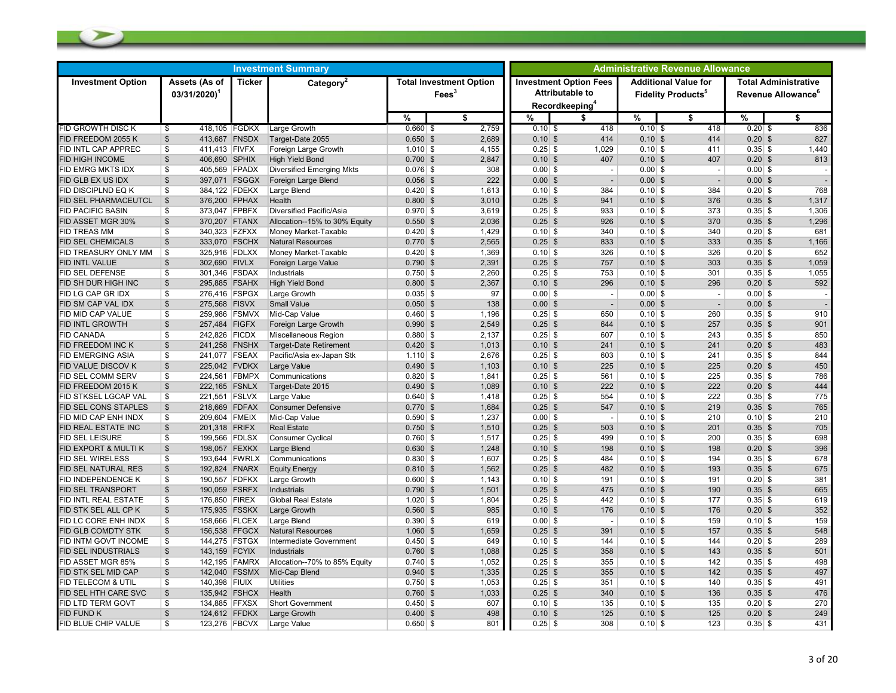| Investment Summary | | | | | | Administrative Revenue Allowance | | | | | |
|---|---|---|---|---|---|---|---|---|---|---|---|
| Investment Option | Assets (As of 03/31/2020)[1] | Ticker | Category[2] | Total Investment Option Fees[3] | | Investment Option Fees Attributable to Recordkeeping[4] | | Additional Value for Fidelity Products[5] | | Total Administrative Revenue Allowance[6] | |
| | | | | % | $ | % | $ | % | $ | % | $ |
| FID GROWTH DISC K | $ 418,105 | FGDKX | Large Growth | 0.660 | $ 2,759 | 0.10 | $ 418 | 0.10 | $ 418 | 0.20 | $ 836 |
| FID FREEDOM 2055 K | $ 413,687 | FNSDX | Target-Date 2055 | 0.650 | $ 2,689 | 0.10 | $ 414 | 0.10 | $ 414 | 0.20 | $ 827 |
| FID INTL CAP APPREC | $ 411,413 | FIVFX | Foreign Large Growth | 1.010 | $ 4,155 | 0.25 | $ 1,029 | 0.10 | $ 411 | 0.35 | $ 1,440 |
| FID HIGH INCOME | $ 406,690 | SPHIX | High Yield Bond | 0.700 | $ 2,847 | 0.10 | $ 407 | 0.10 | $ 407 | 0.20 | $ 813 |
| FID EMRG MKTS IDX | $ 405,569 | FPADX | Diversified Emerging Mkts | 0.076 | $ 308 | 0.00 | $ - | 0.00 | $ - | 0.00 | $ - |
| FID GLB EX US IDX | $ 397,071 | FSGGX | Foreign Large Blend | 0.056 | $ 222 | 0.00 | $ - | 0.00 | $ - | 0.00 | $ - |
| FID DISCIPLND EQ K | $ 384,122 | FDEKX | Large Blend | 0.420 | $ 1,613 | 0.10 | $ 384 | 0.10 | $ 384 | 0.20 | $ 768 |
| FID SEL PHARMACEUTCL | $ 376,200 | FPHAX | Health | 0.800 | $ 3,010 | 0.25 | $ 941 | 0.10 | $ 376 | 0.35 | $ 1,317 |
| FID PACIFIC BASIN | $ 373,047 | FPBFX | Diversified Pacific/Asia | 0.970 | $ 3,619 | 0.25 | $ 933 | 0.10 | $ 373 | 0.35 | $ 1,306 |
| FID ASSET MGR 30% | $ 370,207 | FTANX | Allocation--15% to 30% Equity | 0.550 | $ 2,036 | 0.25 | $ 926 | 0.10 | $ 370 | 0.35 | $ 1,296 |
| FID TREAS MM | $ 340,323 | FZFXX | Money Market-Taxable | 0.420 | $ 1,429 | 0.10 | $ 340 | 0.10 | $ 340 | 0.20 | $ 681 |
| FID SEL CHEMICALS | $ 333,070 | FSCHX | Natural Resources | 0.770 | $ 2,565 | 0.25 | $ 833 | 0.10 | $ 333 | 0.35 | $ 1,166 |
| FID TREASURY ONLY MM | $ 325,916 | FDLXX | Money Market-Taxable | 0.420 | $ 1,369 | 0.10 | $ 326 | 0.10 | $ 326 | 0.20 | $ 652 |
| FID INTL VALUE | $ 302,690 | FIVLX | Foreign Large Value | 0.790 | $ 2,391 | 0.25 | $ 757 | 0.10 | $ 303 | 0.35 | $ 1,059 |
| FID SEL DEFENSE | $ 301,346 | FSDAX | Industrials | 0.750 | $ 2,260 | 0.25 | $ 753 | 0.10 | $ 301 | 0.35 | $ 1,055 |
| FID SH DUR HIGH INC | $ 295,885 | FSAHX | High Yield Bond | 0.800 | $ 2,367 | 0.10 | $ 296 | 0.10 | $ 296 | 0.20 | $ 592 |
| FID LG CAP GR IDX | $ 276,416 | FSPGX | Large Growth | 0.035 | $ 97 | 0.00 | $ - | 0.00 | $ - | 0.00 | $ - |
| FID SM CAP VAL IDX | $ 275,568 | FISVX | Small Value | 0.050 | $ 138 | 0.00 | $ - | 0.00 | $ - | 0.00 | $ - |
| FID MID CAP VALUE | $ 259,986 | FSMVX | Mid-Cap Value | 0.460 | $ 1,196 | 0.25 | $ 650 | 0.10 | $ 260 | 0.35 | $ 910 |
| FID INTL GROWTH | $ 257,484 | FIGFX | Foreign Large Growth | 0.990 | $ 2,549 | 0.25 | $ 644 | 0.10 | $ 257 | 0.35 | $ 901 |
| FID CANADA | $ 242,826 | FICDX | Miscellaneous Region | 0.880 | $ 2,137 | 0.25 | $ 607 | 0.10 | $ 243 | 0.35 | $ 850 |
| FID FREEDOM INC K | $ 241,258 | FNSHX | Target-Date Retirement | 0.420 | $ 1,013 | 0.10 | $ 241 | 0.10 | $ 241 | 0.20 | $ 483 |
| FID EMERGING ASIA | $ 241,077 | FSEAX | Pacific/Asia ex-Japan Stk | 1.110 | $ 2,676 | 0.25 | $ 603 | 0.10 | $ 241 | 0.35 | $ 844 |
| FID VALUE DISCOV K | $ 225,042 | FVDKX | Large Value | 0.490 | $ 1,103 | 0.10 | $ 225 | 0.10 | $ 225 | 0.20 | $ 450 |
| FID SEL COMM SERV | $ 224,561 | FBMPX | Communications | 0.820 | $ 1,841 | 0.25 | $ 561 | 0.10 | $ 225 | 0.35 | $ 786 |
| FID FREEDOM 2015 K | $ 222,165 | FSNLX | Target-Date 2015 | 0.490 | $ 1,089 | 0.10 | $ 222 | 0.10 | $ 222 | 0.20 | $ 444 |
| FID STKSEL LGCAP VAL | $ 221,551 | FSLVX | Large Value | 0.640 | $ 1,418 | 0.25 | $ 554 | 0.10 | $ 222 | 0.35 | $ 775 |
| FID SEL CONS STAPLES | $ 218,669 | FDFAX | Consumer Defensive | 0.770 | $ 1,684 | 0.25 | $ 547 | 0.10 | $ 219 | 0.35 | $ 765 |
| FID MID CAP ENH INDX | $ 209,604 | FMEIX | Mid-Cap Value | 0.590 | $ 1,237 | 0.00 | $ - | 0.10 | $ 210 | 0.10 | $ 210 |
| FID REAL ESTATE INC | $ 201,318 | FRIFX | Real Estate | 0.750 | $ 1,510 | 0.25 | $ 503 | 0.10 | $ 201 | 0.35 | $ 705 |
| FID SEL LEISURE | $ 199,566 | FDLSX | Consumer Cyclical | 0.760 | $ 1,517 | 0.25 | $ 499 | 0.10 | $ 200 | 0.35 | $ 698 |
| FID EXPORT & MULTI K | $ 198,057 | FEXKX | Large Blend | 0.630 | $ 1,248 | 0.10 | $ 198 | 0.10 | $ 198 | 0.20 | $ 396 |
| FID SEL WIRELESS | $ 193,644 | FWRLX | Communications | 0.830 | $ 1,607 | 0.25 | $ 484 | 0.10 | $ 194 | 0.35 | $ 678 |
| FID SEL NATURAL RES | $ 192,824 | FNARX | Equity Energy | 0.810 | $ 1,562 | 0.25 | $ 482 | 0.10 | $ 193 | 0.35 | $ 675 |
| FID INDEPENDENCE K | $ 190,557 | FDFKX | Large Growth | 0.600 | $ 1,143 | 0.10 | $ 191 | 0.10 | $ 191 | 0.20 | $ 381 |
| FID SEL TRANSPORT | $ 190,059 | FSRFX | Industrials | 0.790 | $ 1,501 | 0.25 | $ 475 | 0.10 | $ 190 | 0.35 | $ 665 |
| FID INTL REAL ESTATE | $ 176,850 | FIREX | Global Real Estate | 1.020 | $ 1,804 | 0.25 | $ 442 | 0.10 | $ 177 | 0.35 | $ 619 |
| FID STK SEL ALL CP K | $ 175,935 | FSSKX | Large Growth | 0.560 | $ 985 | 0.10 | $ 176 | 0.10 | $ 176 | 0.20 | $ 352 |
| FID LC CORE ENH INDX | $ 158,666 | FLCEX | Large Blend | 0.390 | $ 619 | 0.00 | $ - | 0.10 | $ 159 | 0.10 | $ 159 |
| FID GLB COMDTY STK | $ 156,538 | FFGCX | Natural Resources | 1.060 | $ 1,659 | 0.25 | $ 391 | 0.10 | $ 157 | 0.35 | $ 548 |
| FID INTM GOVT INCOME | $ 144,275 | FSTGX | Intermediate Government | 0.450 | $ 649 | 0.10 | $ 144 | 0.10 | $ 144 | 0.20 | $ 289 |
| FID SEL INDUSTRIALS | $ 143,159 | FCYIX | Industrials | 0.760 | $ 1,088 | 0.25 | $ 358 | 0.10 | $ 143 | 0.35 | $ 501 |
| FID ASSET MGR 85% | $ 142,195 | FAMRX | Allocation--70% to 85% Equity | 0.740 | $ 1,052 | 0.25 | $ 355 | 0.10 | $ 142 | 0.35 | $ 498 |
| FID STK SEL MID CAP | $ 142,040 | FSSMX | Mid-Cap Blend | 0.940 | $ 1,335 | 0.25 | $ 355 | 0.10 | $ 142 | 0.35 | $ 497 |
| FID TELECOM & UTIL | $ 140,398 | FIUIX | Utilities | 0.750 | $ 1,053 | 0.25 | $ 351 | 0.10 | $ 140 | 0.35 | $ 491 |
| FID SEL HTH CARE SVC | $ 135,942 | FSHCX | Health | 0.760 | $ 1,033 | 0.25 | $ 340 | 0.10 | $ 136 | 0.35 | $ 476 |
| FID LTD TERM GOVT | $ 134,885 | FFXSX | Short Government | 0.450 | $ 607 | 0.10 | $ 135 | 0.10 | $ 135 | 0.20 | $ 270 |
| FID FUND K | $ 124,612 | FFDKX | Large Growth | 0.400 | $ 498 | 0.10 | $ 125 | 0.10 | $ 125 | 0.20 | $ 249 |
| FID BLUE CHIP VALUE | $ 123,276 | FBCVX | Large Value | 0.650 | $ 801 | 0.25 | $ 308 | 0.10 | $ 123 | 0.35 | $ 431 |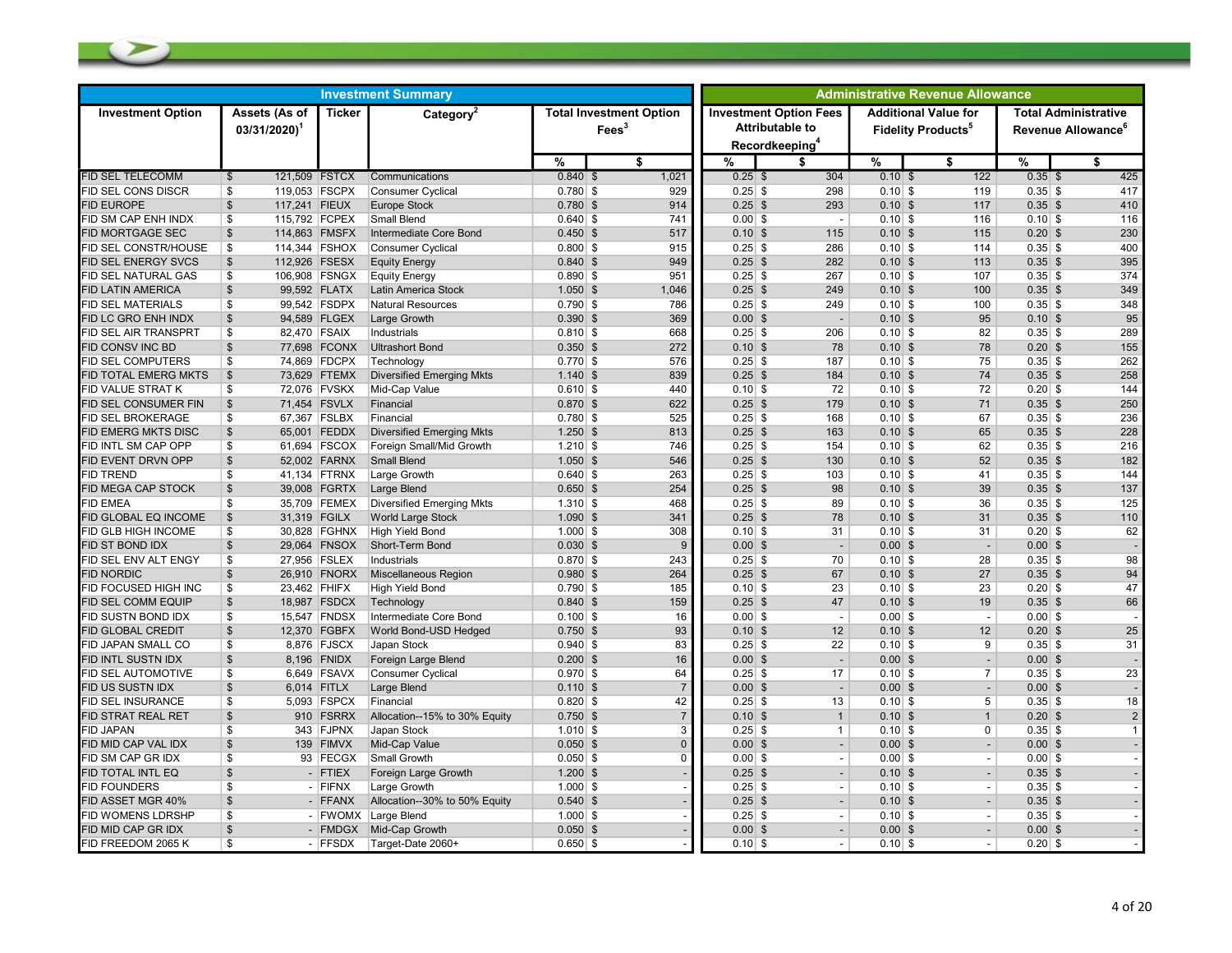| Investment Summary | | | | | | Administrative Revenue Allowance | | | | | |
|---|---|---|---|---|---|---|---|---|---|---|---|
| Investment Option | Assets (As of 03/31/2020)[1] | Ticker | Category[2] | Total Investment Option Fees[3] | | Investment Option Fees Attributable to Recordkeeping[4] | | Additional Value for Fidelity Products[5] | | Total Administrative Revenue Allowance[6] | |
| | | | | % | $ | % | $ | % | $ | % | $ |
| FID SEL TELECOMM | $ 121,509 | FSTCX | Communications | 0.840 | $ 1,021 | 0.25 | $ 304 | 0.10 | $ 122 | 0.35 | $ 425 |
| FID SEL CONS DISCR | $ 119,053 | FSCPX | Consumer Cyclical | 0.780 | $ 929 | 0.25 | $ 298 | 0.10 | $ 119 | 0.35 | $ 417 |
| FID EUROPE | $ 117,241 | FIEUX | Europe Stock | 0.780 | $ 914 | 0.25 | $ 293 | 0.10 | $ 117 | 0.35 | $ 410 |
| FID SM CAP ENH INDX | $ 115,792 | FCPEX | Small Blend | 0.640 | $ 741 | 0.00 | $ - | 0.10 | $ 116 | 0.10 | $ 116 |
| FID MORTGAGE SEC | $ 114,863 | FMSFX | Intermediate Core Bond | 0.450 | $ 517 | 0.10 | $ 115 | 0.10 | $ 115 | 0.20 | $ 230 |
| FID SEL CONSTR/HOUSE | $ 114,344 | FSHOX | Consumer Cyclical | 0.800 | $ 915 | 0.25 | $ 286 | 0.10 | $ 114 | 0.35 | $ 400 |
| FID SEL ENERGY SVCS | $ 112,926 | FSESX | Equity Energy | 0.840 | $ 949 | 0.25 | $ 282 | 0.10 | $ 113 | 0.35 | $ 395 |
| FID SEL NATURAL GAS | $ 106,908 | FSNGX | Equity Energy | 0.890 | $ 951 | 0.25 | $ 267 | 0.10 | $ 107 | 0.35 | $ 374 |
| FID LATIN AMERICA | $ 99,592 | FLATX | Latin America Stock | 1.050 | $ 1,046 | 0.25 | $ 249 | 0.10 | $ 100 | 0.35 | $ 349 |
| FID SEL MATERIALS | $ 99,542 | FSDPX | Natural Resources | 0.790 | $ 786 | 0.25 | $ 249 | 0.10 | $ 100 | 0.35 | $ 348 |
| FID LC GRO ENH INDX | $ 94,589 | FLGEX | Large Growth | 0.390 | $ 369 | 0.00 | $ - | 0.10 | $ 95 | 0.10 | $ 95 |
| FID SEL AIR TRANSPRT | $ 82,470 | FSAIX | Industrials | 0.810 | $ 668 | 0.25 | $ 206 | 0.10 | $ 82 | 0.35 | $ 289 |
| FID CONSV INC BD | $ 77,698 | FCONX | Ultrashort Bond | 0.350 | $ 272 | 0.10 | $ 78 | 0.10 | $ 78 | 0.20 | $ 155 |
| FID SEL COMPUTERS | $ 74,869 | FDCPX | Technology | 0.770 | $ 576 | 0.25 | $ 187 | 0.10 | $ 75 | 0.35 | $ 262 |
| FID TOTAL EMERG MKTS | $ 73,629 | FTEMX | Diversified Emerging Mkts | 1.140 | $ 839 | 0.25 | $ 184 | 0.10 | $ 74 | 0.35 | $ 258 |
| FID VALUE STRAT K | $ 72,076 | FVSKX | Mid-Cap Value | 0.610 | $ 440 | 0.10 | $ 72 | 0.10 | $ 72 | 0.20 | $ 144 |
| FID SEL CONSUMER FIN | $ 71,454 | FSVLX | Financial | 0.870 | $ 622 | 0.25 | $ 179 | 0.10 | $ 71 | 0.35 | $ 250 |
| FID SEL BROKERAGE | $ 67,367 | FSLBX | Financial | 0.780 | $ 525 | 0.25 | $ 168 | 0.10 | $ 67 | 0.35 | $ 236 |
| FID EMERG MKTS DISC | $ 65,001 | FEDDX | Diversified Emerging Mkts | 1.250 | $ 813 | 0.25 | $ 163 | 0.10 | $ 65 | 0.35 | $ 228 |
| FID INTL SM CAP OPP | $ 61,694 | FSCOX | Foreign Small/Mid Growth | 1.210 | $ 746 | 0.25 | $ 154 | 0.10 | $ 62 | 0.35 | $ 216 |
| FID EVENT DRVN OPP | $ 52,002 | FARNX | Small Blend | 1.050 | $ 546 | 0.25 | $ 130 | 0.10 | $ 52 | 0.35 | $ 182 |
| FID TREND | $ 41,134 | FTRNX | Large Growth | 0.640 | $ 263 | 0.25 | $ 103 | 0.10 | $ 41 | 0.35 | $ 144 |
| FID MEGA CAP STOCK | $ 39,008 | FGRTX | Large Blend | 0.650 | $ 254 | 0.25 | $ 98 | 0.10 | $ 39 | 0.35 | $ 137 |
| FID EMEA | $ 35,709 | FEMEX | Diversified Emerging Mkts | 1.310 | $ 468 | 0.25 | $ 89 | 0.10 | $ 36 | 0.35 | $ 125 |
| FID GLOBAL EQ INCOME | $ 31,319 | FGILX | World Large Stock | 1.090 | $ 341 | 0.25 | $ 78 | 0.10 | $ 31 | 0.35 | $ 110 |
| FID GLB HIGH INCOME | $ 30,828 | FGHNX | High Yield Bond | 1.000 | $ 308 | 0.10 | $ 31 | 0.10 | $ 31 | 0.20 | $ 62 |
| FID ST BOND IDX | $ 29,064 | FNSOX | Short-Term Bond | 0.030 | $ 9 | 0.00 | $ - | 0.00 | $ - | 0.00 | $ - |
| FID SEL ENV ALT ENGY | $ 27,956 | FSLEX | Industrials | 0.870 | $ 243 | 0.25 | $ 70 | 0.10 | $ 28 | 0.35 | $ 98 |
| FID NORDIC | $ 26,910 | FNORX | Miscellaneous Region | 0.980 | $ 264 | 0.25 | $ 67 | 0.10 | $ 27 | 0.35 | $ 94 |
| FID FOCUSED HIGH INC | $ 23,462 | FHIFX | High Yield Bond | 0.790 | $ 185 | 0.10 | $ 23 | 0.10 | $ 23 | 0.20 | $ 47 |
| FID SEL COMM EQUIP | $ 18,987 | FSDCX | Technology | 0.840 | $ 159 | 0.25 | $ 47 | 0.10 | $ 19 | 0.35 | $ 66 |
| FID SUSTN BOND IDX | $ 15,547 | FNDSX | Intermediate Core Bond | 0.100 | $ 16 | 0.00 | $ - | 0.00 | $ - | 0.00 | $ - |
| FID GLOBAL CREDIT | $ 12,370 | FGBFX | World Bond-USD Hedged | 0.750 | $ 93 | 0.10 | $ 12 | 0.10 | $ 12 | 0.20 | $ 25 |
| FID JAPAN SMALL CO | $ 8,876 | FJSCX | Japan Stock | 0.940 | $ 83 | 0.25 | $ 22 | 0.10 | $ 9 | 0.35 | $ 31 |
| FID INTL SUSTN IDX | $ 8,196 | FNIDX | Foreign Large Blend | 0.200 | $ 16 | 0.00 | $ - | 0.00 | $ - | 0.00 | $ - |
| FID SEL AUTOMOTIVE | $ 6,649 | FSAVX | Consumer Cyclical | 0.970 | $ 64 | 0.25 | $ 17 | 0.10 | $ 7 | 0.35 | $ 23 |
| FID US SUSTN IDX | $ 6,014 | FITLX | Large Blend | 0.110 | $ 7 | 0.00 | $ - | 0.00 | $ - | 0.00 | $ - |
| FID SEL INSURANCE | $ 5,093 | FSPCX | Financial | 0.820 | $ 42 | 0.25 | $ 13 | 0.10 | $ 5 | 0.35 | $ 18 |
| FID STRAT REAL RET | $ 910 | FSRRX | Allocation--15% to 30% Equity | 0.750 | $ 7 | 0.10 | $ 1 | 0.10 | $ 1 | 0.20 | $ 2 |
| FID JAPAN | $ 343 | FJPNX | Japan Stock | 1.010 | $ 3 | 0.25 | $ 1 | 0.10 | $ 0 | 0.35 | $ 1 |
| FID MID CAP VAL IDX | $ 139 | FIMVX | Mid-Cap Value | 0.050 | $ 0 | 0.00 | $ - | 0.00 | $ - | 0.00 | $ - |
| FID SM CAP GR IDX | $ 93 | FECGX | Small Growth | 0.050 | $ 0 | 0.00 | $ - | 0.00 | $ - | 0.00 | $ - |
| FID TOTAL INTL EQ | $ - | FTIEX | Foreign Large Growth | 1.200 | $ - | 0.25 | $ - | 0.10 | $ - | 0.35 | $ - |
| FID FOUNDERS | $ - | FIFNX | Large Growth | 1.000 | $ - | 0.25 | $ - | 0.10 | $ - | 0.35 | $ - |
| FID ASSET MGR 40% | $ - | FFANX | Allocation--30% to 50% Equity | 0.540 | $ - | 0.25 | $ - | 0.10 | $ - | 0.35 | $ - |
| FID WOMENS LDRSHP | $ - | FWOMX | Large Blend | 1.000 | $ - | 0.25 | $ - | 0.10 | $ - | 0.35 | $ - |
| FID MID CAP GR IDX | $ - | FMDGX | Mid-Cap Growth | 0.050 | $ - | 0.00 | $ - | 0.00 | $ - | 0.00 | $ - |
| FID FREEDOM 2065 K | $ - | FFSDX | Target-Date 2060+ | 0.650 | $ - | 0.10 | $ - | 0.10 | $ - | 0.20 | $ - |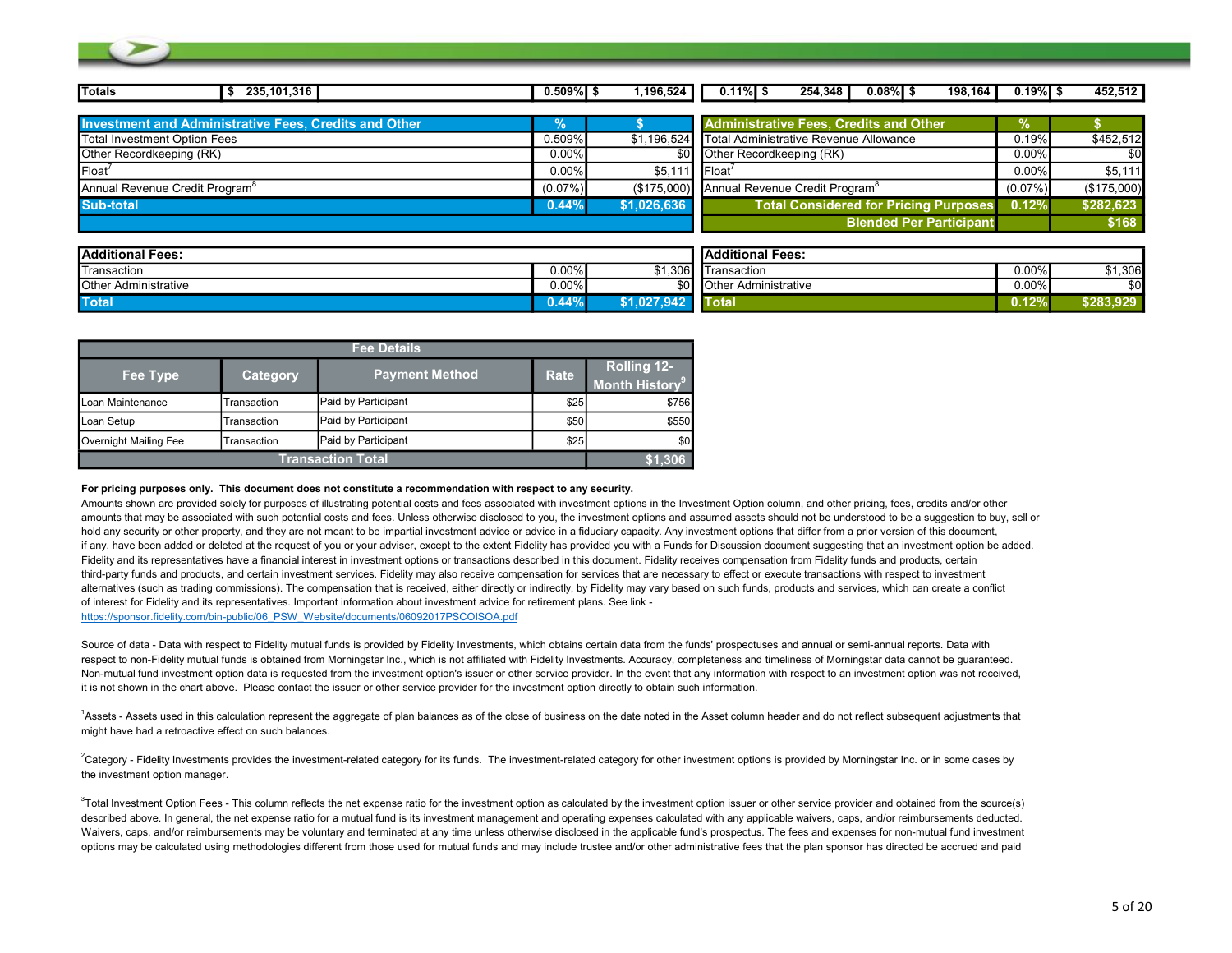| Totals | $ 235,101,316 | | 0.509% | $ 1,196,524 | 0.11% | $ 254,348 | 0.08% | $ 198,164 | 0.19% | $ 452,512 |
|---|---|---|---|---|---|---|---|---|---|---|

| Investment and Administrative Fees, Credits and Other | % | $ |
|---|---|---|
| Total Investment Option Fees | 0.509% | $1,196,524 |
| Other Recordkeeping (RK) | 0.00% | $0 |
| Float[7] | 0.00% | $5,111 |
| Annual Revenue Credit Program[8] | (0.07%) | ($175,000) |
| **Sub-total** | **0.44%** | **$1,026,636** |

| Administrative Fees, Credits and Other | % | $ |
|---|---|---|
| Total Administrative Revenue Allowance | 0.19% | $452,512 |
| Other Recordkeeping (RK) | 0.00% | $0 |
| Float[7] | 0.00% | $5,111 |
| Annual Revenue Credit Program[8] | (0.07%) | ($175,000) |
| **Total Considered for Pricing Purposes** | **0.12%** | **$282,623** |
| **Blended Per Participant** | | **$168** |

| Additional Fees: | | |
|---|---|---|
| Transaction | 0.00% | $1,306 |
| Other Administrative | 0.00% | $0 |
| **Total** | **0.44%** | **$1,027,942** |

| Additional Fees: | | |
|---|---|---|
| Transaction | 0.00% | $1,306 |
| Other Administrative | 0.00% | $0 |
| **Total** | **0.12%** | **$283,929** |

**Fee Details**

| Fee Type | Category | Payment Method | Rate | Rolling 12-Month History[9] |
|---|---|---|---|---|
| Loan Maintenance | Transaction | Paid by Participant | $25 | $756 |
| Loan Setup | Transaction | Paid by Participant | $50 | $550 |
| Overnight Mailing Fee | Transaction | Paid by Participant | $25 | $0 |
| **Transaction Total** | | | | **$1,306** |

**For pricing purposes only. This document does not constitute a recommendation with respect to any security.**

Amounts shown are provided solely for purposes of illustrating potential costs and fees associated with investment options in the Investment Option column, and other pricing, fees, credits and/or other amounts that may be associated with such potential costs and fees. Unless otherwise disclosed to you, the investment options and assumed assets should not be understood to be a suggestion to buy, sell or hold any security or other property, and they are not meant to be impartial investment advice or advice in a fiduciary capacity. Any investment options that differ from a prior version of this document, if any, have been added or deleted at the request of you or your adviser, except to the extent Fidelity has provided you with a Funds for Discussion document suggesting that an investment option be added. Fidelity and its representatives have a financial interest in investment options or transactions described in this document. Fidelity receives compensation from Fidelity funds and products, certain third-party funds and products, and certain investment services. Fidelity may also receive compensation for services that are necessary to effect or execute transactions with respect to investment alternatives (such as trading commissions). The compensation that is received, either directly or indirectly, by Fidelity may vary based on such funds, products and services, which can create a conflict of interest for Fidelity and its representatives. Important information about investment advice for retirement plans. See link - https://sponsor.fidelity.com/bin-public/06_PSW_Website/documents/06092017PSCOISOA.pdf

Source of data - Data with respect to Fidelity mutual funds is provided by Fidelity Investments, which obtains certain data from the funds' prospectuses and annual or semi-annual reports. Data with respect to non-Fidelity mutual funds is obtained from Morningstar Inc., which is not affiliated with Fidelity Investments. Accuracy, completeness and timeliness of Morningstar data cannot be guaranteed. Non-mutual fund investment option data is requested from the investment option's issuer or other service provider. In the event that any information with respect to an investment option was not received, it is not shown in the chart above. Please contact the issuer or other service provider for the investment option directly to obtain such information.

[1]Assets - Assets used in this calculation represent the aggregate of plan balances as of the close of business on the date noted in the Asset column header and do not reflect subsequent adjustments that might have had a retroactive effect on such balances.

[2]Category - Fidelity Investments provides the investment-related category for its funds. The investment-related category for other investment options is provided by Morningstar Inc. or in some cases by the investment option manager.

[3]Total Investment Option Fees - This column reflects the net expense ratio for the investment option as calculated by the investment option issuer or other service provider and obtained from the source(s) described above. In general, the net expense ratio for a mutual fund is its investment management and operating expenses calculated with any applicable waivers, caps, and/or reimbursements deducted. Waivers, caps, and/or reimbursements may be voluntary and terminated at any time unless otherwise disclosed in the applicable fund's prospectus. The fees and expenses for non-mutual fund investment options may be calculated using methodologies different from those used for mutual funds and may include trustee and/or other administrative fees that the plan sponsor has directed be accrued and paid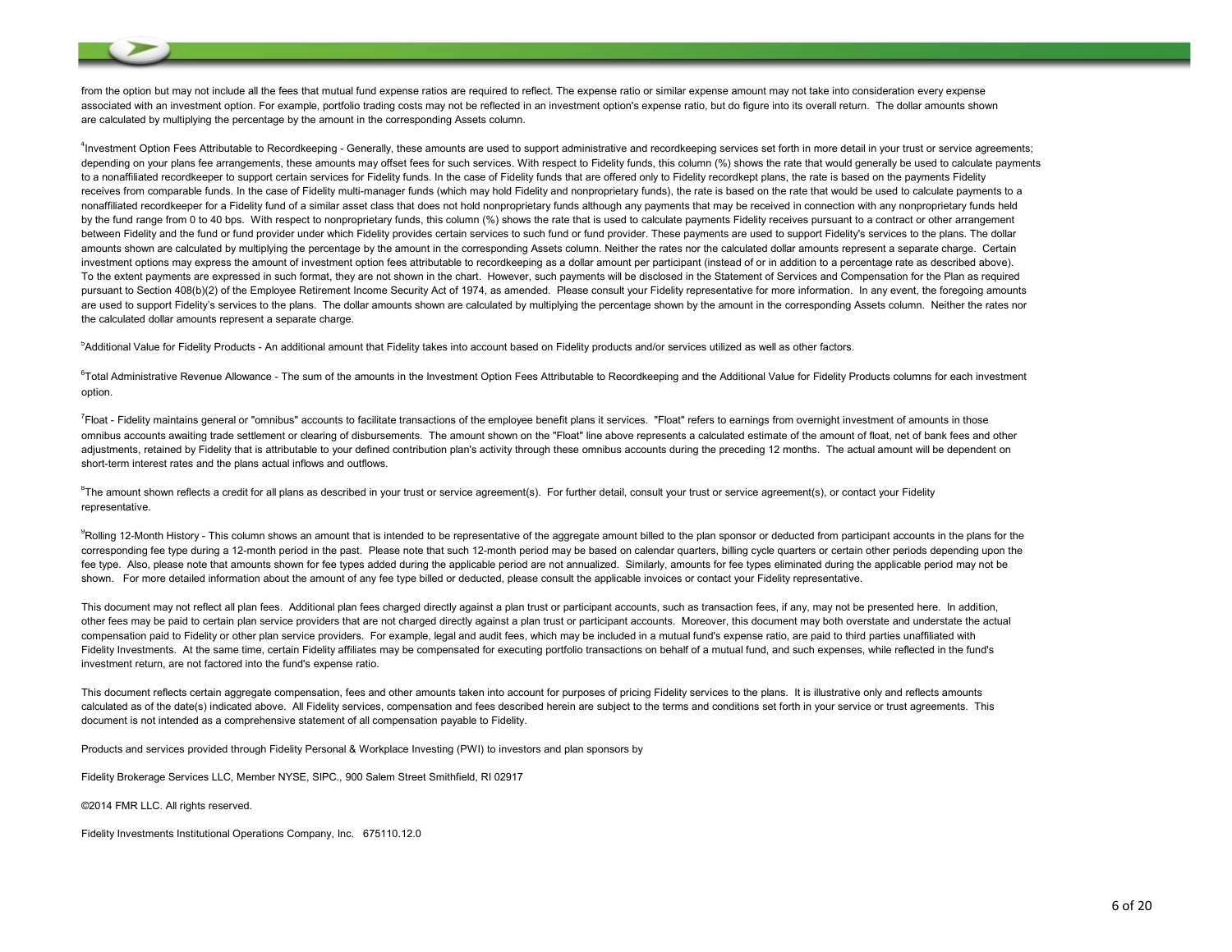from the option but may not include all the fees that mutual fund expense ratios are required to reflect. The expense ratio or similar expense amount may not take into consideration every expense associated with an investment option. For example, portfolio trading costs may not be reflected in an investment option's expense ratio, but do figure into its overall return. The dollar amounts shown are calculated by multiplying the percentage by the amount in the corresponding Assets column.

[4]Investment Option Fees Attributable to Recordkeeping - Generally, these amounts are used to support administrative and recordkeeping services set forth in more detail in your trust or service agreements; depending on your plans fee arrangements, these amounts may offset fees for such services. With respect to Fidelity funds, this column (%) shows the rate that would generally be used to calculate payments to a nonaffiliated recordkeeper to support certain services for Fidelity funds. In the case of Fidelity funds that are offered only to Fidelity recordkept plans, the rate is based on the payments Fidelity receives from comparable funds. In the case of Fidelity multi-manager funds (which may hold Fidelity and nonproprietary funds), the rate is based on the rate that would be used to calculate payments to a nonaffiliated recordkeeper for a Fidelity fund of a similar asset class that does not hold nonproprietary funds although any payments that may be received in connection with any nonproprietary funds held by the fund range from 0 to 40 bps. With respect to nonproprietary funds, this column (%) shows the rate that is used to calculate payments Fidelity receives pursuant to a contract or other arrangement between Fidelity and the fund or fund provider under which Fidelity provides certain services to such fund or fund provider. These payments are used to support Fidelity's services to the plans. The dollar amounts shown are calculated by multiplying the percentage by the amount in the corresponding Assets column. Neither the rates nor the calculated dollar amounts represent a separate charge. Certain investment options may express the amount of investment option fees attributable to recordkeeping as a dollar amount per participant (instead of or in addition to a percentage rate as described above). To the extent payments are expressed in such format, they are not shown in the chart. However, such payments will be disclosed in the Statement of Services and Compensation for the Plan as required pursuant to Section 408(b)(2) of the Employee Retirement Income Security Act of 1974, as amended. Please consult your Fidelity representative for more information. In any event, the foregoing amounts are used to support Fidelity's services to the plans. The dollar amounts shown are calculated by multiplying the percentage shown by the amount in the corresponding Assets column. Neither the rates nor the calculated dollar amounts represent a separate charge.

[5]Additional Value for Fidelity Products - An additional amount that Fidelity takes into account based on Fidelity products and/or services utilized as well as other factors.

[6]Total Administrative Revenue Allowance - The sum of the amounts in the Investment Option Fees Attributable to Recordkeeping and the Additional Value for Fidelity Products columns for each investment option.

[7]Float - Fidelity maintains general or "omnibus" accounts to facilitate transactions of the employee benefit plans it services. "Float" refers to earnings from overnight investment of amounts in those omnibus accounts awaiting trade settlement or clearing of disbursements. The amount shown on the "Float" line above represents a calculated estimate of the amount of float, net of bank fees and other adjustments, retained by Fidelity that is attributable to your defined contribution plan's activity through these omnibus accounts during the preceding 12 months. The actual amount will be dependent on short-term interest rates and the plans actual inflows and outflows.

[8]The amount shown reflects a credit for all plans as described in your trust or service agreement(s). For further detail, consult your trust or service agreement(s), or contact your Fidelity representative.

[9]Rolling 12-Month History - This column shows an amount that is intended to be representative of the aggregate amount billed to the plan sponsor or deducted from participant accounts in the plans for the corresponding fee type during a 12-month period in the past. Please note that such 12-month period may be based on calendar quarters, billing cycle quarters or certain other periods depending upon the fee type. Also, please note that amounts shown for fee types added during the applicable period are not annualized. Similarly, amounts for fee types eliminated during the applicable period may not be shown. For more detailed information about the amount of any fee type billed or deducted, please consult the applicable invoices or contact your Fidelity representative.

This document may not reflect all plan fees. Additional plan fees charged directly against a plan trust or participant accounts, such as transaction fees, if any, may not be presented here. In addition, other fees may be paid to certain plan service providers that are not charged directly against a plan trust or participant accounts. Moreover, this document may both overstate and understate the actual compensation paid to Fidelity or other plan service providers. For example, legal and audit fees, which may be included in a mutual fund's expense ratio, are paid to third parties unaffiliated with Fidelity Investments. At the same time, certain Fidelity affiliates may be compensated for executing portfolio transactions on behalf of a mutual fund, and such expenses, while reflected in the fund's investment return, are not factored into the fund's expense ratio.

This document reflects certain aggregate compensation, fees and other amounts taken into account for purposes of pricing Fidelity services to the plans. It is illustrative only and reflects amounts calculated as of the date(s) indicated above. All Fidelity services, compensation and fees described herein are subject to the terms and conditions set forth in your service or trust agreements. This document is not intended as a comprehensive statement of all compensation payable to Fidelity.

Products and services provided through Fidelity Personal & Workplace Investing (PWI) to investors and plan sponsors by

Fidelity Brokerage Services LLC, Member NYSE, SIPC., 900 Salem Street Smithfield, RI 02917

©2014 FMR LLC. All rights reserved.

Fidelity Investments Institutional Operations Company, Inc. 675110.12.0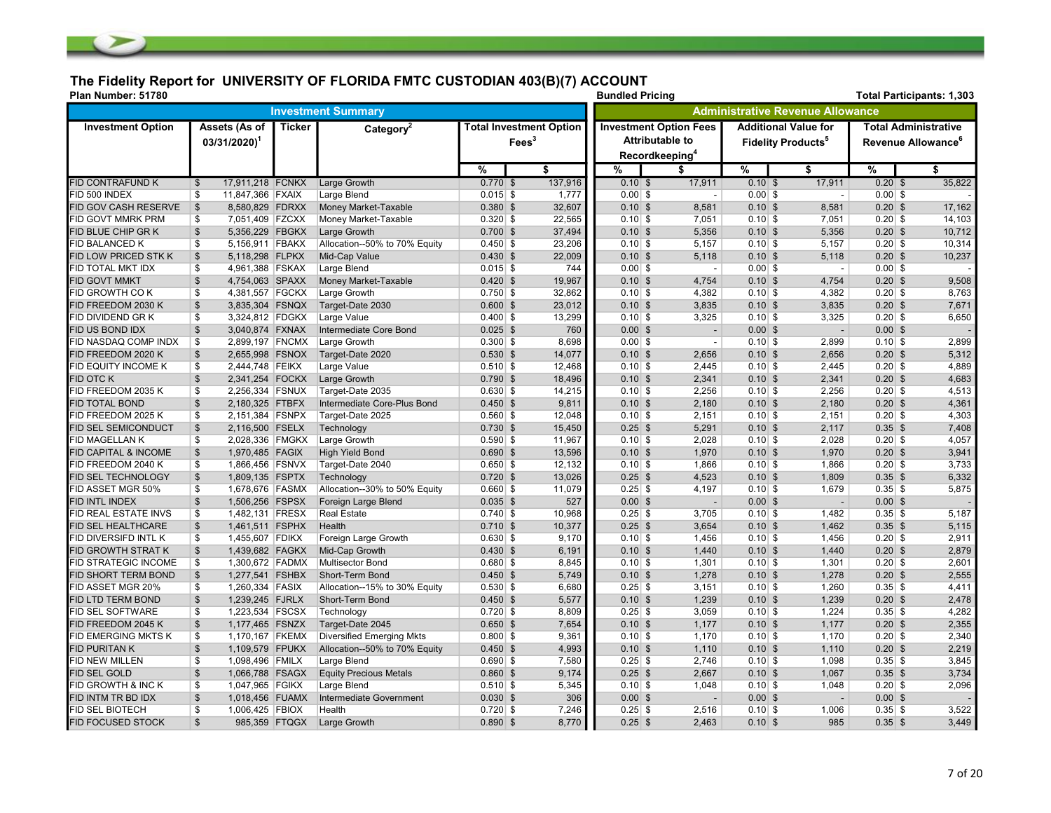## The Fidelity Report for UNIVERSITY OF FLORIDA FMTC CUSTODIAN 403(B)(7) ACCOUNT

**Plan Number: 51780** | **Bundled Pricing** | **Total Participants: 1,303**

| Investment Summary | | | | | | Administrative Revenue Allowance | | | | | |
|---|---|---|---|---|---|---|---|---|---|---|---|
| Investment Option | Assets (As of 03/31/2020)[1] | Ticker | Category[2] | Total Investment Option Fees[3] | | Investment Option Fees Attributable to Recordkeeping[4] | | Additional Value for Fidelity Products[5] | | Total Administrative Revenue Allowance[6] | |
| | | | | % | $ | % | $ | % | $ | % | $ |
| FID CONTRAFUND K | $ 17,911,218 | FCNKX | Large Growth | 0.770 | $ 137,916 | 0.10 | $ 17,911 | 0.10 | $ 17,911 | 0.20 | $ 35,822 |
| FID 500 INDEX | $ 11,847,366 | FXAIX | Large Blend | 0.015 | $ 1,777 | 0.00 | $ - | 0.00 | $ - | 0.00 | $ - |
| FID GOV CASH RESERVE | $ 8,580,829 | FDRXX | Money Market-Taxable | 0.380 | $ 32,607 | 0.10 | $ 8,581 | 0.10 | $ 8,581 | 0.20 | $ 17,162 |
| FID GOVT MMRK PRM | $ 7,051,409 | FZCXX | Money Market-Taxable | 0.320 | $ 22,565 | 0.10 | $ 7,051 | 0.10 | $ 7,051 | 0.20 | $ 14,103 |
| FID BLUE CHIP GR K | $ 5,356,229 | FBGKX | Large Growth | 0.700 | $ 37,494 | 0.10 | $ 5,356 | 0.10 | $ 5,356 | 0.20 | $ 10,712 |
| FID BALANCED K | $ 5,156,911 | FBAKX | Allocation--50% to 70% Equity | 0.450 | $ 23,206 | 0.10 | $ 5,157 | 0.10 | $ 5,157 | 0.20 | $ 10,314 |
| FID LOW PRICED STK K | $ 5,118,298 | FLPKX | Mid-Cap Value | 0.430 | $ 22,009 | 0.10 | $ 5,118 | 0.10 | $ 5,118 | 0.20 | $ 10,237 |
| FID TOTAL MKT IDX | $ 4,961,388 | FSKAX | Large Blend | 0.015 | $ 744 | 0.00 | $ - | 0.00 | $ - | 0.00 | $ - |
| FID GOVT MMKT | $ 4,754,063 | SPAXX | Money Market-Taxable | 0.420 | $ 19,967 | 0.10 | $ 4,754 | 0.10 | $ 4,754 | 0.20 | $ 9,508 |
| FID GROWTH CO K | $ 4,381,557 | FGCKX | Large Growth | 0.750 | $ 32,862 | 0.10 | $ 4,382 | 0.10 | $ 4,382 | 0.20 | $ 8,763 |
| FID FREEDOM 2030 K | $ 3,835,304 | FSNQX | Target-Date 2030 | 0.600 | $ 23,012 | 0.10 | $ 3,835 | 0.10 | $ 3,835 | 0.20 | $ 7,671 |
| FID DIVIDEND GR K | $ 3,324,812 | FDGKX | Large Value | 0.400 | $ 13,299 | 0.10 | $ 3,325 | 0.10 | $ 3,325 | 0.20 | $ 6,650 |
| FID US BOND IDX | $ 3,040,874 | FXNAX | Intermediate Core Bond | 0.025 | $ 760 | 0.00 | $ - | 0.00 | $ - | 0.00 | $ - |
| FID NASDAQ COMP INDX | $ 2,899,197 | FNCMX | Large Growth | 0.300 | $ 8,698 | 0.00 | $ - | 0.10 | $ 2,899 | 0.10 | $ 2,899 |
| FID FREEDOM 2020 K | $ 2,655,998 | FSNOX | Target-Date 2020 | 0.530 | $ 14,077 | 0.10 | $ 2,656 | 0.10 | $ 2,656 | 0.20 | $ 5,312 |
| FID EQUITY INCOME K | $ 2,444,748 | FEIKX | Large Value | 0.510 | $ 12,468 | 0.10 | $ 2,445 | 0.10 | $ 2,445 | 0.20 | $ 4,889 |
| FID OTC K | $ 2,341,254 | FOCKX | Large Growth | 0.790 | $ 18,496 | 0.10 | $ 2,341 | 0.10 | $ 2,341 | 0.20 | $ 4,683 |
| FID FREEDOM 2035 K | $ 2,256,334 | FSNUX | Target-Date 2035 | 0.630 | $ 14,215 | 0.10 | $ 2,256 | 0.10 | $ 2,256 | 0.20 | $ 4,513 |
| FID TOTAL BOND | $ 2,180,325 | FTBFX | Intermediate Core-Plus Bond | 0.450 | $ 9,811 | 0.10 | $ 2,180 | 0.10 | $ 2,180 | 0.20 | $ 4,361 |
| FID FREEDOM 2025 K | $ 2,151,384 | FSNPX | Target-Date 2025 | 0.560 | $ 12,048 | 0.10 | $ 2,151 | 0.10 | $ 2,151 | 0.20 | $ 4,303 |
| FID SEL SEMICONDUCT | $ 2,116,500 | FSELX | Technology | 0.730 | $ 15,450 | 0.25 | $ 5,291 | 0.10 | $ 2,117 | 0.35 | $ 7,408 |
| FID MAGELLAN K | $ 2,028,336 | FMGKX | Large Growth | 0.590 | $ 11,967 | 0.10 | $ 2,028 | 0.10 | $ 2,028 | 0.20 | $ 4,057 |
| FID CAPITAL & INCOME | $ 1,970,485 | FAGIX | High Yield Bond | 0.690 | $ 13,596 | 0.10 | $ 1,970 | 0.10 | $ 1,970 | 0.20 | $ 3,941 |
| FID FREEDOM 2040 K | $ 1,866,456 | FSNVX | Target-Date 2040 | 0.650 | $ 12,132 | 0.10 | $ 1,866 | 0.10 | $ 1,866 | 0.20 | $ 3,733 |
| FID SEL TECHNOLOGY | $ 1,809,135 | FSPTX | Technology | 0.720 | $ 13,026 | 0.25 | $ 4,523 | 0.10 | $ 1,809 | 0.35 | $ 6,332 |
| FID ASSET MGR 50% | $ 1,678,676 | FASMX | Allocation--30% to 50% Equity | 0.660 | $ 11,079 | 0.25 | $ 4,197 | 0.10 | $ 1,679 | 0.35 | $ 5,875 |
| FID INTL INDEX | $ 1,506,256 | FSPSX | Foreign Large Blend | 0.035 | $ 527 | 0.00 | $ - | 0.00 | $ - | 0.00 | $ - |
| FID REAL ESTATE INVS | $ 1,482,131 | FRESX | Real Estate | 0.740 | $ 10,968 | 0.25 | $ 3,705 | 0.10 | $ 1,482 | 0.35 | $ 5,187 |
| FID SEL HEALTHCARE | $ 1,461,511 | FSPHX | Health | 0.710 | $ 10,377 | 0.25 | $ 3,654 | 0.10 | $ 1,462 | 0.35 | $ 5,115 |
| FID DIVERSIFD INTL K | $ 1,455,607 | FDIKX | Foreign Large Growth | 0.630 | $ 9,170 | 0.10 | $ 1,456 | 0.10 | $ 1,456 | 0.20 | $ 2,911 |
| FID GROWTH STRAT K | $ 1,439,682 | FAGKX | Mid-Cap Growth | 0.430 | $ 6,191 | 0.10 | $ 1,440 | 0.10 | $ 1,440 | 0.20 | $ 2,879 |
| FID STRATEGIC INCOME | $ 1,300,672 | FADMX | Multisector Bond | 0.680 | $ 8,845 | 0.10 | $ 1,301 | 0.10 | $ 1,301 | 0.20 | $ 2,601 |
| FID SHORT TERM BOND | $ 1,277,541 | FSHBX | Short-Term Bond | 0.450 | $ 5,749 | 0.10 | $ 1,278 | 0.10 | $ 1,278 | 0.20 | $ 2,555 |
| FID ASSET MGR 20% | $ 1,260,334 | FASIX | Allocation--15% to 30% Equity | 0.530 | $ 6,680 | 0.25 | $ 3,151 | 0.10 | $ 1,260 | 0.35 | $ 4,411 |
| FID LTD TERM BOND | $ 1,239,245 | FJRLX | Short-Term Bond | 0.450 | $ 5,577 | 0.10 | $ 1,239 | 0.10 | $ 1,239 | 0.20 | $ 2,478 |
| FID SEL SOFTWARE | $ 1,223,534 | FSCSX | Technology | 0.720 | $ 8,809 | 0.25 | $ 3,059 | 0.10 | $ 1,224 | 0.35 | $ 4,282 |
| FID FREEDOM 2045 K | $ 1,177,465 | FSNZX | Target-Date 2045 | 0.650 | $ 7,654 | 0.10 | $ 1,177 | 0.10 | $ 1,177 | 0.20 | $ 2,355 |
| FID EMERGING MKTS K | $ 1,170,167 | FKEMX | Diversified Emerging Mkts | 0.800 | $ 9,361 | 0.10 | $ 1,170 | 0.10 | $ 1,170 | 0.20 | $ 2,340 |
| FID PURITAN K | $ 1,109,579 | FPUKX | Allocation--50% to 70% Equity | 0.450 | $ 4,993 | 0.10 | $ 1,110 | 0.10 | $ 1,110 | 0.20 | $ 2,219 |
| FID NEW MILLEN | $ 1,098,496 | FMILX | Large Blend | 0.690 | $ 7,580 | 0.25 | $ 2,746 | 0.10 | $ 1,098 | 0.35 | $ 3,845 |
| FID SEL GOLD | $ 1,066,788 | FSAGX | Equity Precious Metals | 0.860 | $ 9,174 | 0.25 | $ 2,667 | 0.10 | $ 1,067 | 0.35 | $ 3,734 |
| FID GROWTH & INC K | $ 1,047,965 | FGIKX | Large Blend | 0.510 | $ 5,345 | 0.10 | $ 1,048 | 0.10 | $ 1,048 | 0.20 | $ 2,096 |
| FID INTM TR BD IDX | $ 1,018,456 | FUAMX | Intermediate Government | 0.030 | $ 306 | 0.00 | $ - | 0.00 | $ - | 0.00 | $ - |
| FID SEL BIOTECH | $ 1,006,425 | FBIOX | Health | 0.720 | $ 7,246 | 0.25 | $ 2,516 | 0.10 | $ 1,006 | 0.35 | $ 3,522 |
| FID FOCUSED STOCK | $ 985,359 | FTQGX | Large Growth | 0.890 | $ 8,770 | 0.25 | $ 2,463 | 0.10 | $ 985 | 0.35 | $ 3,449 |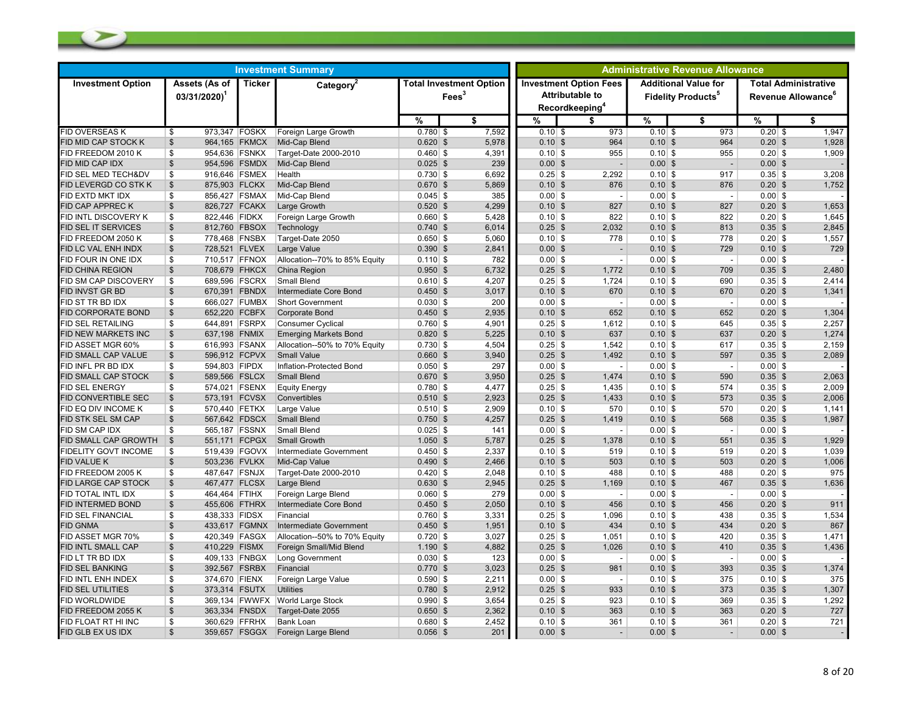| Investment Summary | | | | | | Administrative Revenue Allowance | | | | | |
|---|---|---|---|---|---|---|---|---|---|---|---|
| Investment Option | Assets (As of 03/31/2020)[1] | Ticker | Category[2] | Total Investment Option Fees[3] | | Investment Option Fees Attributable to Recordkeeping[4] | | Additional Value for Fidelity Products[5] | | Total Administrative Revenue Allowance[6] | |
| | | | | % | $ | % | $ | % | $ | % | $ |
| FID OVERSEAS K | $ 973,347 | FOSKX | Foreign Large Growth | 0.780 | $ 7,592 | 0.10 | $ 973 | 0.10 | $ 973 | 0.20 | $ 1,947 |
| FID MID CAP STOCK K | $ 964,165 | FKMCX | Mid-Cap Blend | 0.620 | $ 5,978 | 0.10 | $ 964 | 0.10 | $ 964 | 0.20 | $ 1,928 |
| FID FREEDOM 2010 K | $ 954,636 | FSNKX | Target-Date 2000-2010 | 0.460 | $ 4,391 | 0.10 | $ 955 | 0.10 | $ 955 | 0.20 | $ 1,909 |
| FID MID CAP IDX | $ 954,596 | FSMDX | Mid-Cap Blend | 0.025 | $ 239 | 0.00 | $ - | 0.00 | $ - | 0.00 | $ - |
| FID SEL MED TECH&DV | $ 916,646 | FSMEX | Health | 0.730 | $ 6,692 | 0.25 | $ 2,292 | 0.10 | $ 917 | 0.35 | $ 3,208 |
| FID LEVERGD CO STK K | $ 875,903 | FLCKX | Mid-Cap Blend | 0.670 | $ 5,869 | 0.10 | $ 876 | 0.10 | $ 876 | 0.20 | $ 1,752 |
| FID EXTD MKT IDX | $ 856,427 | FSMAX | Mid-Cap Blend | 0.045 | $ 385 | 0.00 | $ - | 0.00 | $ - | 0.00 | $ - |
| FID CAP APPREC K | $ 826,727 | FCAKX | Large Growth | 0.520 | $ 4,299 | 0.10 | $ 827 | 0.10 | $ 827 | 0.20 | $ 1,653 |
| FID INTL DISCOVERY K | $ 822,446 | FIDKX | Foreign Large Growth | 0.660 | $ 5,428 | 0.10 | $ 822 | 0.10 | $ 822 | 0.20 | $ 1,645 |
| FID SEL IT SERVICES | $ 812,760 | FBSOX | Technology | 0.740 | $ 6,014 | 0.25 | $ 2,032 | 0.10 | $ 813 | 0.35 | $ 2,845 |
| FID FREEDOM 2050 K | $ 778,468 | FNSBX | Target-Date 2050 | 0.650 | $ 5,060 | 0.10 | $ 778 | 0.10 | $ 778 | 0.20 | $ 1,557 |
| FID LC VAL ENH INDX | $ 728,521 | FLVEX | Large Value | 0.390 | $ 2,841 | 0.00 | $ - | 0.10 | $ 729 | 0.10 | $ 729 |
| FID FOUR IN ONE IDX | $ 710,517 | FFNOX | Allocation--70% to 85% Equity | 0.110 | $ 782 | 0.00 | $ - | 0.00 | $ - | 0.00 | $ - |
| FID CHINA REGION | $ 708,679 | FHKCX | China Region | 0.950 | $ 6,732 | 0.25 | $ 1,772 | 0.10 | $ 709 | 0.35 | $ 2,480 |
| FID SM CAP DISCOVERY | $ 689,596 | FSCRX | Small Blend | 0.610 | $ 4,207 | 0.25 | $ 1,724 | 0.10 | $ 690 | 0.35 | $ 2,414 |
| FID INVST GR BD | $ 670,391 | FBNDX | Intermediate Core Bond | 0.450 | $ 3,017 | 0.10 | $ 670 | 0.10 | $ 670 | 0.20 | $ 1,341 |
| FID ST TR BD IDX | $ 666,027 | FUMBX | Short Government | 0.030 | $ 200 | 0.00 | $ - | 0.00 | $ - | 0.00 | $ - |
| FID CORPORATE BOND | $ 652,220 | FCBFX | Corporate Bond | 0.450 | $ 2,935 | 0.10 | $ 652 | 0.10 | $ 652 | 0.20 | $ 1,304 |
| FID SEL RETAILING | $ 644,891 | FSRPX | Consumer Cyclical | 0.760 | $ 4,901 | 0.25 | $ 1,612 | 0.10 | $ 645 | 0.35 | $ 2,257 |
| FID NEW MARKETS INC | $ 637,198 | FNMIX | Emerging Markets Bond | 0.820 | $ 5,225 | 0.10 | $ 637 | 0.10 | $ 637 | 0.20 | $ 1,274 |
| FID ASSET MGR 60% | $ 616,993 | FSANX | Allocation--50% to 70% Equity | 0.730 | $ 4,504 | 0.25 | $ 1,542 | 0.10 | $ 617 | 0.35 | $ 2,159 |
| FID SMALL CAP VALUE | $ 596,912 | FCPVX | Small Value | 0.660 | $ 3,940 | 0.25 | $ 1,492 | 0.10 | $ 597 | 0.35 | $ 2,089 |
| FID INFL PR BD IDX | $ 594,803 | FIPDX | Inflation-Protected Bond | 0.050 | $ 297 | 0.00 | $ - | 0.00 | $ - | 0.00 | $ - |
| FID SMALL CAP STOCK | $ 589,566 | FSLCX | Small Blend | 0.670 | $ 3,950 | 0.25 | $ 1,474 | 0.10 | $ 590 | 0.35 | $ 2,063 |
| FID SEL ENERGY | $ 574,021 | FSENX | Equity Energy | 0.780 | $ 4,477 | 0.25 | $ 1,435 | 0.10 | $ 574 | 0.35 | $ 2,009 |
| FID CONVERTIBLE SEC | $ 573,191 | FCVSX | Convertibles | 0.510 | $ 2,923 | 0.25 | $ 1,433 | 0.10 | $ 573 | 0.35 | $ 2,006 |
| FID EQ DIV INCOME K | $ 570,440 | FETKX | Large Value | 0.510 | $ 2,909 | 0.10 | $ 570 | 0.10 | $ 570 | 0.20 | $ 1,141 |
| FID STK SEL SM CAP | $ 567,642 | FDSCX | Small Blend | 0.750 | $ 4,257 | 0.25 | $ 1,419 | 0.10 | $ 568 | 0.35 | $ 1,987 |
| FID SM CAP IDX | $ 565,187 | FSSNX | Small Blend | 0.025 | $ 141 | 0.00 | $ - | 0.00 | $ - | 0.00 | $ - |
| FID SMALL CAP GROWTH | $ 551,171 | FCPGX | Small Growth | 1.050 | $ 5,787 | 0.25 | $ 1,378 | 0.10 | $ 551 | 0.35 | $ 1,929 |
| FIDELITY GOVT INCOME | $ 519,439 | FGOVX | Intermediate Government | 0.450 | $ 2,337 | 0.10 | $ 519 | 0.10 | $ 519 | 0.20 | $ 1,039 |
| FID VALUE K | $ 503,236 | FVLKX | Mid-Cap Value | 0.490 | $ 2,466 | 0.10 | $ 503 | 0.10 | $ 503 | 0.20 | $ 1,006 |
| FID FREEDOM 2005 K | $ 487,647 | FSNJX | Target-Date 2000-2010 | 0.420 | $ 2,048 | 0.10 | $ 488 | 0.10 | $ 488 | 0.20 | $ 975 |
| FID LARGE CAP STOCK | $ 467,477 | FLCSX | Large Blend | 0.630 | $ 2,945 | 0.25 | $ 1,169 | 0.10 | $ 467 | 0.35 | $ 1,636 |
| FID TOTAL INTL IDX | $ 464,464 | FTIHX | Foreign Large Blend | 0.060 | $ 279 | 0.00 | $ - | 0.00 | $ - | 0.00 | $ - |
| FID INTERMED BOND | $ 455,606 | FTHRX | Intermediate Core Bond | 0.450 | $ 2,050 | 0.10 | $ 456 | 0.10 | $ 456 | 0.20 | $ 911 |
| FID SEL FINANCIAL | $ 438,333 | FIDSX | Financial | 0.760 | $ 3,331 | 0.25 | $ 1,096 | 0.10 | $ 438 | 0.35 | $ 1,534 |
| FID GNMA | $ 433,617 | FGMNX | Intermediate Government | 0.450 | $ 1,951 | 0.10 | $ 434 | 0.10 | $ 434 | 0.20 | $ 867 |
| FID ASSET MGR 70% | $ 420,349 | FASGX | Allocation--50% to 70% Equity | 0.720 | $ 3,027 | 0.25 | $ 1,051 | 0.10 | $ 420 | 0.35 | $ 1,471 |
| FID INTL SMALL CAP | $ 410,229 | FISMX | Foreign Small/Mid Blend | 1.190 | $ 4,882 | 0.25 | $ 1,026 | 0.10 | $ 410 | 0.35 | $ 1,436 |
| FID LT TR BD IDX | $ 409,133 | FNBGX | Long Government | 0.030 | $ 123 | 0.00 | $ - | 0.00 | $ - | 0.00 | $ - |
| FID SEL BANKING | $ 392,567 | FSRBX | Financial | 0.770 | $ 3,023 | 0.25 | $ 981 | 0.10 | $ 393 | 0.35 | $ 1,374 |
| FID INTL ENH INDEX | $ 374,670 | FIENX | Foreign Large Value | 0.590 | $ 2,211 | 0.00 | $ - | 0.10 | $ 375 | 0.10 | $ 375 |
| FID SEL UTILITIES | $ 373,314 | FSUTX | Utilities | 0.780 | $ 2,912 | 0.25 | $ 933 | 0.10 | $ 373 | 0.35 | $ 1,307 |
| FID WORLDWIDE | $ 369,134 | FWWFX | World Large Stock | 0.990 | $ 3,654 | 0.25 | $ 923 | 0.10 | $ 369 | 0.35 | $ 1,292 |
| FID FREEDOM 2055 K | $ 363,334 | FNSDX | Target-Date 2055 | 0.650 | $ 2,362 | 0.10 | $ 363 | 0.10 | $ 363 | 0.20 | $ 727 |
| FID FLOAT RT HI INC | $ 360,629 | FFRHX | Bank Loan | 0.680 | $ 2,452 | 0.10 | $ 361 | 0.10 | $ 361 | 0.20 | $ 721 |
| FID GLB EX US IDX | $ 359,657 | FSGGX | Foreign Large Blend | 0.056 | $ 201 | 0.00 | $ - | 0.00 | $ - | 0.00 | $ - |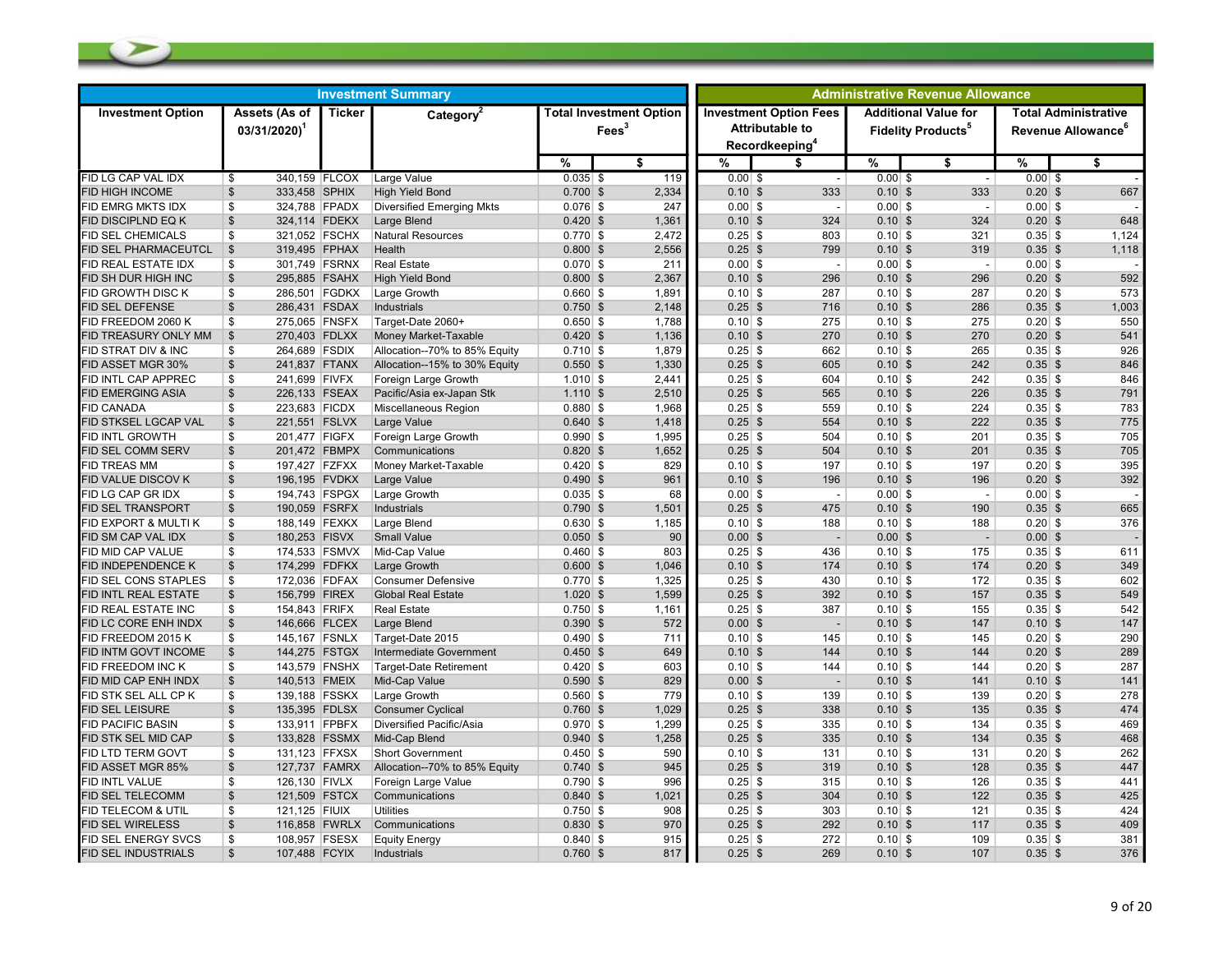| Investment Summary | | | | | | Administrative Revenue Allowance | | | | | |
|---|---|---|---|---|---|---|---|---|---|---|---|
| Investment Option | Assets (As of 03/31/2020)[1] | Ticker | Category[2] | Total Investment Option Fees[3] | | Investment Option Fees Attributable to Recordkeeping[4] | | Additional Value for Fidelity Products[5] | | Total Administrative Revenue Allowance[6] | |
| | | | | % | $ | % | $ | % | $ | % | $ |
| FID LG CAP VAL IDX | $ 340,159 | FLCOX | Large Value | 0.035 | $ 119 | 0.00 | $ - | 0.00 | $ - | 0.00 | $ - |
| FID HIGH INCOME | $ 333,458 | SPHIX | High Yield Bond | 0.700 | $ 2,334 | 0.10 | $ 333 | 0.10 | $ 333 | 0.20 | $ 667 |
| FID EMRG MKTS IDX | $ 324,788 | FPADX | Diversified Emerging Mkts | 0.076 | $ 247 | 0.00 | $ - | 0.00 | $ - | 0.00 | $ - |
| FID DISCIPLND EQ K | $ 324,114 | FDEKX | Large Blend | 0.420 | $ 1,361 | 0.10 | $ 324 | 0.10 | $ 324 | 0.20 | $ 648 |
| FID SEL CHEMICALS | $ 321,052 | FSCHX | Natural Resources | 0.770 | $ 2,472 | 0.25 | $ 803 | 0.10 | $ 321 | 0.35 | $ 1,124 |
| FID SEL PHARMACEUTCL | $ 319,495 | FPHAX | Health | 0.800 | $ 2,556 | 0.25 | $ 799 | 0.10 | $ 319 | 0.35 | $ 1,118 |
| FID REAL ESTATE IDX | $ 301,749 | FSRNX | Real Estate | 0.070 | $ 211 | 0.00 | $ - | 0.00 | $ - | 0.00 | $ - |
| FID SH DUR HIGH INC | $ 295,885 | FSAHX | High Yield Bond | 0.800 | $ 2,367 | 0.10 | $ 296 | 0.10 | $ 296 | 0.20 | $ 592 |
| FID GROWTH DISC K | $ 286,501 | FGDKX | Large Growth | 0.660 | $ 1,891 | 0.10 | $ 287 | 0.10 | $ 287 | 0.20 | $ 573 |
| FID SEL DEFENSE | $ 286,431 | FSDAX | Industrials | 0.750 | $ 2,148 | 0.25 | $ 716 | 0.10 | $ 286 | 0.35 | $ 1,003 |
| FID FREEDOM 2060 K | $ 275,065 | FNSFX | Target-Date 2060+ | 0.650 | $ 1,788 | 0.10 | $ 275 | 0.10 | $ 275 | 0.20 | $ 550 |
| FID TREASURY ONLY MM | $ 270,403 | FDLXX | Money Market-Taxable | 0.420 | $ 1,136 | 0.10 | $ 270 | 0.10 | $ 270 | 0.20 | $ 541 |
| FID STRAT DIV & INC | $ 264,689 | FSDIX | Allocation--70% to 85% Equity | 0.710 | $ 1,879 | 0.25 | $ 662 | 0.10 | $ 265 | 0.35 | $ 926 |
| FID ASSET MGR 30% | $ 241,837 | FTANX | Allocation--15% to 30% Equity | 0.550 | $ 1,330 | 0.25 | $ 605 | 0.10 | $ 242 | 0.35 | $ 846 |
| FID INTL CAP APPREC | $ 241,699 | FIVFX | Foreign Large Growth | 1.010 | $ 2,441 | 0.25 | $ 604 | 0.10 | $ 242 | 0.35 | $ 846 |
| FID EMERGING ASIA | $ 226,133 | FSEAX | Pacific/Asia ex-Japan Stk | 1.110 | $ 2,510 | 0.25 | $ 565 | 0.10 | $ 226 | 0.35 | $ 791 |
| FID CANADA | $ 223,683 | FICDX | Miscellaneous Region | 0.880 | $ 1,968 | 0.25 | $ 559 | 0.10 | $ 224 | 0.35 | $ 783 |
| FID STKSEL LGCAP VAL | $ 221,551 | FSLVX | Large Value | 0.640 | $ 1,418 | 0.25 | $ 554 | 0.10 | $ 222 | 0.35 | $ 775 |
| FID INTL GROWTH | $ 201,477 | FIGFX | Foreign Large Growth | 0.990 | $ 1,995 | 0.25 | $ 504 | 0.10 | $ 201 | 0.35 | $ 705 |
| FID SEL COMM SERV | $ 201,472 | FBMPX | Communications | 0.820 | $ 1,652 | 0.25 | $ 504 | 0.10 | $ 201 | 0.35 | $ 705 |
| FID TREAS MM | $ 197,427 | FZFXX | Money Market-Taxable | 0.420 | $ 829 | 0.10 | $ 197 | 0.10 | $ 197 | 0.20 | $ 395 |
| FID VALUE DISCOV K | $ 196,195 | FVDKX | Large Value | 0.490 | $ 961 | 0.10 | $ 196 | 0.10 | $ 196 | 0.20 | $ 392 |
| FID LG CAP GR IDX | $ 194,743 | FSPGX | Large Growth | 0.035 | $ 68 | 0.00 | $ - | 0.00 | $ - | 0.00 | $ - |
| FID SEL TRANSPORT | $ 190,059 | FSRFX | Industrials | 0.790 | $ 1,501 | 0.25 | $ 475 | 0.10 | $ 190 | 0.35 | $ 665 |
| FID EXPORT & MULTI K | $ 188,149 | FEXKX | Large Blend | 0.630 | $ 1,185 | 0.10 | $ 188 | 0.10 | $ 188 | 0.20 | $ 376 |
| FID SM CAP VAL IDX | $ 180,253 | FISVX | Small Value | 0.050 | $ 90 | 0.00 | $ - | 0.00 | $ - | 0.00 | $ - |
| FID MID CAP VALUE | $ 174,533 | FSMVX | Mid-Cap Value | 0.460 | $ 803 | 0.25 | $ 436 | 0.10 | $ 175 | 0.35 | $ 611 |
| FID INDEPENDENCE K | $ 174,299 | FDFKX | Large Growth | 0.600 | $ 1,046 | 0.10 | $ 174 | 0.10 | $ 174 | 0.20 | $ 349 |
| FID SEL CONS STAPLES | $ 172,036 | FDFAX | Consumer Defensive | 0.770 | $ 1,325 | 0.25 | $ 430 | 0.10 | $ 172 | 0.35 | $ 602 |
| FID INTL REAL ESTATE | $ 156,799 | FIREX | Global Real Estate | 1.020 | $ 1,599 | 0.25 | $ 392 | 0.10 | $ 157 | 0.35 | $ 549 |
| FID REAL ESTATE INC | $ 154,843 | FRIFX | Real Estate | 0.750 | $ 1,161 | 0.25 | $ 387 | 0.10 | $ 155 | 0.35 | $ 542 |
| FID LC CORE ENH INDX | $ 146,666 | FLCEX | Large Blend | 0.390 | $ 572 | 0.00 | $ - | 0.10 | $ 147 | 0.10 | $ 147 |
| FID FREEDOM 2015 K | $ 145,167 | FSNLX | Target-Date 2015 | 0.490 | $ 711 | 0.10 | $ 145 | 0.10 | $ 145 | 0.20 | $ 290 |
| FID INTM GOVT INCOME | $ 144,275 | FSTGX | Intermediate Government | 0.450 | $ 649 | 0.10 | $ 144 | 0.10 | $ 144 | 0.20 | $ 289 |
| FID FREEDOM INC K | $ 143,579 | FNSHX | Target-Date Retirement | 0.420 | $ 603 | 0.10 | $ 144 | 0.10 | $ 144 | 0.20 | $ 287 |
| FID MID CAP ENH INDX | $ 140,513 | FMEIX | Mid-Cap Value | 0.590 | $ 829 | 0.00 | $ - | 0.10 | $ 141 | 0.10 | $ 141 |
| FID STK SEL ALL CP K | $ 139,188 | FSSKX | Large Growth | 0.560 | $ 779 | 0.10 | $ 139 | 0.10 | $ 139 | 0.20 | $ 278 |
| FID SEL LEISURE | $ 135,395 | FDLSX | Consumer Cyclical | 0.760 | $ 1,029 | 0.25 | $ 338 | 0.10 | $ 135 | 0.35 | $ 474 |
| FID PACIFIC BASIN | $ 133,911 | FPBFX | Diversified Pacific/Asia | 0.970 | $ 1,299 | 0.25 | $ 335 | 0.10 | $ 134 | 0.35 | $ 469 |
| FID STK SEL MID CAP | $ 133,828 | FSSMX | Mid-Cap Blend | 0.940 | $ 1,258 | 0.25 | $ 335 | 0.10 | $ 134 | 0.35 | $ 468 |
| FID LTD TERM GOVT | $ 131,123 | FFXSX | Short Government | 0.450 | $ 590 | 0.10 | $ 131 | 0.10 | $ 131 | 0.20 | $ 262 |
| FID ASSET MGR 85% | $ 127,737 | FAMRX | Allocation--70% to 85% Equity | 0.740 | $ 945 | 0.25 | $ 319 | 0.10 | $ 128 | 0.35 | $ 447 |
| FID INTL VALUE | $ 126,130 | FIVLX | Foreign Large Value | 0.790 | $ 996 | 0.25 | $ 315 | 0.10 | $ 126 | 0.35 | $ 441 |
| FID SEL TELECOMM | $ 121,509 | FSTCX | Communications | 0.840 | $ 1,021 | 0.25 | $ 304 | 0.10 | $ 122 | 0.35 | $ 425 |
| FID TELECOM & UTIL | $ 121,125 | FIUIX | Utilities | 0.750 | $ 908 | 0.25 | $ 303 | 0.10 | $ 121 | 0.35 | $ 424 |
| FID SEL WIRELESS | $ 116,858 | FWRLX | Communications | 0.830 | $ 970 | 0.25 | $ 292 | 0.10 | $ 117 | 0.35 | $ 409 |
| FID SEL ENERGY SVCS | $ 108,957 | FSESX | Equity Energy | 0.840 | $ 915 | 0.25 | $ 272 | 0.10 | $ 109 | 0.35 | $ 381 |
| FID SEL INDUSTRIALS | $ 107,488 | FCYIX | Industrials | 0.760 | $ 817 | 0.25 | $ 269 | 0.10 | $ 107 | 0.35 | $ 376 |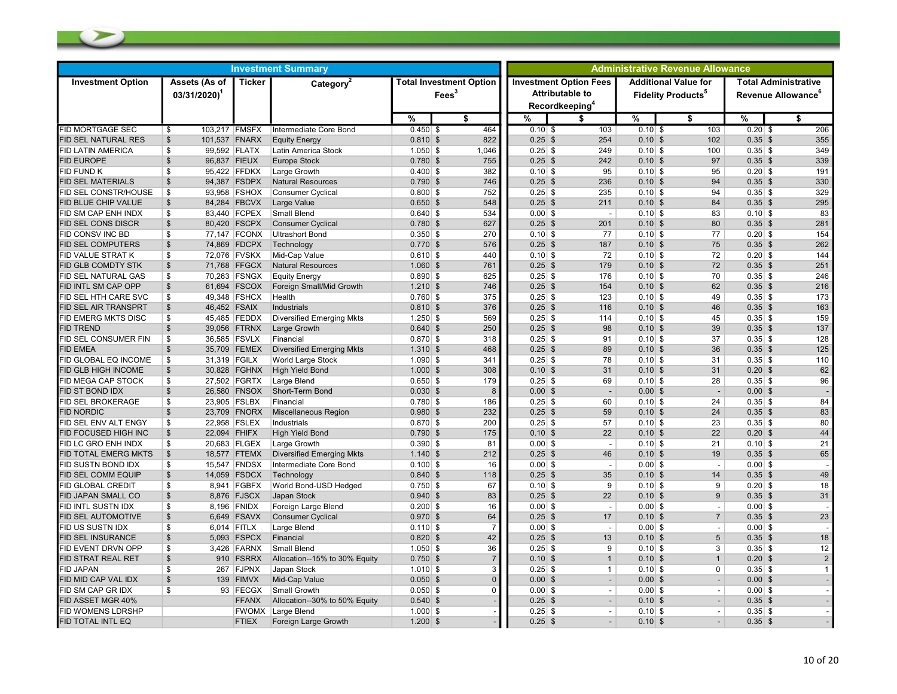| Investment Summary | | | | | | Administrative Revenue Allowance | | | | | |
|---|---|---|---|---|---|---|---|---|---|---|---|
| Investment Option | Assets (As of 03/31/2020)[1] | Ticker | Category[2] | Total Investment Option Fees[3] | | Investment Option Fees Attributable to Recordkeeping[4] | | Additional Value for Fidelity Products[5] | | Total Administrative Revenue Allowance[6] | |
| | | | | % | $ | % | $ | % | $ | % | $ |
| FID MORTGAGE SEC | $ 103,217 | FMSFX | Intermediate Core Bond | 0.450 | $ 464 | 0.10 | $ 103 | 0.10 | $ 103 | 0.20 | $ 206 |
| FID SEL NATURAL RES | $ 101,537 | FNARX | Equity Energy | 0.810 | $ 822 | 0.25 | $ 254 | 0.10 | $ 102 | 0.35 | $ 355 |
| FID LATIN AMERICA | $ 99,592 | FLATX | Latin America Stock | 1.050 | $ 1,046 | 0.25 | $ 249 | 0.10 | $ 100 | 0.35 | $ 349 |
| FID EUROPE | $ 96,837 | FIEUX | Europe Stock | 0.780 | $ 755 | 0.25 | $ 242 | 0.10 | $ 97 | 0.35 | $ 339 |
| FID FUND K | $ 95,422 | FFDKX | Large Growth | 0.400 | $ 382 | 0.10 | $ 95 | 0.10 | $ 95 | 0.20 | $ 191 |
| FID SEL MATERIALS | $ 94,387 | FSDPX | Natural Resources | 0.790 | $ 746 | 0.25 | $ 236 | 0.10 | $ 94 | 0.35 | $ 330 |
| FID SEL CONSTR/HOUSE | $ 93,958 | FSHOX | Consumer Cyclical | 0.800 | $ 752 | 0.25 | $ 235 | 0.10 | $ 94 | 0.35 | $ 329 |
| FID BLUE CHIP VALUE | $ 84,284 | FBCVX | Large Value | 0.650 | $ 548 | 0.25 | $ 211 | 0.10 | $ 84 | 0.35 | $ 295 |
| FID SM CAP ENH INDX | $ 83,440 | FCPEX | Small Blend | 0.640 | $ 534 | 0.00 | $ - | 0.10 | $ 83 | 0.10 | $ 83 |
| FID SEL CONS DISCR | $ 80,420 | FSCPX | Consumer Cyclical | 0.780 | $ 627 | 0.25 | $ 201 | 0.10 | $ 80 | 0.35 | $ 281 |
| FID CONSV INC BD | $ 77,147 | FCONX | Ultrashort Bond | 0.350 | $ 270 | 0.10 | $ 77 | 0.10 | $ 77 | 0.20 | $ 154 |
| FID SEL COMPUTERS | $ 74,869 | FDCPX | Technology | 0.770 | $ 576 | 0.25 | $ 187 | 0.10 | $ 75 | 0.35 | $ 262 |
| FID VALUE STRAT K | $ 72,076 | FVSKX | Mid-Cap Value | 0.610 | $ 440 | 0.10 | $ 72 | 0.10 | $ 72 | 0.20 | $ 144 |
| FID GLB COMDTY STK | $ 71,768 | FFGCX | Natural Resources | 1.060 | $ 761 | 0.25 | $ 179 | 0.10 | $ 72 | 0.35 | $ 251 |
| FID SEL NATURAL GAS | $ 70,263 | FSNGX | Equity Energy | 0.890 | $ 625 | 0.25 | $ 176 | 0.10 | $ 70 | 0.35 | $ 246 |
| FID INTL SM CAP OPP | $ 61,694 | FSCOX | Foreign Small/Mid Growth | 1.210 | $ 746 | 0.25 | $ 154 | 0.10 | $ 62 | 0.35 | $ 216 |
| FID SEL HTH CARE SVC | $ 49,348 | FSHCX | Health | 0.760 | $ 375 | 0.25 | $ 123 | 0.10 | $ 49 | 0.35 | $ 173 |
| FID SEL AIR TRANSPRT | $ 46,452 | FSAIX | Industrials | 0.810 | $ 376 | 0.25 | $ 116 | 0.10 | $ 46 | 0.35 | $ 163 |
| FID EMERG MKTS DISC | $ 45,485 | FEDDX | Diversified Emerging Mkts | 1.250 | $ 569 | 0.25 | $ 114 | 0.10 | $ 45 | 0.35 | $ 159 |
| FID TREND | $ 39,056 | FTRNX | Large Growth | 0.640 | $ 250 | 0.25 | $ 98 | 0.10 | $ 39 | 0.35 | $ 137 |
| FID SEL CONSUMER FIN | $ 36,585 | FSVLX | Financial | 0.870 | $ 318 | 0.25 | $ 91 | 0.10 | $ 37 | 0.35 | $ 128 |
| FID EMEA | $ 35,709 | FEMEX | Diversified Emerging Mkts | 1.310 | $ 468 | 0.25 | $ 89 | 0.10 | $ 36 | 0.35 | $ 125 |
| FID GLOBAL EQ INCOME | $ 31,319 | FGILX | World Large Stock | 1.090 | $ 341 | 0.25 | $ 78 | 0.10 | $ 31 | 0.35 | $ 110 |
| FID GLB HIGH INCOME | $ 30,828 | FGHNX | High Yield Bond | 1.000 | $ 308 | 0.10 | $ 31 | 0.10 | $ 31 | 0.20 | $ 62 |
| FID MEGA CAP STOCK | $ 27,502 | FGRTX | Large Blend | 0.650 | $ 179 | 0.25 | $ 69 | 0.10 | $ 28 | 0.35 | $ 96 |
| FID ST BOND IDX | $ 26,580 | FNSOX | Short-Term Bond | 0.030 | $ 8 | 0.00 | $ - | 0.00 | $ - | 0.00 | $ - |
| FID SEL BROKERAGE | $ 23,905 | FSLBX | Financial | 0.780 | $ 186 | 0.25 | $ 60 | 0.10 | $ 24 | 0.35 | $ 84 |
| FID NORDIC | $ 23,709 | FNORX | Miscellaneous Region | 0.980 | $ 232 | 0.25 | $ 59 | 0.10 | $ 24 | 0.35 | $ 83 |
| FID SEL ENV ALT ENGY | $ 22,958 | FSLEX | Industrials | 0.870 | $ 200 | 0.25 | $ 57 | 0.10 | $ 23 | 0.35 | $ 80 |
| FID FOCUSED HIGH INC | $ 22,094 | FHIFX | High Yield Bond | 0.790 | $ 175 | 0.10 | $ 22 | 0.10 | $ 22 | 0.20 | $ 44 |
| FID LC GRO ENH INDX | $ 20,683 | FLGEX | Large Growth | 0.390 | $ 81 | 0.00 | $ - | 0.10 | $ 21 | 0.10 | $ 21 |
| FID TOTAL EMERG MKTS | $ 18,577 | FTEMX | Diversified Emerging Mkts | 1.140 | $ 212 | 0.25 | $ 46 | 0.10 | $ 19 | 0.35 | $ 65 |
| FID SUSTN BOND IDX | $ 15,547 | FNDSX | Intermediate Core Bond | 0.100 | $ 16 | 0.00 | $ - | 0.00 | $ - | 0.00 | $ - |
| FID SEL COMM EQUIP | $ 14,059 | FSDCX | Technology | 0.840 | $ 118 | 0.25 | $ 35 | 0.10 | $ 14 | 0.35 | $ 49 |
| FID GLOBAL CREDIT | $ 8,941 | FGBFX | World Bond-USD Hedged | 0.750 | $ 67 | 0.10 | $ 9 | 0.10 | $ 9 | 0.20 | $ 18 |
| FID JAPAN SMALL CO | $ 8,876 | FJSCX | Japan Stock | 0.940 | $ 83 | 0.25 | $ 22 | 0.10 | $ 9 | 0.35 | $ 31 |
| FID INTL SUSTN IDX | $ 8,196 | FNIDX | Foreign Large Blend | 0.200 | $ 16 | 0.00 | $ - | 0.00 | $ - | 0.00 | $ - |
| FID SEL AUTOMOTIVE | $ 6,649 | FSAVX | Consumer Cyclical | 0.970 | $ 64 | 0.25 | $ 17 | 0.10 | $ 7 | 0.35 | $ 23 |
| FID US SUSTN IDX | $ 6,014 | FITLX | Large Blend | 0.110 | $ 7 | 0.00 | $ - | 0.00 | $ - | 0.00 | $ - |
| FID SEL INSURANCE | $ 5,093 | FSPCX | Financial | 0.820 | $ 42 | 0.25 | $ 13 | 0.10 | $ 5 | 0.35 | $ 18 |
| FID EVENT DRVN OPP | $ 3,426 | FARNX | Small Blend | 1.050 | $ 36 | 0.25 | $ 9 | 0.10 | $ 3 | 0.35 | $ 12 |
| FID STRAT REAL RET | $ 910 | FSRRX | Allocation--15% to 30% Equity | 0.750 | $ 7 | 0.10 | $ 1 | 0.10 | $ 1 | 0.20 | $ 2 |
| FID JAPAN | $ 267 | FJPNX | Japan Stock | 1.010 | $ 3 | 0.25 | $ 1 | 0.10 | $ 0 | 0.35 | $ 1 |
| FID MID CAP VAL IDX | $ 139 | FIMVX | Mid-Cap Value | 0.050 | $ 0 | 0.00 | $ - | 0.00 | $ - | 0.00 | $ - |
| FID SM CAP GR IDX | $ 93 | FECGX | Small Growth | 0.050 | $ 0 | 0.00 | $ - | 0.00 | $ - | 0.00 | $ - |
| FID ASSET MGR 40% | | FFANX | Allocation--30% to 50% Equity | 0.540 | $ - | 0.25 | $ - | 0.10 | $ - | 0.35 | $ - |
| FID WOMENS LDRSHP | | FWOMX | Large Blend | 1.000 | $ - | 0.25 | $ - | 0.10 | $ - | 0.35 | $ - |
| FID TOTAL INTL EQ | | FTIEX | Foreign Large Growth | 1.200 | $ - | 0.25 | $ - | 0.10 | $ - | 0.35 | $ - |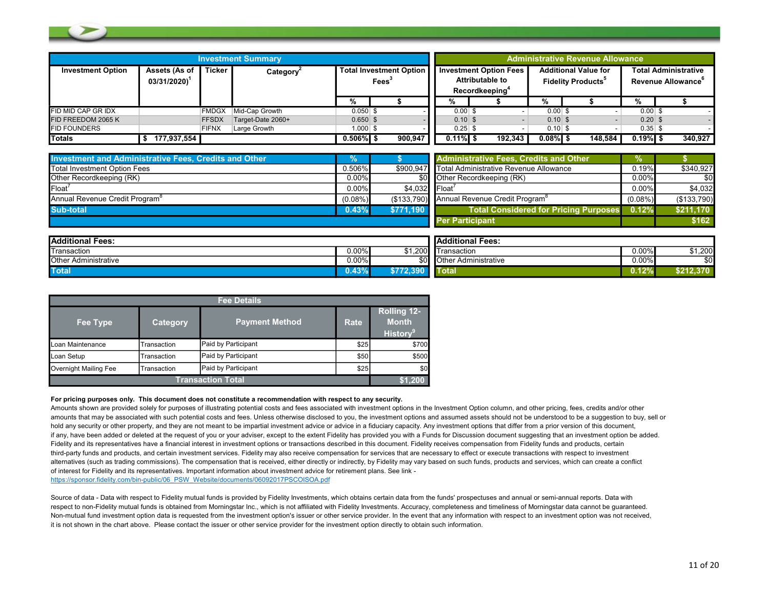| Investment Summary | | | | | | Administrative Revenue Allowance | | | | | |
|---|---|---|---|---|---|---|---|---|---|---|---|
| Investment Option | Assets (As of 03/31/2020)[1] | Ticker | Category[2] | Total Investment Option Fees[3] | | Investment Option Fees Attributable to Recordkeeping[4] | | Additional Value for Fidelity Products[5] | | Total Administrative Revenue Allowance[6] | |
| | | | | % | $ | % | $ | % | $ | % | $ |
| FID MID CAP GR IDX | | FMDGX | Mid-Cap Growth | 0.050 | $ - | 0.00 | $ - | 0.00 | $ - | 0.00 | $ - |
| FID FREEDOM 2065 K | | FFSDX | Target-Date 2060+ | 0.650 | $ - | 0.10 | $ - | 0.10 | $ - | 0.20 | $ - |
| FID FOUNDERS | | FIFNX | Large Growth | 1.000 | $ - | 0.25 | $ - | 0.10 | $ - | 0.35 | $ - |
| **Totals** | **$ 177,937,554** | | | **0.506%** | **$ 900,947** | **0.11%** | **$ 192,343** | **0.08%** | **$ 148,584** | **0.19%** | **$ 340,927** |

| Investment and Administrative Fees, Credits and Other | % | $ |
|---|---|---|
| Total Investment Option Fees | 0.506% | $900,947 |
| Other Recordkeeping (RK) | 0.00% | $0 |
| Float[7] | 0.00% | $4,032 |
| Annual Revenue Credit Program[8] | (0.08%) | ($133,790) |
| **Sub-total** | **0.43%** | **$771,190** |
| **Additional Fees:** | | |
| Transaction | 0.00% | $1,200 |
| Other Administrative | 0.00% | $0 |
| **Total** | **0.43%** | **$772,390** |

| Administrative Fees, Credits and Other | % | $ |
|---|---|---|
| Total Administrative Revenue Allowance | 0.19% | $340,927 |
| Other Recordkeeping (RK) | 0.00% | $0 |
| Float[7] | 0.00% | $4,032 |
| Annual Revenue Credit Program[8] | (0.08%) | ($133,790) |
| **Total Considered for Pricing Purposes** | **0.12%** | **$211,170** |
| **Per Participant** | | **$162** |
| **Additional Fees:** | | |
| Transaction | 0.00% | $1,200 |
| Other Administrative | 0.00% | $0 |
| **Total** | **0.12%** | **$212,370** |

| Fee Details | | | | |
|---|---|---|---|---|
| Fee Type | Category | Payment Method | Rate | Rolling 12-Month History[9] |
| Loan Maintenance | Transaction | Paid by Participant | $25 | $700 |
| Loan Setup | Transaction | Paid by Participant | $50 | $500 |
| Overnight Mailing Fee | Transaction | Paid by Participant | $25 | $0 |
| **Transaction Total** | | | | **$1,200** |

**For pricing purposes only. This document does not constitute a recommendation with respect to any security.**
Amounts shown are provided solely for purposes of illustrating potential costs and fees associated with investment options in the Investment Option column, and other pricing, fees, credits and/or other amounts that may be associated with such potential costs and fees. Unless otherwise disclosed to you, the investment options and assumed assets should not be understood to be a suggestion to buy, sell or hold any security or other property, and they are not meant to be impartial investment advice or advice in a fiduciary capacity. Any investment options that differ from a prior version of this document, if any, have been added or deleted at the request of you or your adviser, except to the extent Fidelity has provided you with a Funds for Discussion document suggesting that an investment option be added. Fidelity and its representatives have a financial interest in investment options or transactions described in this document. Fidelity receives compensation from Fidelity funds and products, certain third-party funds and products, and certain investment services. Fidelity may also receive compensation for services that are necessary to effect or execute transactions with respect to investment alternatives (such as trading commissions). The compensation that is received, either directly or indirectly, by Fidelity may vary based on such funds, products and services, which can create a conflict of interest for Fidelity and its representatives. Important information about investment advice for retirement plans. See link - https://sponsor.fidelity.com/bin-public/06_PSW_Website/documents/06092017PSCOISOA.pdf

Source of data - Data with respect to Fidelity mutual funds is provided by Fidelity Investments, which obtains certain data from the funds' prospectuses and annual or semi-annual reports. Data with respect to non-Fidelity mutual funds is obtained from Morningstar Inc., which is not affiliated with Fidelity Investments. Accuracy, completeness and timeliness of Morningstar data cannot be guaranteed. Non-mutual fund investment option data is requested from the investment option's issuer or other service provider. In the event that any information with respect to an investment option was not received, it is not shown in the chart above. Please contact the issuer or other service provider for the investment option directly to obtain such information.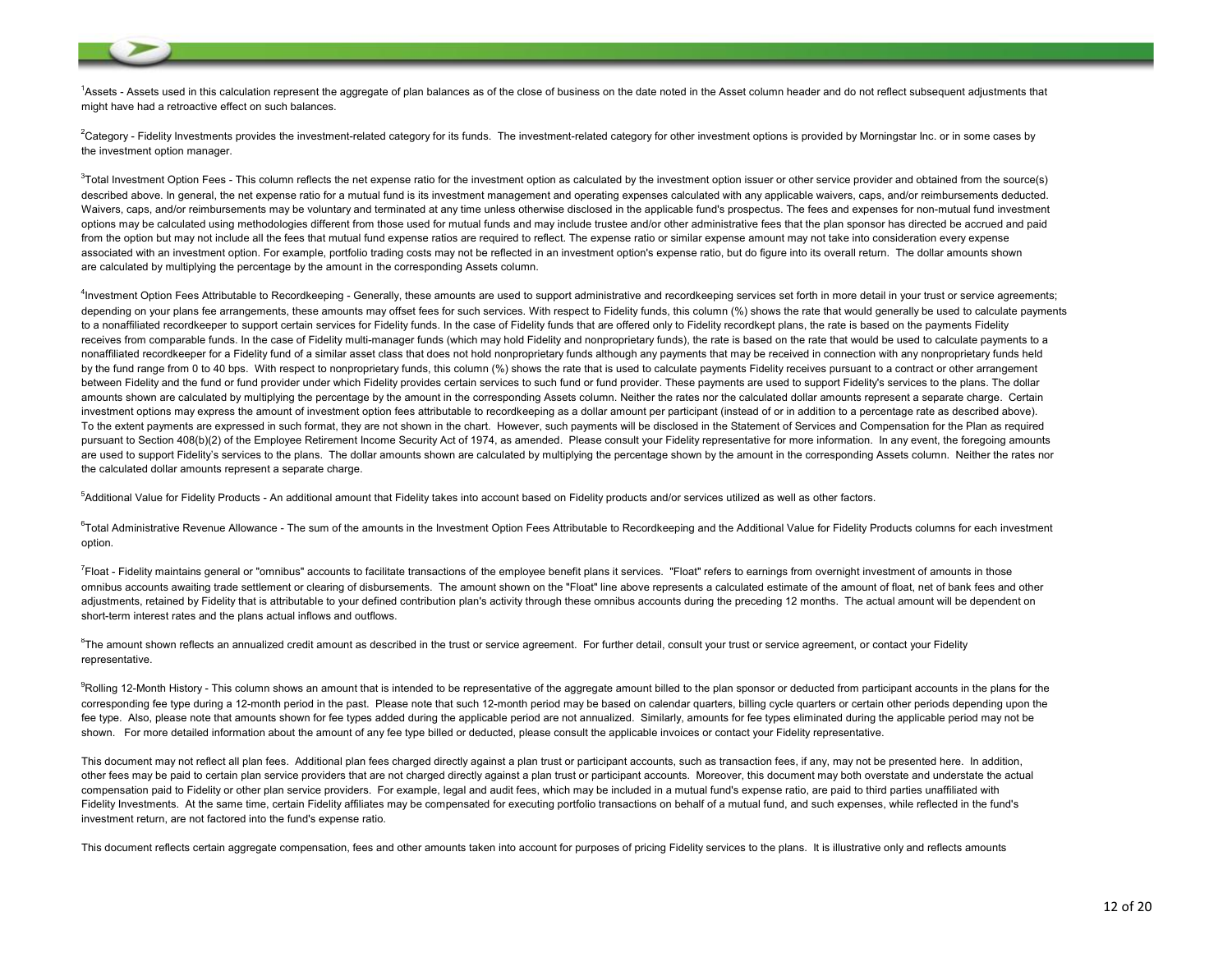[1]Assets - Assets used in this calculation represent the aggregate of plan balances as of the close of business on the date noted in the Asset column header and do not reflect subsequent adjustments that might have had a retroactive effect on such balances.

[2]Category - Fidelity Investments provides the investment-related category for its funds. The investment-related category for other investment options is provided by Morningstar Inc. or in some cases by the investment option manager.

[3]Total Investment Option Fees - This column reflects the net expense ratio for the investment option as calculated by the investment option issuer or other service provider and obtained from the source(s) described above. In general, the net expense ratio for a mutual fund is its investment management and operating expenses calculated with any applicable waivers, caps, and/or reimbursements deducted. Waivers, caps, and/or reimbursements may be voluntary and terminated at any time unless otherwise disclosed in the applicable fund's prospectus. The fees and expenses for non-mutual fund investment options may be calculated using methodologies different from those used for mutual funds and may include trustee and/or other administrative fees that the plan sponsor has directed be accrued and paid from the option but may not include all the fees that mutual fund expense ratios are required to reflect. The expense ratio or similar expense amount may not take into consideration every expense associated with an investment option. For example, portfolio trading costs may not be reflected in an investment option's expense ratio, but do figure into its overall return. The dollar amounts shown are calculated by multiplying the percentage by the amount in the corresponding Assets column.

[4]Investment Option Fees Attributable to Recordkeeping - Generally, these amounts are used to support administrative and recordkeeping services set forth in more detail in your trust or service agreements; depending on your plans fee arrangements, these amounts may offset fees for such services. With respect to Fidelity funds, this column (%) shows the rate that would generally be used to calculate payments to a nonaffiliated recordkeeper to support certain services for Fidelity funds. In the case of Fidelity funds that are offered only to Fidelity recordkept plans, the rate is based on the payments Fidelity receives from comparable funds. In the case of Fidelity multi-manager funds (which may hold Fidelity and nonproprietary funds), the rate is based on the rate that would be used to calculate payments to a nonaffiliated recordkeeper for a Fidelity fund of a similar asset class that does not hold nonproprietary funds although any payments that may be received in connection with any nonproprietary funds held by the fund range from 0 to 40 bps. With respect to nonproprietary funds, this column (%) shows the rate that is used to calculate payments Fidelity receives pursuant to a contract or other arrangement between Fidelity and the fund or fund provider under which Fidelity provides certain services to such fund or fund provider. These payments are used to support Fidelity's services to the plans. The dollar amounts shown are calculated by multiplying the percentage by the amount in the corresponding Assets column. Neither the rates nor the calculated dollar amounts represent a separate charge. Certain investment options may express the amount of investment option fees attributable to recordkeeping as a dollar amount per participant (instead of or in addition to a percentage rate as described above). To the extent payments are expressed in such format, they are not shown in the chart. However, such payments will be disclosed in the Statement of Services and Compensation for the Plan as required pursuant to Section 408(b)(2) of the Employee Retirement Income Security Act of 1974, as amended. Please consult your Fidelity representative for more information. In any event, the foregoing amounts are used to support Fidelity's services to the plans. The dollar amounts shown are calculated by multiplying the percentage shown by the amount in the corresponding Assets column. Neither the rates nor the calculated dollar amounts represent a separate charge.

[5]Additional Value for Fidelity Products - An additional amount that Fidelity takes into account based on Fidelity products and/or services utilized as well as other factors.

[6]Total Administrative Revenue Allowance - The sum of the amounts in the Investment Option Fees Attributable to Recordkeeping and the Additional Value for Fidelity Products columns for each investment option.

[7]Float - Fidelity maintains general or "omnibus" accounts to facilitate transactions of the employee benefit plans it services. "Float" refers to earnings from overnight investment of amounts in those omnibus accounts awaiting trade settlement or clearing of disbursements. The amount shown on the "Float" line above represents a calculated estimate of the amount of float, net of bank fees and other adjustments, retained by Fidelity that is attributable to your defined contribution plan's activity through these omnibus accounts during the preceding 12 months. The actual amount will be dependent on short-term interest rates and the plans actual inflows and outflows.

[8]The amount shown reflects an annualized credit amount as described in the trust or service agreement. For further detail, consult your trust or service agreement, or contact your Fidelity representative.

[9]Rolling 12-Month History - This column shows an amount that is intended to be representative of the aggregate amount billed to the plan sponsor or deducted from participant accounts in the plans for the corresponding fee type during a 12-month period in the past. Please note that such 12-month period may be based on calendar quarters, billing cycle quarters or certain other periods depending upon the fee type. Also, please note that amounts shown for fee types added during the applicable period are not annualized. Similarly, amounts for fee types eliminated during the applicable period may not be shown. For more detailed information about the amount of any fee type billed or deducted, please consult the applicable invoices or contact your Fidelity representative.

This document may not reflect all plan fees. Additional plan fees charged directly against a plan trust or participant accounts, such as transaction fees, if any, may not be presented here. In addition, other fees may be paid to certain plan service providers that are not charged directly against a plan trust or participant accounts. Moreover, this document may both overstate and understate the actual compensation paid to Fidelity or other plan service providers. For example, legal and audit fees, which may be included in a mutual fund's expense ratio, are paid to third parties unaffiliated with Fidelity Investments. At the same time, certain Fidelity affiliates may be compensated for executing portfolio transactions on behalf of a mutual fund, and such expenses, while reflected in the fund's investment return, are not factored into the fund's expense ratio.

This document reflects certain aggregate compensation, fees and other amounts taken into account for purposes of pricing Fidelity services to the plans. It is illustrative only and reflects amounts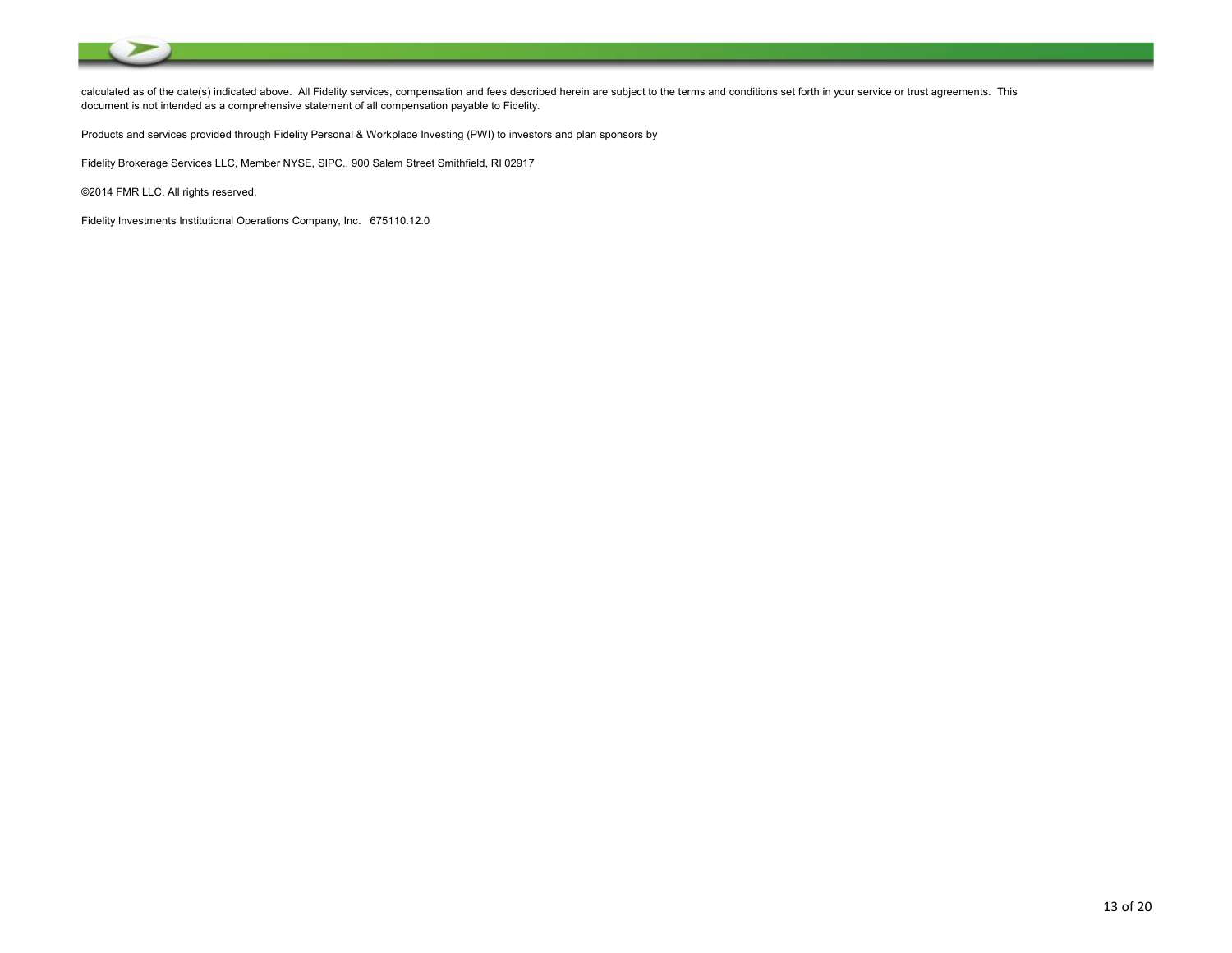calculated as of the date(s) indicated above. All Fidelity services, compensation and fees described herein are subject to the terms and conditions set forth in your service or trust agreements. This document is not intended as a comprehensive statement of all compensation payable to Fidelity.

Products and services provided through Fidelity Personal & Workplace Investing (PWI) to investors and plan sponsors by

Fidelity Brokerage Services LLC, Member NYSE, SIPC., 900 Salem Street Smithfield, RI 02917

©2014 FMR LLC. All rights reserved.

Fidelity Investments Institutional Operations Company, Inc. 675110.12.0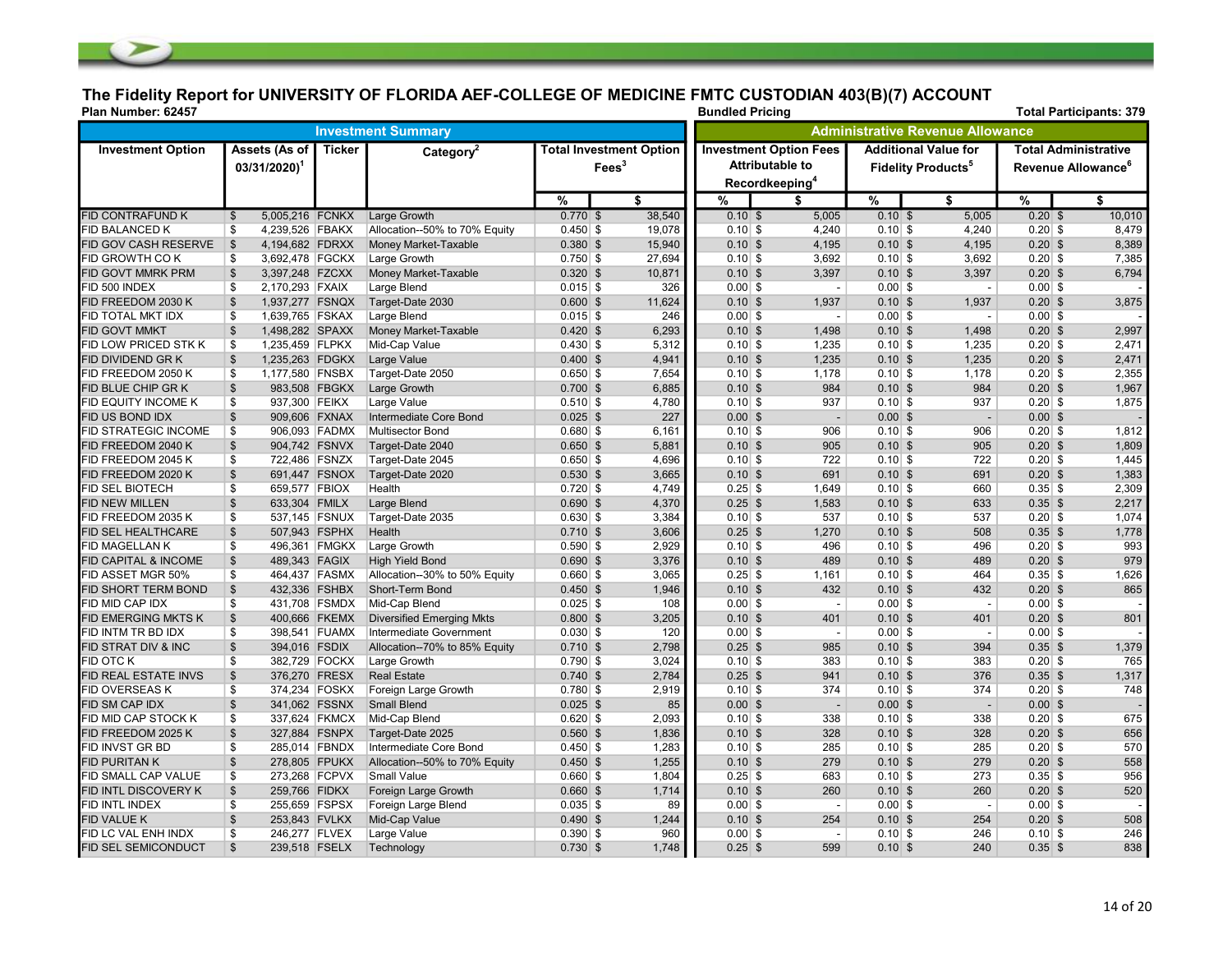# The Fidelity Report for UNIVERSITY OF FLORIDA AEF-COLLEGE OF MEDICINE FMTC CUSTODIAN 403(B)(7) ACCOUNT

**Plan Number: 62457** | **Bundled Pricing** | **Total Participants: 379**

| Investment Summary | | | | | | Administrative Revenue Allowance | | | | | |
|---|---|---|---|---|---|---|---|---|---|---|---|
| Investment Option | Assets (As of 03/31/2020)[1] | Ticker | Category[2] | Total Investment Option Fees[3] | | Investment Option Fees Attributable to Recordkeeping[4] | | Additional Value for Fidelity Products[5] | | Total Administrative Revenue Allowance[6] | |
| | | | | % | $ | % | $ | % | $ | % | $ |
| FID CONTRAFUND K | $ 5,005,216 | FCNKX | Large Growth | 0.770 | $ 38,540 | 0.10 | $ 5,005 | 0.10 | $ 5,005 | 0.20 | $ 10,010 |
| FID BALANCED K | $ 4,239,526 | FBAKX | Allocation--50% to 70% Equity | 0.450 | $ 19,078 | 0.10 | $ 4,240 | 0.10 | $ 4,240 | 0.20 | $ 8,479 |
| FID GOV CASH RESERVE | $ 4,194,682 | FDRXX | Money Market-Taxable | 0.380 | $ 15,940 | 0.10 | $ 4,195 | 0.10 | $ 4,195 | 0.20 | $ 8,389 |
| FID GROWTH CO K | $ 3,692,478 | FGCKX | Large Growth | 0.750 | $ 27,694 | 0.10 | $ 3,692 | 0.10 | $ 3,692 | 0.20 | $ 7,385 |
| FID GOVT MMRK PRM | $ 3,397,248 | FZCXX | Money Market-Taxable | 0.320 | $ 10,871 | 0.10 | $ 3,397 | 0.10 | $ 3,397 | 0.20 | $ 6,794 |
| FID 500 INDEX | $ 2,170,293 | FXAIX | Large Blend | 0.015 | $ 326 | 0.00 | $ - | 0.00 | $ - | 0.00 | $ - |
| FID FREEDOM 2030 K | $ 1,937,277 | FSNQX | Target-Date 2030 | 0.600 | $ 11,624 | 0.10 | $ 1,937 | 0.10 | $ 1,937 | 0.20 | $ 3,875 |
| FID TOTAL MKT IDX | $ 1,639,765 | FSKAX | Large Blend | 0.015 | $ 246 | 0.00 | $ - | 0.00 | $ - | 0.00 | $ - |
| FID GOVT MMKT | $ 1,498,282 | SPAXX | Money Market-Taxable | 0.420 | $ 6,293 | 0.10 | $ 1,498 | 0.10 | $ 1,498 | 0.20 | $ 2,997 |
| FID LOW PRICED STK K | $ 1,235,459 | FLPKX | Mid-Cap Value | 0.430 | $ 5,312 | 0.10 | $ 1,235 | 0.10 | $ 1,235 | 0.20 | $ 2,471 |
| FID DIVIDEND GR K | $ 1,235,263 | FDGKX | Large Value | 0.400 | $ 4,941 | 0.10 | $ 1,235 | 0.10 | $ 1,235 | 0.20 | $ 2,471 |
| FID FREEDOM 2050 K | $ 1,177,580 | FNSBX | Target-Date 2050 | 0.650 | $ 7,654 | 0.10 | $ 1,178 | 0.10 | $ 1,178 | 0.20 | $ 2,355 |
| FID BLUE CHIP GR K | $ 983,508 | FBGKX | Large Growth | 0.700 | $ 6,885 | 0.10 | $ 984 | 0.10 | $ 984 | 0.20 | $ 1,967 |
| FID EQUITY INCOME K | $ 937,300 | FEIKX | Large Value | 0.510 | $ 4,780 | 0.10 | $ 937 | 0.10 | $ 937 | 0.20 | $ 1,875 |
| FID US BOND IDX | $ 909,606 | FXNAX | Intermediate Core Bond | 0.025 | $ 227 | 0.00 | $ - | 0.00 | $ - | 0.00 | $ - |
| FID STRATEGIC INCOME | $ 906,093 | FADMX | Multisector Bond | 0.680 | $ 6,161 | 0.10 | $ 906 | 0.10 | $ 906 | 0.20 | $ 1,812 |
| FID FREEDOM 2040 K | $ 904,742 | FSNVX | Target-Date 2040 | 0.650 | $ 5,881 | 0.10 | $ 905 | 0.10 | $ 905 | 0.20 | $ 1,809 |
| FID FREEDOM 2045 K | $ 722,486 | FSNZX | Target-Date 2045 | 0.650 | $ 4,696 | 0.10 | $ 722 | 0.10 | $ 722 | 0.20 | $ 1,445 |
| FID FREEDOM 2020 K | $ 691,447 | FSNOX | Target-Date 2020 | 0.530 | $ 3,665 | 0.10 | $ 691 | 0.10 | $ 691 | 0.20 | $ 1,383 |
| FID SEL BIOTECH | $ 659,577 | FBIOX | Health | 0.720 | $ 4,749 | 0.25 | $ 1,649 | 0.10 | $ 660 | 0.35 | $ 2,309 |
| FID NEW MILLEN | $ 633,304 | FMILX | Large Blend | 0.690 | $ 4,370 | 0.25 | $ 1,583 | 0.10 | $ 633 | 0.35 | $ 2,217 |
| FID FREEDOM 2035 K | $ 537,145 | FSNUX | Target-Date 2035 | 0.630 | $ 3,384 | 0.10 | $ 537 | 0.10 | $ 537 | 0.20 | $ 1,074 |
| FID SEL HEALTHCARE | $ 507,943 | FSPHX | Health | 0.710 | $ 3,606 | 0.25 | $ 1,270 | 0.10 | $ 508 | 0.35 | $ 1,778 |
| FID MAGELLAN K | $ 496,361 | FMGKX | Large Growth | 0.590 | $ 2,929 | 0.10 | $ 496 | 0.10 | $ 496 | 0.20 | $ 993 |
| FID CAPITAL & INCOME | $ 489,343 | FAGIX | High Yield Bond | 0.690 | $ 3,376 | 0.10 | $ 489 | 0.10 | $ 489 | 0.20 | $ 979 |
| FID ASSET MGR 50% | $ 464,437 | FASMX | Allocation--30% to 50% Equity | 0.660 | $ 3,065 | 0.25 | $ 1,161 | 0.10 | $ 464 | 0.35 | $ 1,626 |
| FID SHORT TERM BOND | $ 432,336 | FSHBX | Short-Term Bond | 0.450 | $ 1,946 | 0.10 | $ 432 | 0.10 | $ 432 | 0.20 | $ 865 |
| FID MID CAP IDX | $ 431,708 | FSMDX | Mid-Cap Blend | 0.025 | $ 108 | 0.00 | $ - | 0.00 | $ - | 0.00 | $ - |
| FID EMERGING MKTS K | $ 400,666 | FKEMX | Diversified Emerging Mkts | 0.800 | $ 3,205 | 0.10 | $ 401 | 0.10 | $ 401 | 0.20 | $ 801 |
| FID INTM TR BD IDX | $ 398,541 | FUAMX | Intermediate Government | 0.030 | $ 120 | 0.00 | $ - | 0.00 | $ - | 0.00 | $ - |
| FID STRAT DIV & INC | $ 394,016 | FSDIX | Allocation--70% to 85% Equity | 0.710 | $ 2,798 | 0.25 | $ 985 | 0.10 | $ 394 | 0.35 | $ 1,379 |
| FID OTC K | $ 382,729 | FOCKX | Large Growth | 0.790 | $ 3,024 | 0.10 | $ 383 | 0.10 | $ 383 | 0.20 | $ 765 |
| FID REAL ESTATE INVS | $ 376,270 | FRESX | Real Estate | 0.740 | $ 2,784 | 0.25 | $ 941 | 0.10 | $ 376 | 0.35 | $ 1,317 |
| FID OVERSEAS K | $ 374,234 | FOSKX | Foreign Large Growth | 0.780 | $ 2,919 | 0.10 | $ 374 | 0.10 | $ 374 | 0.20 | $ 748 |
| FID SM CAP IDX | $ 341,062 | FSSNX | Small Blend | 0.025 | $ 85 | 0.00 | $ - | 0.00 | $ - | 0.00 | $ - |
| FID MID CAP STOCK K | $ 337,624 | FKMCX | Mid-Cap Blend | 0.620 | $ 2,093 | 0.10 | $ 338 | 0.10 | $ 338 | 0.20 | $ 675 |
| FID FREEDOM 2025 K | $ 327,884 | FSNPX | Target-Date 2025 | 0.560 | $ 1,836 | 0.10 | $ 328 | 0.10 | $ 328 | 0.20 | $ 656 |
| FID INVST GR BD | $ 285,014 | FBNDX | Intermediate Core Bond | 0.450 | $ 1,283 | 0.10 | $ 285 | 0.10 | $ 285 | 0.20 | $ 570 |
| FID PURITAN K | $ 278,805 | FPUKX | Allocation--50% to 70% Equity | 0.450 | $ 1,255 | 0.10 | $ 279 | 0.10 | $ 279 | 0.20 | $ 558 |
| FID SMALL CAP VALUE | $ 273,268 | FCPVX | Small Value | 0.660 | $ 1,804 | 0.25 | $ 683 | 0.10 | $ 273 | 0.35 | $ 956 |
| FID INTL DISCOVERY K | $ 259,766 | FIDKX | Foreign Large Growth | 0.660 | $ 1,714 | 0.10 | $ 260 | 0.10 | $ 260 | 0.20 | $ 520 |
| FID INTL INDEX | $ 255,659 | FSPSX | Foreign Large Blend | 0.035 | $ 89 | 0.00 | $ - | 0.00 | $ - | 0.00 | $ - |
| FID VALUE K | $ 253,843 | FVLKX | Mid-Cap Value | 0.490 | $ 1,244 | 0.10 | $ 254 | 0.10 | $ 254 | 0.20 | $ 508 |
| FID LC VAL ENH INDX | $ 246,277 | FLVEX | Large Value | 0.390 | $ 960 | 0.00 | $ - | 0.10 | $ 246 | 0.10 | $ 246 |
| FID SEL SEMICONDUCT | $ 239,518 | FSELX | Technology | 0.730 | $ 1,748 | 0.25 | $ 599 | 0.10 | $ 240 | 0.35 | $ 838 |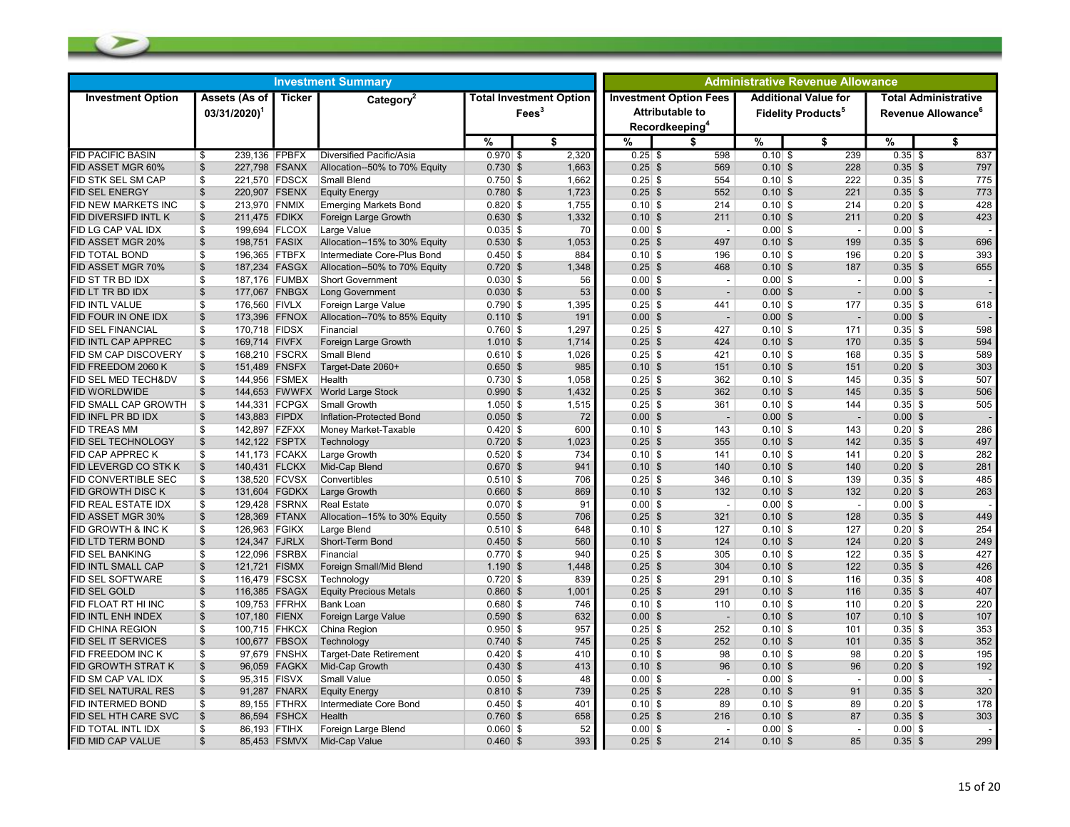| Investment Summary | | | | | | Administrative Revenue Allowance | | | | | |
|---|---|---|---|---|---|---|---|---|---|---|---|
| Investment Option | Assets (As of 03/31/2020)[1] | Ticker | Category[2] | Total Investment Option Fees[3] | | Investment Option Fees Attributable to Recordkeeping[4] | | Additional Value for Fidelity Products[5] | | Total Administrative Revenue Allowance[6] | |
| | | | | % | $ | % | $ | % | $ | % | $ |
| FID PACIFIC BASIN | $ 239,136 | FPBFX | Diversified Pacific/Asia | 0.970 | $ 2,320 | 0.25 | $ 598 | 0.10 | $ 239 | 0.35 | $ 837 |
| FID ASSET MGR 60% | $ 227,798 | FSANX | Allocation--50% to 70% Equity | 0.730 | $ 1,663 | 0.25 | $ 569 | 0.10 | $ 228 | 0.35 | $ 797 |
| FID STK SEL SM CAP | $ 221,570 | FDSCX | Small Blend | 0.750 | $ 1,662 | 0.25 | $ 554 | 0.10 | $ 222 | 0.35 | $ 775 |
| FID SEL ENERGY | $ 220,907 | FSENX | Equity Energy | 0.780 | $ 1,723 | 0.25 | $ 552 | 0.10 | $ 221 | 0.35 | $ 773 |
| FID NEW MARKETS INC | $ 213,970 | FNMIX | Emerging Markets Bond | 0.820 | $ 1,755 | 0.10 | $ 214 | 0.10 | $ 214 | 0.20 | $ 428 |
| FID DIVERSIFD INTL K | $ 211,475 | FDIKX | Foreign Large Growth | 0.630 | $ 1,332 | 0.10 | $ 211 | 0.10 | $ 211 | 0.20 | $ 423 |
| FID LG CAP VAL IDX | $ 199,694 | FLCOX | Large Value | 0.035 | $ 70 | 0.00 | $ - | 0.00 | $ - | 0.00 | $ - |
| FID ASSET MGR 20% | $ 198,751 | FASIX | Allocation--15% to 30% Equity | 0.530 | $ 1,053 | 0.25 | $ 497 | 0.10 | $ 199 | 0.35 | $ 696 |
| FID TOTAL BOND | $ 196,365 | FTBFX | Intermediate Core-Plus Bond | 0.450 | $ 884 | 0.10 | $ 196 | 0.10 | $ 196 | 0.20 | $ 393 |
| FID ASSET MGR 70% | $ 187,234 | FASGX | Allocation--50% to 70% Equity | 0.720 | $ 1,348 | 0.25 | $ 468 | 0.10 | $ 187 | 0.35 | $ 655 |
| FID ST TR BD IDX | $ 187,176 | FUMBX | Short Government | 0.030 | $ 56 | 0.00 | $ - | 0.00 | $ - | 0.00 | $ - |
| FID LT TR BD IDX | $ 177,067 | FNBGX | Long Government | 0.030 | $ 53 | 0.00 | $ - | 0.00 | $ - | 0.00 | $ - |
| FID INTL VALUE | $ 176,560 | FIVLX | Foreign Large Value | 0.790 | $ 1,395 | 0.25 | $ 441 | 0.10 | $ 177 | 0.35 | $ 618 |
| FID FOUR IN ONE IDX | $ 173,396 | FFNOX | Allocation--70% to 85% Equity | 0.110 | $ 191 | 0.00 | $ - | 0.00 | $ - | 0.00 | $ - |
| FID SEL FINANCIAL | $ 170,718 | FIDSX | Financial | 0.760 | $ 1,297 | 0.25 | $ 427 | 0.10 | $ 171 | 0.35 | $ 598 |
| FID INTL CAP APPREC | $ 169,714 | FIVFX | Foreign Large Growth | 1.010 | $ 1,714 | 0.25 | $ 424 | 0.10 | $ 170 | 0.35 | $ 594 |
| FID SM CAP DISCOVERY | $ 168,210 | FSCRX | Small Blend | 0.610 | $ 1,026 | 0.25 | $ 421 | 0.10 | $ 168 | 0.35 | $ 589 |
| FID FREEDOM 2060 K | $ 151,489 | FNSFX | Target-Date 2060+ | 0.650 | $ 985 | 0.10 | $ 151 | 0.10 | $ 151 | 0.20 | $ 303 |
| FID SEL MED TECH&DV | $ 144,956 | FSMEX | Health | 0.730 | $ 1,058 | 0.25 | $ 362 | 0.10 | $ 145 | 0.35 | $ 507 |
| FID WORLDWIDE | $ 144,653 | FWWFX | World Large Stock | 0.990 | $ 1,432 | 0.25 | $ 362 | 0.10 | $ 145 | 0.35 | $ 506 |
| FID SMALL CAP GROWTH | $ 144,331 | FCPGX | Small Growth | 1.050 | $ 1,515 | 0.25 | $ 361 | 0.10 | $ 144 | 0.35 | $ 505 |
| FID INFL PR BD IDX | $ 143,883 | FIPDX | Inflation-Protected Bond | 0.050 | $ 72 | 0.00 | $ - | 0.00 | $ - | 0.00 | $ - |
| FID TREAS MM | $ 142,897 | FZFXX | Money Market-Taxable | 0.420 | $ 600 | 0.10 | $ 143 | 0.10 | $ 143 | 0.20 | $ 286 |
| FID SEL TECHNOLOGY | $ 142,122 | FSPTX | Technology | 0.720 | $ 1,023 | 0.25 | $ 355 | 0.10 | $ 142 | 0.35 | $ 497 |
| FID CAP APPREC K | $ 141,173 | FCAKX | Large Growth | 0.520 | $ 734 | 0.10 | $ 141 | 0.10 | $ 141 | 0.20 | $ 282 |
| FID LEVERGD CO STK K | $ 140,431 | FLCKX | Mid-Cap Blend | 0.670 | $ 941 | 0.10 | $ 140 | 0.10 | $ 140 | 0.20 | $ 281 |
| FID CONVERTIBLE SEC | $ 138,520 | FCVSX | Convertibles | 0.510 | $ 706 | 0.25 | $ 346 | 0.10 | $ 139 | 0.35 | $ 485 |
| FID GROWTH DISC K | $ 131,604 | FGDKX | Large Growth | 0.660 | $ 869 | 0.10 | $ 132 | 0.10 | $ 132 | 0.20 | $ 263 |
| FID REAL ESTATE IDX | $ 129,428 | FSRNX | Real Estate | 0.070 | $ 91 | 0.00 | $ - | 0.00 | $ - | 0.00 | $ - |
| FID ASSET MGR 30% | $ 128,369 | FTANX | Allocation--15% to 30% Equity | 0.550 | $ 706 | 0.25 | $ 321 | 0.10 | $ 128 | 0.35 | $ 449 |
| FID GROWTH & INC K | $ 126,963 | FGIKX | Large Blend | 0.510 | $ 648 | 0.10 | $ 127 | 0.10 | $ 127 | 0.20 | $ 254 |
| FID LTD TERM BOND | $ 124,347 | FJRLX | Short-Term Bond | 0.450 | $ 560 | 0.10 | $ 124 | 0.10 | $ 124 | 0.20 | $ 249 |
| FID SEL BANKING | $ 122,096 | FSRBX | Financial | 0.770 | $ 940 | 0.25 | $ 305 | 0.10 | $ 122 | 0.35 | $ 427 |
| FID INTL SMALL CAP | $ 121,721 | FISMX | Foreign Small/Mid Blend | 1.190 | $ 1,448 | 0.25 | $ 304 | 0.10 | $ 122 | 0.35 | $ 426 |
| FID SEL SOFTWARE | $ 116,479 | FSCSX | Technology | 0.720 | $ 839 | 0.25 | $ 291 | 0.10 | $ 116 | 0.35 | $ 408 |
| FID SEL GOLD | $ 116,385 | FSAGX | Equity Precious Metals | 0.860 | $ 1,001 | 0.25 | $ 291 | 0.10 | $ 116 | 0.35 | $ 407 |
| FID FLOAT RT HI INC | $ 109,753 | FFRHX | Bank Loan | 0.680 | $ 746 | 0.10 | $ 110 | 0.10 | $ 110 | 0.20 | $ 220 |
| FID INTL ENH INDEX | $ 107,180 | FIENX | Foreign Large Value | 0.590 | $ 632 | 0.00 | $ - | 0.10 | $ 107 | 0.10 | $ 107 |
| FID CHINA REGION | $ 100,715 | FHKCX | China Region | 0.950 | $ 957 | 0.25 | $ 252 | 0.10 | $ 101 | 0.35 | $ 353 |
| FID SEL IT SERVICES | $ 100,677 | FBSOX | Technology | 0.740 | $ 745 | 0.25 | $ 252 | 0.10 | $ 101 | 0.35 | $ 352 |
| FID FREEDOM INC K | $ 97,679 | FNSHX | Target-Date Retirement | 0.420 | $ 410 | 0.10 | $ 98 | 0.10 | $ 98 | 0.20 | $ 195 |
| FID GROWTH STRAT K | $ 96,059 | FAGKX | Mid-Cap Growth | 0.430 | $ 413 | 0.10 | $ 96 | 0.10 | $ 96 | 0.20 | $ 192 |
| FID SM CAP VAL IDX | $ 95,315 | FISVX | Small Value | 0.050 | $ 48 | 0.00 | $ - | 0.00 | $ - | 0.00 | $ - |
| FID SEL NATURAL RES | $ 91,287 | FNARX | Equity Energy | 0.810 | $ 739 | 0.25 | $ 228 | 0.10 | $ 91 | 0.35 | $ 320 |
| FID INTERMED BOND | $ 89,155 | FTHRX | Intermediate Core Bond | 0.450 | $ 401 | 0.10 | $ 89 | 0.10 | $ 89 | 0.20 | $ 178 |
| FID SEL HTH CARE SVC | $ 86,594 | FSHCX | Health | 0.760 | $ 658 | 0.25 | $ 216 | 0.10 | $ 87 | 0.35 | $ 303 |
| FID TOTAL INTL IDX | $ 86,193 | FTIHX | Foreign Large Blend | 0.060 | $ 52 | 0.00 | $ - | 0.00 | $ - | 0.00 | $ - |
| FID MID CAP VALUE | $ 85,453 | FSMVX | Mid-Cap Value | 0.460 | $ 393 | 0.25 | $ 214 | 0.10 | $ 85 | 0.35 | $ 299 |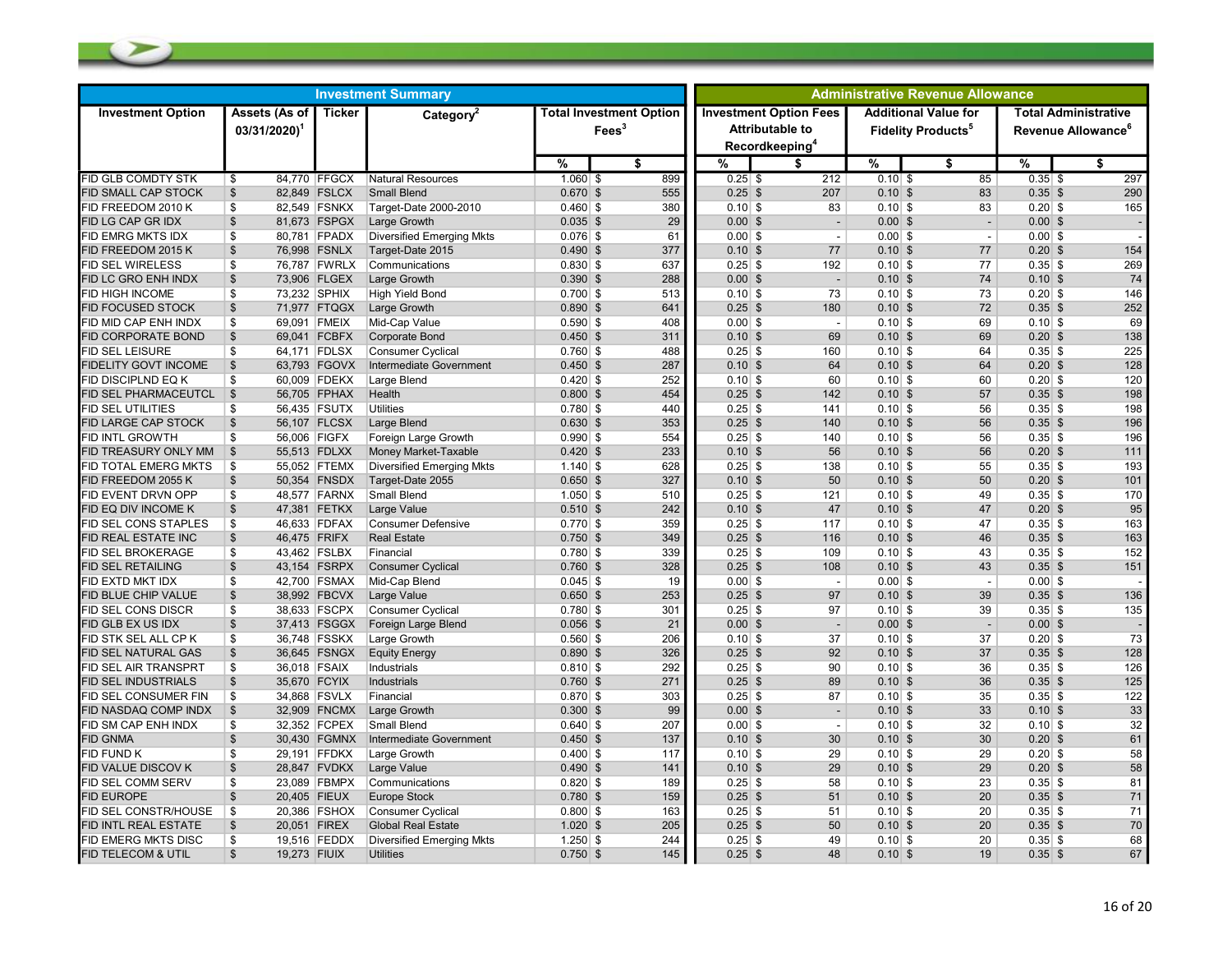| Investment Summary | | | | | | Administrative Revenue Allowance | | | | | |
|---|---|---|---|---|---|---|---|---|---|---|---|
| Investment Option | Assets (As of 03/31/2020)[1] | Ticker | Category[2] | Total Investment Option Fees[3] | | Investment Option Fees Attributable to Recordkeeping[4] | | Additional Value for Fidelity Products[5] | | Total Administrative Revenue Allowance[6] | |
| | | | | % | $ | % | $ | % | $ | % | $ |
| FID GLB COMDTY STK | $ 84,770 | FFGCX | Natural Resources | 1.060 | $ 899 | 0.25 | $ 212 | 0.10 | $ 85 | 0.35 | $ 297 |
| FID SMALL CAP STOCK | $ 82,849 | FSLCX | Small Blend | 0.670 | $ 555 | 0.25 | $ 207 | 0.10 | $ 83 | 0.35 | $ 290 |
| FID FREEDOM 2010 K | $ 82,549 | FSNKX | Target-Date 2000-2010 | 0.460 | $ 380 | 0.10 | $ 83 | 0.10 | $ 83 | 0.20 | $ 165 |
| FID LG CAP GR IDX | $ 81,673 | FSPGX | Large Growth | 0.035 | $ 29 | 0.00 | $ - | 0.00 | $ - | 0.00 | $ - |
| FID EMRG MKTS IDX | $ 80,781 | FPADX | Diversified Emerging Mkts | 0.076 | $ 61 | 0.00 | $ - | 0.00 | $ - | 0.00 | $ - |
| FID FREEDOM 2015 K | $ 76,998 | FSNLX | Target-Date 2015 | 0.490 | $ 377 | 0.10 | $ 77 | 0.10 | $ 77 | 0.20 | $ 154 |
| FID SEL WIRELESS | $ 76,787 | FWRLX | Communications | 0.830 | $ 637 | 0.25 | $ 192 | 0.10 | $ 77 | 0.35 | $ 269 |
| FID LC GRO ENH INDX | $ 73,906 | FLGEX | Large Growth | 0.390 | $ 288 | 0.00 | $ - | 0.10 | $ 74 | 0.10 | $ 74 |
| FID HIGH INCOME | $ 73,232 | SPHIX | High Yield Bond | 0.700 | $ 513 | 0.10 | $ 73 | 0.10 | $ 73 | 0.20 | $ 146 |
| FID FOCUSED STOCK | $ 71,977 | FTQGX | Large Growth | 0.890 | $ 641 | 0.25 | $ 180 | 0.10 | $ 72 | 0.35 | $ 252 |
| FID MID CAP ENH INDX | $ 69,091 | FMEIX | Mid-Cap Value | 0.590 | $ 408 | 0.00 | $ - | 0.10 | $ 69 | 0.10 | $ 69 |
| FID CORPORATE BOND | $ 69,041 | FCBFX | Corporate Bond | 0.450 | $ 311 | 0.10 | $ 69 | 0.10 | $ 69 | 0.20 | $ 138 |
| FID SEL LEISURE | $ 64,171 | FDLSX | Consumer Cyclical | 0.760 | $ 488 | 0.25 | $ 160 | 0.10 | $ 64 | 0.35 | $ 225 |
| FIDELITY GOVT INCOME | $ 63,793 | FGOVX | Intermediate Government | 0.450 | $ 287 | 0.10 | $ 64 | 0.10 | $ 64 | 0.20 | $ 128 |
| FID DISCIPLND EQ K | $ 60,009 | FDEKX | Large Blend | 0.420 | $ 252 | 0.10 | $ 60 | 0.10 | $ 60 | 0.20 | $ 120 |
| FID SEL PHARMACEUTCL | $ 56,705 | FPHAX | Health | 0.800 | $ 454 | 0.25 | $ 142 | 0.10 | $ 57 | 0.35 | $ 198 |
| FID SEL UTILITIES | $ 56,435 | FSUTX | Utilities | 0.780 | $ 440 | 0.25 | $ 141 | 0.10 | $ 56 | 0.35 | $ 198 |
| FID LARGE CAP STOCK | $ 56,107 | FLCSX | Large Blend | 0.630 | $ 353 | 0.25 | $ 140 | 0.10 | $ 56 | 0.35 | $ 196 |
| FID INTL GROWTH | $ 56,006 | FIGFX | Foreign Large Growth | 0.990 | $ 554 | 0.25 | $ 140 | 0.10 | $ 56 | 0.35 | $ 196 |
| FID TREASURY ONLY MM | $ 55,513 | FDLXX | Money Market-Taxable | 0.420 | $ 233 | 0.10 | $ 56 | 0.10 | $ 56 | 0.20 | $ 111 |
| FID TOTAL EMERG MKTS | $ 55,052 | FTEMX | Diversified Emerging Mkts | 1.140 | $ 628 | 0.25 | $ 138 | 0.10 | $ 55 | 0.35 | $ 193 |
| FID FREEDOM 2055 K | $ 50,354 | FNSDX | Target-Date 2055 | 0.650 | $ 327 | 0.10 | $ 50 | 0.10 | $ 50 | 0.20 | $ 101 |
| FID EVENT DRVN OPP | $ 48,577 | FARNX | Small Blend | 1.050 | $ 510 | 0.25 | $ 121 | 0.10 | $ 49 | 0.35 | $ 170 |
| FID EQ DIV INCOME K | $ 47,381 | FETKX | Large Value | 0.510 | $ 242 | 0.10 | $ 47 | 0.10 | $ 47 | 0.20 | $ 95 |
| FID SEL CONS STAPLES | $ 46,633 | FDFAX | Consumer Defensive | 0.770 | $ 359 | 0.25 | $ 117 | 0.10 | $ 47 | 0.35 | $ 163 |
| FID REAL ESTATE INC | $ 46,475 | FRIFX | Real Estate | 0.750 | $ 349 | 0.25 | $ 116 | 0.10 | $ 46 | 0.35 | $ 163 |
| FID SEL BROKERAGE | $ 43,462 | FSLBX | Financial | 0.780 | $ 339 | 0.25 | $ 109 | 0.10 | $ 43 | 0.35 | $ 152 |
| FID SEL RETAILING | $ 43,154 | FSRPX | Consumer Cyclical | 0.760 | $ 328 | 0.25 | $ 108 | 0.10 | $ 43 | 0.35 | $ 151 |
| FID EXTD MKT IDX | $ 42,700 | FSMAX | Mid-Cap Blend | 0.045 | $ 19 | 0.00 | $ - | 0.00 | $ - | 0.00 | $ - |
| FID BLUE CHIP VALUE | $ 38,992 | FBCVX | Large Value | 0.650 | $ 253 | 0.25 | $ 97 | 0.10 | $ 39 | 0.35 | $ 136 |
| FID SEL CONS DISCR | $ 38,633 | FSCPX | Consumer Cyclical | 0.780 | $ 301 | 0.25 | $ 97 | 0.10 | $ 39 | 0.35 | $ 135 |
| FID GLB EX US IDX | $ 37,413 | FSGGX | Foreign Large Blend | 0.056 | $ 21 | 0.00 | $ - | 0.00 | $ - | 0.00 | $ - |
| FID STK SEL ALL CP K | $ 36,748 | FSSKX | Large Growth | 0.560 | $ 206 | 0.10 | $ 37 | 0.10 | $ 37 | 0.20 | $ 73 |
| FID SEL NATURAL GAS | $ 36,645 | FSNGX | Equity Energy | 0.890 | $ 326 | 0.25 | $ 92 | 0.10 | $ 37 | 0.35 | $ 128 |
| FID SEL AIR TRANSPRT | $ 36,018 | FSAIX | Industrials | 0.810 | $ 292 | 0.25 | $ 90 | 0.10 | $ 36 | 0.35 | $ 126 |
| FID SEL INDUSTRIALS | $ 35,670 | FCYIX | Industrials | 0.760 | $ 271 | 0.25 | $ 89 | 0.10 | $ 36 | 0.35 | $ 125 |
| FID SEL CONSUMER FIN | $ 34,868 | FSVLX | Financial | 0.870 | $ 303 | 0.25 | $ 87 | 0.10 | $ 35 | 0.35 | $ 122 |
| FID NASDAQ COMP INDX | $ 32,909 | FNCMX | Large Growth | 0.300 | $ 99 | 0.00 | $ - | 0.10 | $ 33 | 0.10 | $ 33 |
| FID SM CAP ENH INDX | $ 32,352 | FCPEX | Small Blend | 0.640 | $ 207 | 0.00 | $ - | 0.10 | $ 32 | 0.10 | $ 32 |
| FID GNMA | $ 30,430 | FGMNX | Intermediate Government | 0.450 | $ 137 | 0.10 | $ 30 | 0.10 | $ 30 | 0.20 | $ 61 |
| FID FUND K | $ 29,191 | FFDKX | Large Growth | 0.400 | $ 117 | 0.10 | $ 29 | 0.10 | $ 29 | 0.20 | $ 58 |
| FID VALUE DISCOV K | $ 28,847 | FVDKX | Large Value | 0.490 | $ 141 | 0.10 | $ 29 | 0.10 | $ 29 | 0.20 | $ 58 |
| FID SEL COMM SERV | $ 23,089 | FBMPX | Communications | 0.820 | $ 189 | 0.25 | $ 58 | 0.10 | $ 23 | 0.35 | $ 81 |
| FID EUROPE | $ 20,405 | FIEUX | Europe Stock | 0.780 | $ 159 | 0.25 | $ 51 | 0.10 | $ 20 | 0.35 | $ 71 |
| FID SEL CONSTR/HOUSE | $ 20,386 | FSHOX | Consumer Cyclical | 0.800 | $ 163 | 0.25 | $ 51 | 0.10 | $ 20 | 0.35 | $ 71 |
| FID INTL REAL ESTATE | $ 20,051 | FIREX | Global Real Estate | 1.020 | $ 205 | 0.25 | $ 50 | 0.10 | $ 20 | 0.35 | $ 70 |
| FID EMERG MKTS DISC | $ 19,516 | FEDDX | Diversified Emerging Mkts | 1.250 | $ 244 | 0.25 | $ 49 | 0.10 | $ 20 | 0.35 | $ 68 |
| FID TELECOM & UTIL | $ 19,273 | FIUIX | Utilities | 0.750 | $ 145 | 0.25 | $ 48 | 0.10 | $ 19 | 0.35 | $ 67 |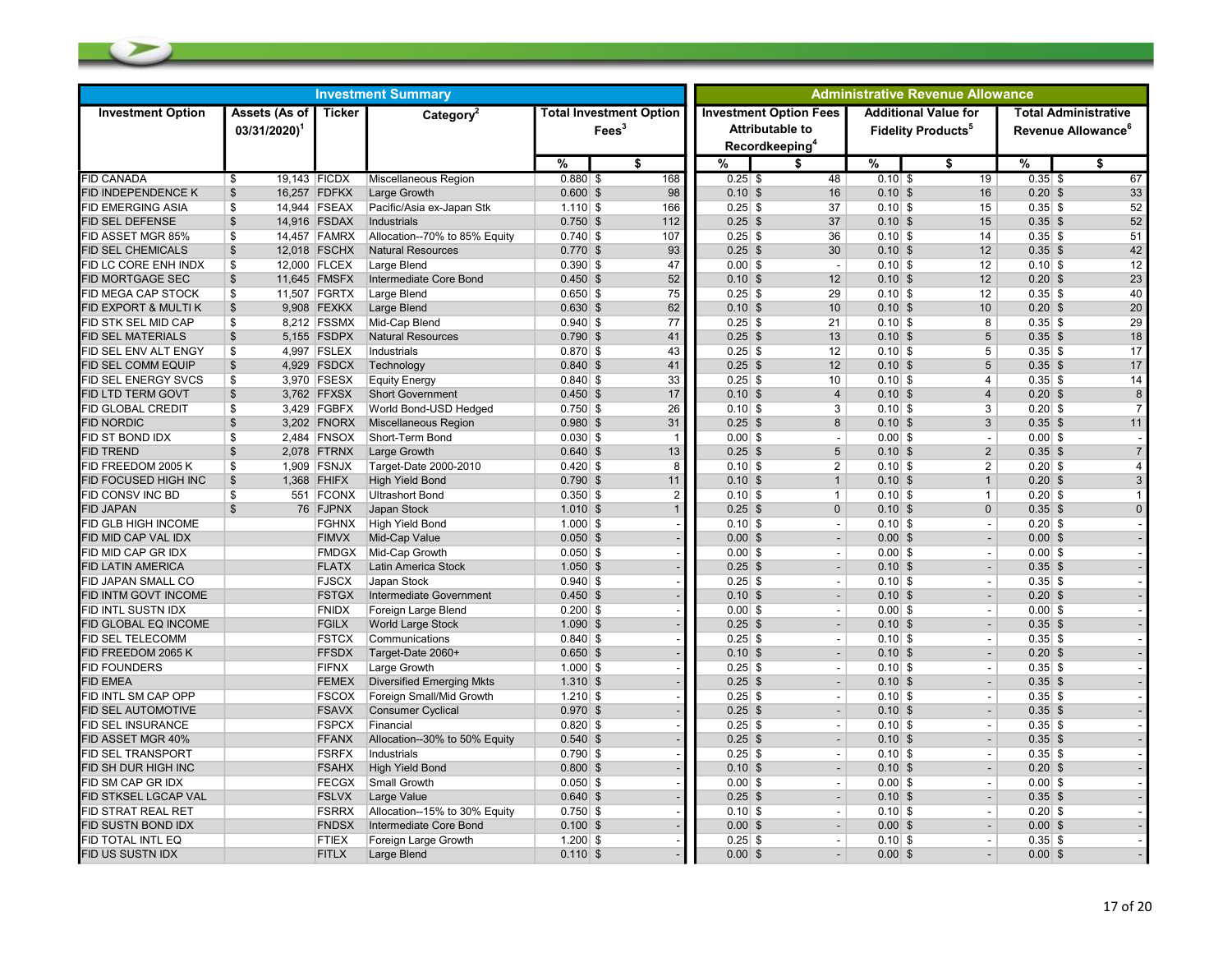| Investment Summary | | | | | | Administrative Revenue Allowance | | | | | |
|---|---|---|---|---|---|---|---|---|---|---|---|
| Investment Option | Assets (As of 03/31/2020)[1] | Ticker | Category[2] | Total Investment Option Fees[3] | | Investment Option Fees Attributable to Recordkeeping[4] | | Additional Value for Fidelity Products[5] | | Total Administrative Revenue Allowance[6] | |
| | | | | % | $ | % | $ | % | $ | % | $ |
| FID CANADA | $ 19,143 | FICDX | Miscellaneous Region | 0.880 | $ 168 | 0.25 | $ 48 | 0.10 | $ 19 | 0.35 | $ 67 |
| FID INDEPENDENCE K | $ 16,257 | FDFKX | Large Growth | 0.600 | $ 98 | 0.10 | $ 16 | 0.10 | $ 16 | 0.20 | $ 33 |
| FID EMERGING ASIA | $ 14,944 | FSEAX | Pacific/Asia ex-Japan Stk | 1.110 | $ 166 | 0.25 | $ 37 | 0.10 | $ 15 | 0.35 | $ 52 |
| FID SEL DEFENSE | $ 14,916 | FSDAX | Industrials | 0.750 | $ 112 | 0.25 | $ 37 | 0.10 | $ 15 | 0.35 | $ 52 |
| FID ASSET MGR 85% | $ 14,457 | FAMRX | Allocation--70% to 85% Equity | 0.740 | $ 107 | 0.25 | $ 36 | 0.10 | $ 14 | 0.35 | $ 51 |
| FID SEL CHEMICALS | $ 12,018 | FSCHX | Natural Resources | 0.770 | $ 93 | 0.25 | $ 30 | 0.10 | $ 12 | 0.35 | $ 42 |
| FID LC CORE ENH INDX | $ 12,000 | FLCEX | Large Blend | 0.390 | $ 47 | 0.00 | $ - | 0.10 | $ 12 | 0.10 | $ 12 |
| FID MORTGAGE SEC | $ 11,645 | FMSFX | Intermediate Core Bond | 0.450 | $ 52 | 0.10 | $ 12 | 0.10 | $ 12 | 0.20 | $ 23 |
| FID MEGA CAP STOCK | $ 11,507 | FGRTX | Large Blend | 0.650 | $ 75 | 0.25 | $ 29 | 0.10 | $ 12 | 0.35 | $ 40 |
| FID EXPORT & MULTI K | $ 9,908 | FEXKX | Large Blend | 0.630 | $ 62 | 0.10 | $ 10 | 0.10 | $ 10 | 0.20 | $ 20 |
| FID STK SEL MID CAP | $ 8,212 | FSSMX | Mid-Cap Blend | 0.940 | $ 77 | 0.25 | $ 21 | 0.10 | $ 8 | 0.35 | $ 29 |
| FID SEL MATERIALS | $ 5,155 | FSDPX | Natural Resources | 0.790 | $ 41 | 0.25 | $ 13 | 0.10 | $ 5 | 0.35 | $ 18 |
| FID SEL ENV ALT ENGY | $ 4,997 | FSLEX | Industrials | 0.870 | $ 43 | 0.25 | $ 12 | 0.10 | $ 5 | 0.35 | $ 17 |
| FID SEL COMM EQUIP | $ 4,929 | FSDCX | Technology | 0.840 | $ 41 | 0.25 | $ 12 | 0.10 | $ 5 | 0.35 | $ 17 |
| FID SEL ENERGY SVCS | $ 3,970 | FSESX | Equity Energy | 0.840 | $ 33 | 0.25 | $ 10 | 0.10 | $ 4 | 0.35 | $ 14 |
| FID LTD TERM GOVT | $ 3,762 | FFXSX | Short Government | 0.450 | $ 17 | 0.10 | $ 4 | 0.10 | $ 4 | 0.20 | $ 8 |
| FID GLOBAL CREDIT | $ 3,429 | FGBFX | World Bond-USD Hedged | 0.750 | $ 26 | 0.10 | $ 3 | 0.10 | $ 3 | 0.20 | $ 7 |
| FID NORDIC | $ 3,202 | FNORX | Miscellaneous Region | 0.980 | $ 31 | 0.25 | $ 8 | 0.10 | $ 3 | 0.35 | $ 11 |
| FID ST BOND IDX | $ 2,484 | FNSOX | Short-Term Bond | 0.030 | $ 1 | 0.00 | $ - | 0.00 | $ - | 0.00 | $ - |
| FID TREND | $ 2,078 | FTRNX | Large Growth | 0.640 | $ 13 | 0.25 | $ 5 | 0.10 | $ 2 | 0.35 | $ 7 |
| FID FREEDOM 2005 K | $ 1,909 | FSNJX | Target-Date 2000-2010 | 0.420 | $ 8 | 0.10 | $ 2 | 0.10 | $ 2 | 0.20 | $ 4 |
| FID FOCUSED HIGH INC | $ 1,368 | FHIFX | High Yield Bond | 0.790 | $ 11 | 0.10 | $ 1 | 0.10 | $ 1 | 0.20 | $ 3 |
| FID CONSV INC BD | $ 551 | FCONX | Ultrashort Bond | 0.350 | $ 2 | 0.10 | $ 1 | 0.10 | $ 1 | 0.20 | $ 1 |
| FID JAPAN | $ 76 | FJPNX | Japan Stock | 1.010 | $ 1 | 0.25 | $ 0 | 0.10 | $ 0 | 0.35 | $ 0 |
| FID GLB HIGH INCOME | | FGHNX | High Yield Bond | 1.000 | $ - | 0.10 | $ - | 0.10 | $ - | 0.20 | $ - |
| FID MID CAP VAL IDX | | FIMVX | Mid-Cap Value | 0.050 | $ - | 0.00 | $ - | 0.00 | $ - | 0.00 | $ - |
| FID MID CAP GR IDX | | FMDGX | Mid-Cap Growth | 0.050 | $ - | 0.00 | $ - | 0.00 | $ - | 0.00 | $ - |
| FID LATIN AMERICA | | FLATX | Latin America Stock | 1.050 | $ - | 0.25 | $ - | 0.10 | $ - | 0.35 | $ - |
| FID JAPAN SMALL CO | | FJSCX | Japan Stock | 0.940 | $ - | 0.25 | $ - | 0.10 | $ - | 0.35 | $ - |
| FID INTM GOVT INCOME | | FSTGX | Intermediate Government | 0.450 | $ - | 0.10 | $ - | 0.10 | $ - | 0.20 | $ - |
| FID INTL SUSTN IDX | | FNIDX | Foreign Large Blend | 0.200 | $ - | 0.00 | $ - | 0.00 | $ - | 0.00 | $ - |
| FID GLOBAL EQ INCOME | | FGILX | World Large Stock | 1.090 | $ - | 0.25 | $ - | 0.10 | $ - | 0.35 | $ - |
| FID SEL TELECOMM | | FSTCX | Communications | 0.840 | $ - | 0.25 | $ - | 0.10 | $ - | 0.35 | $ - |
| FID FREEDOM 2065 K | | FFSDX | Target-Date 2060+ | 0.650 | $ - | 0.10 | $ - | 0.10 | $ - | 0.20 | $ - |
| FID FOUNDERS | | FIFNX | Large Growth | 1.000 | $ - | 0.25 | $ - | 0.10 | $ - | 0.35 | $ - |
| FID EMEA | | FEMEX | Diversified Emerging Mkts | 1.310 | $ - | 0.25 | $ - | 0.10 | $ - | 0.35 | $ - |
| FID INTL SM CAP OPP | | FSCOX | Foreign Small/Mid Growth | 1.210 | $ - | 0.25 | $ - | 0.10 | $ - | 0.35 | $ - |
| FID SEL AUTOMOTIVE | | FSAVX | Consumer Cyclical | 0.970 | $ - | 0.25 | $ - | 0.10 | $ - | 0.35 | $ - |
| FID SEL INSURANCE | | FSPCX | Financial | 0.820 | $ - | 0.25 | $ - | 0.10 | $ - | 0.35 | $ - |
| FID ASSET MGR 40% | | FFANX | Allocation--30% to 50% Equity | 0.540 | $ - | 0.25 | $ - | 0.10 | $ - | 0.35 | $ - |
| FID SEL TRANSPORT | | FSRFX | Industrials | 0.790 | $ - | 0.25 | $ - | 0.10 | $ - | 0.35 | $ - |
| FID SH DUR HIGH INC | | FSAHX | High Yield Bond | 0.800 | $ - | 0.10 | $ - | 0.10 | $ - | 0.20 | $ - |
| FID SM CAP GR IDX | | FECGX | Small Growth | 0.050 | $ - | 0.00 | $ - | 0.00 | $ - | 0.00 | $ - |
| FID STKSEL LGCAP VAL | | FSLVX | Large Value | 0.640 | $ - | 0.25 | $ - | 0.10 | $ - | 0.35 | $ - |
| FID STRAT REAL RET | | FSRRX | Allocation--15% to 30% Equity | 0.750 | $ - | 0.10 | $ - | 0.10 | $ - | 0.20 | $ - |
| FID SUSTN BOND IDX | | FNDSX | Intermediate Core Bond | 0.100 | $ - | 0.00 | $ - | 0.00 | $ - | 0.00 | $ - |
| FID TOTAL INTL EQ | | FTIEX | Foreign Large Growth | 1.200 | $ - | 0.25 | $ - | 0.10 | $ - | 0.35 | $ - |
| FID US SUSTN IDX | | FITLX | Large Blend | 0.110 | $ - | 0.00 | $ - | 0.00 | $ - | 0.00 | $ - |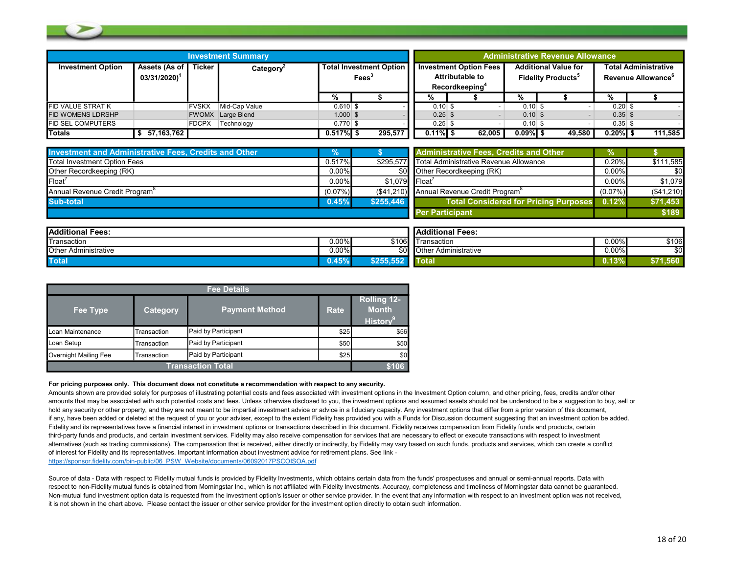| Investment Summary | | | | | | Administrative Revenue Allowance | | | | | |
|---|---|---|---|---|---|---|---|---|---|---|---|
| Investment Option | Assets (As of 03/31/2020)[1] | Ticker | Category[2] | Total Investment Option Fees[3] | | Investment Option Fees Attributable to Recordkeeping[4] | | Additional Value for Fidelity Products[5] | | Total Administrative Revenue Allowance[6] | |
| | | | | % | $ | % | $ | % | $ | % | $ |
| FID VALUE STRAT K | | FVSKX | Mid-Cap Value | 0.610 | $ - | 0.10 | $ - | 0.10 | $ - | 0.20 | $ - |
| FID WOMENS LDRSHP | | FWOMX | Large Blend | 1.000 | $ - | 0.25 | $ - | 0.10 | $ - | 0.35 | $ - |
| FID SEL COMPUTERS | | FDCPX | Technology | 0.770 | $ - | 0.25 | $ - | 0.10 | $ - | 0.35 | $ - |
| **Totals** | **$ 57,163,762** | | | **0.517%** | **$ 295,577** | **0.11%** | **$ 62,005** | **0.09%** | **$ 49,580** | **0.20%** | **$ 111,585** |

| Investment and Administrative Fees, Credits and Other | % | $ |
|---|---|---|
| Total Investment Option Fees | 0.517% | $295,577 |
| Other Recordkeeping (RK) | 0.00% | $0 |
| Float[7] | 0.00% | $1,079 |
| Annual Revenue Credit Program[8] | (0.07%) | ($41,210) |
| **Sub-total** | **0.45%** | **$255,446** |

| Administrative Fees, Credits and Other | % | $ |
|---|---|---|
| Total Administrative Revenue Allowance | 0.20% | $111,585 |
| Other Recordkeeping (RK) | 0.00% | $0 |
| Float[7] | 0.00% | $1,079 |
| Annual Revenue Credit Program[8] | (0.07%) | ($41,210) |
| **Total Considered for Pricing Purposes** | **0.12%** | **$71,453** |
| **Per Participant** | | **$189** |

| Additional Fees: | | |
|---|---|---|
| Transaction | 0.00% | $106 |
| Other Administrative | 0.00% | $0 |
| **Total** | **0.45%** | **$255,552** |

| Additional Fees: | | |
|---|---|---|
| Transaction | 0.00% | $106 |
| Other Administrative | 0.00% | $0 |
| **Total** | **0.13%** | **$71,560** |

| Fee Details | | | | |
|---|---|---|---|---|
| Fee Type | Category | Payment Method | Rate | Rolling 12-Month History[9] |
| Loan Maintenance | Transaction | Paid by Participant | $25 | $56 |
| Loan Setup | Transaction | Paid by Participant | $50 | $50 |
| Overnight Mailing Fee | Transaction | Paid by Participant | $25 | $0 |
| **Transaction Total** | | | | **$106** |

**For pricing purposes only. This document does not constitute a recommendation with respect to any security.**

Amounts shown are provided solely for purposes of illustrating potential costs and fees associated with investment options in the Investment Option column, and other pricing, fees, credits and/or other amounts that may be associated with such potential costs and fees. Unless otherwise disclosed to you, the investment options and assumed assets should not be understood to be a suggestion to buy, sell or hold any security or other property, and they are not meant to be impartial investment advice or advice in a fiduciary capacity. Any investment options that differ from a prior version of this document, if any, have been added or deleted at the request of you or your adviser, except to the extent Fidelity has provided you with a Funds for Discussion document suggesting that an investment option be added. Fidelity and its representatives have a financial interest in investment options or transactions described in this document. Fidelity receives compensation from Fidelity funds and products, certain third-party funds and products, and certain investment services. Fidelity may also receive compensation for services that are necessary to effect or execute transactions with respect to investment alternatives (such as trading commissions). The compensation that is received, either directly or indirectly, by Fidelity may vary based on such funds, products and services, which can create a conflict of interest for Fidelity and its representatives. Important information about investment advice for retirement plans. See link - https://sponsor.fidelity.com/bin-public/06_PSW_Website/documents/06092017PSCOISOA.pdf

Source of data - Data with respect to Fidelity mutual funds is provided by Fidelity Investments, which obtains certain data from the funds' prospectuses and annual or semi-annual reports. Data with respect to non-Fidelity mutual funds is obtained from Morningstar Inc., which is not affiliated with Fidelity Investments. Accuracy, completeness and timeliness of Morningstar data cannot be guaranteed. Non-mutual fund investment option data is requested from the investment option's issuer or other service provider. In the event that any information with respect to an investment option was not received, it is not shown in the chart above. Please contact the issuer or other service provider for the investment option directly to obtain such information.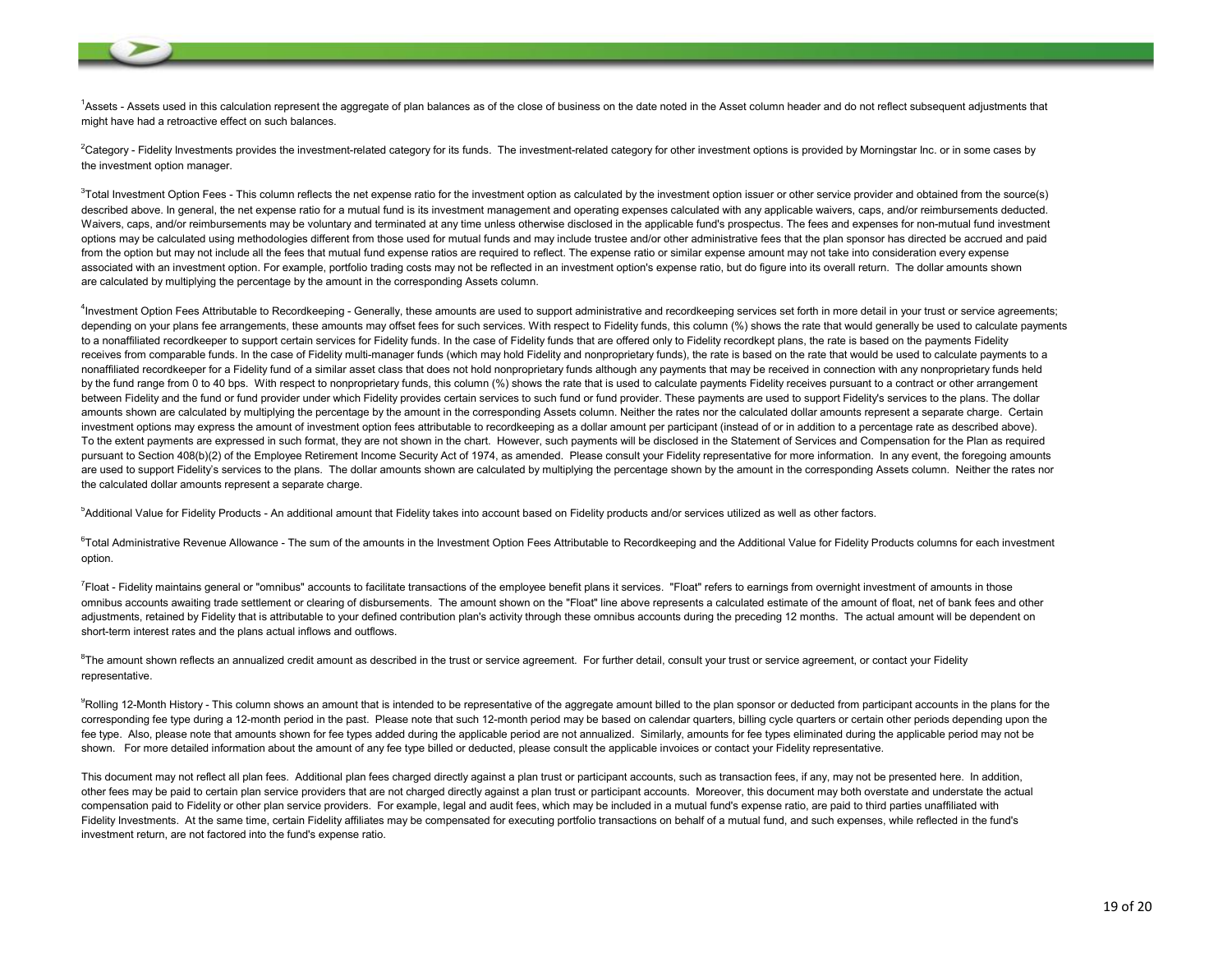[1]Assets - Assets used in this calculation represent the aggregate of plan balances as of the close of business on the date noted in the Asset column header and do not reflect subsequent adjustments that might have had a retroactive effect on such balances.

[2]Category - Fidelity Investments provides the investment-related category for its funds. The investment-related category for other investment options is provided by Morningstar Inc. or in some cases by the investment option manager.

[3]Total Investment Option Fees - This column reflects the net expense ratio for the investment option as calculated by the investment option issuer or other service provider and obtained from the source(s) described above. In general, the net expense ratio for a mutual fund is its investment management and operating expenses calculated with any applicable waivers, caps, and/or reimbursements deducted. Waivers, caps, and/or reimbursements may be voluntary and terminated at any time unless otherwise disclosed in the applicable fund's prospectus. The fees and expenses for non-mutual fund investment options may be calculated using methodologies different from those used for mutual funds and may include trustee and/or other administrative fees that the plan sponsor has directed be accrued and paid from the option but may not include all the fees that mutual fund expense ratios are required to reflect. The expense ratio or similar expense amount may not take into consideration every expense associated with an investment option. For example, portfolio trading costs may not be reflected in an investment option's expense ratio, but do figure into its overall return. The dollar amounts shown are calculated by multiplying the percentage by the amount in the corresponding Assets column.

[4]Investment Option Fees Attributable to Recordkeeping - Generally, these amounts are used to support administrative and recordkeeping services set forth in more detail in your trust or service agreements; depending on your plans fee arrangements, these amounts may offset fees for such services. With respect to Fidelity funds, this column (%) shows the rate that would generally be used to calculate payments to a nonaffiliated recordkeeper to support certain services for Fidelity funds. In the case of Fidelity funds that are offered only to Fidelity recordkept plans, the rate is based on the payments Fidelity receives from comparable funds. In the case of Fidelity multi-manager funds (which may hold Fidelity and nonproprietary funds), the rate is based on the rate that would be used to calculate payments to a nonaffiliated recordkeeper for a Fidelity fund of a similar asset class that does not hold nonproprietary funds although any payments that may be received in connection with any nonproprietary funds held by the fund range from 0 to 40 bps. With respect to nonproprietary funds, this column (%) shows the rate that is used to calculate payments Fidelity receives pursuant to a contract or other arrangement between Fidelity and the fund or fund provider under which Fidelity provides certain services to such fund or fund provider. These payments are used to support Fidelity's services to the plans. The dollar amounts shown are calculated by multiplying the percentage by the amount in the corresponding Assets column. Neither the rates nor the calculated dollar amounts represent a separate charge. Certain investment options may express the amount of investment option fees attributable to recordkeeping as a dollar amount per participant (instead of or in addition to a percentage rate as described above). To the extent payments are expressed in such format, they are not shown in the chart. However, such payments will be disclosed in the Statement of Services and Compensation for the Plan as required pursuant to Section 408(b)(2) of the Employee Retirement Income Security Act of 1974, as amended. Please consult your Fidelity representative for more information. In any event, the foregoing amounts are used to support Fidelity's services to the plans. The dollar amounts shown are calculated by multiplying the percentage shown by the amount in the corresponding Assets column. Neither the rates nor the calculated dollar amounts represent a separate charge.

[5]Additional Value for Fidelity Products - An additional amount that Fidelity takes into account based on Fidelity products and/or services utilized as well as other factors.

[6]Total Administrative Revenue Allowance - The sum of the amounts in the Investment Option Fees Attributable to Recordkeeping and the Additional Value for Fidelity Products columns for each investment option.

[7]Float - Fidelity maintains general or "omnibus" accounts to facilitate transactions of the employee benefit plans it services. "Float" refers to earnings from overnight investment of amounts in those omnibus accounts awaiting trade settlement or clearing of disbursements. The amount shown on the "Float" line above represents a calculated estimate of the amount of float, net of bank fees and other adjustments, retained by Fidelity that is attributable to your defined contribution plan's activity through these omnibus accounts during the preceding 12 months. The actual amount will be dependent on short-term interest rates and the plans actual inflows and outflows.

[8]The amount shown reflects an annualized credit amount as described in the trust or service agreement. For further detail, consult your trust or service agreement, or contact your Fidelity representative.

[9]Rolling 12-Month History - This column shows an amount that is intended to be representative of the aggregate amount billed to the plan sponsor or deducted from participant accounts in the plans for the corresponding fee type during a 12-month period in the past. Please note that such 12-month period may be based on calendar quarters, billing cycle quarters or certain other periods depending upon the fee type. Also, please note that amounts shown for fee types added during the applicable period are not annualized. Similarly, amounts for fee types eliminated during the applicable period may not be shown. For more detailed information about the amount of any fee type billed or deducted, please consult the applicable invoices or contact your Fidelity representative.

This document may not reflect all plan fees. Additional plan fees charged directly against a plan trust or participant accounts, such as transaction fees, if any, may not be presented here. In addition, other fees may be paid to certain plan service providers that are not charged directly against a plan trust or participant accounts. Moreover, this document may both overstate and understate the actual compensation paid to Fidelity or other plan service providers. For example, legal and audit fees, which may be included in a mutual fund's expense ratio, are paid to third parties unaffiliated with Fidelity Investments. At the same time, certain Fidelity affiliates may be compensated for executing portfolio transactions on behalf of a mutual fund, and such expenses, while reflected in the fund's investment return, are not factored into the fund's expense ratio.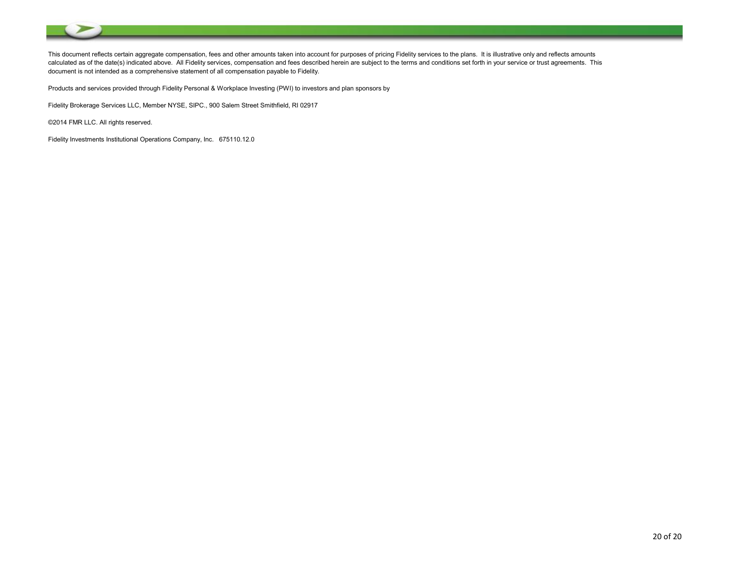This document reflects certain aggregate compensation, fees and other amounts taken into account for purposes of pricing Fidelity services to the plans. It is illustrative only and reflects amounts calculated as of the date(s) indicated above. All Fidelity services, compensation and fees described herein are subject to the terms and conditions set forth in your service or trust agreements. This document is not intended as a comprehensive statement of all compensation payable to Fidelity.

Products and services provided through Fidelity Personal & Workplace Investing (PWI) to investors and plan sponsors by

Fidelity Brokerage Services LLC, Member NYSE, SIPC., 900 Salem Street Smithfield, RI 02917

©2014 FMR LLC. All rights reserved.

Fidelity Investments Institutional Operations Company, Inc. 675110.12.0